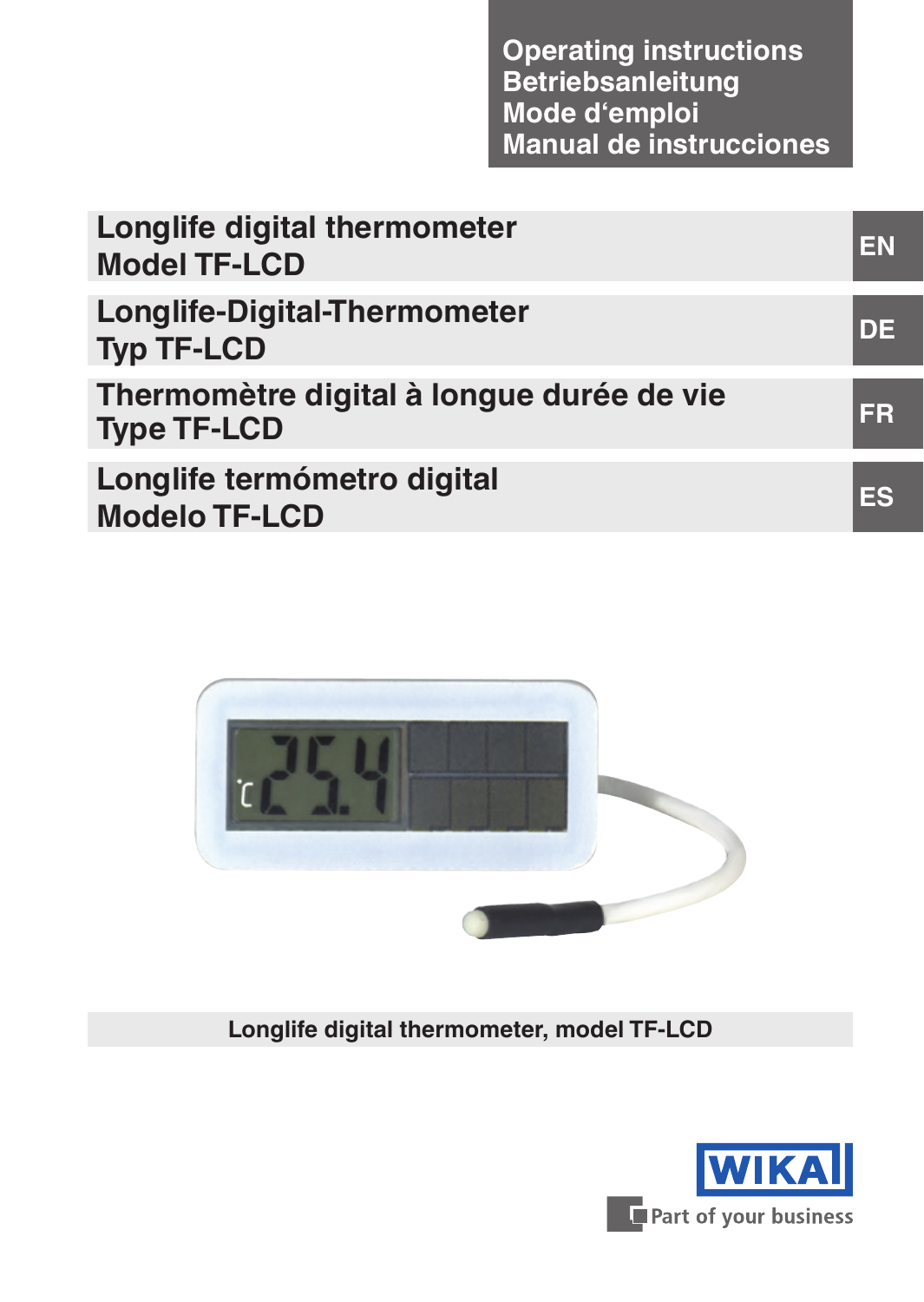Operating instructions
Betriebsanleitung
Mode d‘emploi
Manual de instrucciones

# Longlife digital thermometer Model TF-LCD — EN

# Longlife-Digital-Thermometer Typ TF-LCD — DE

# Thermomètre digital à longue durée de vie Type TF-LCD — FR

# Longlife termómetro digital Modelo TF-LCD — ES

Longlife digital thermometer, model TF-LCD

WIKA

Part of your business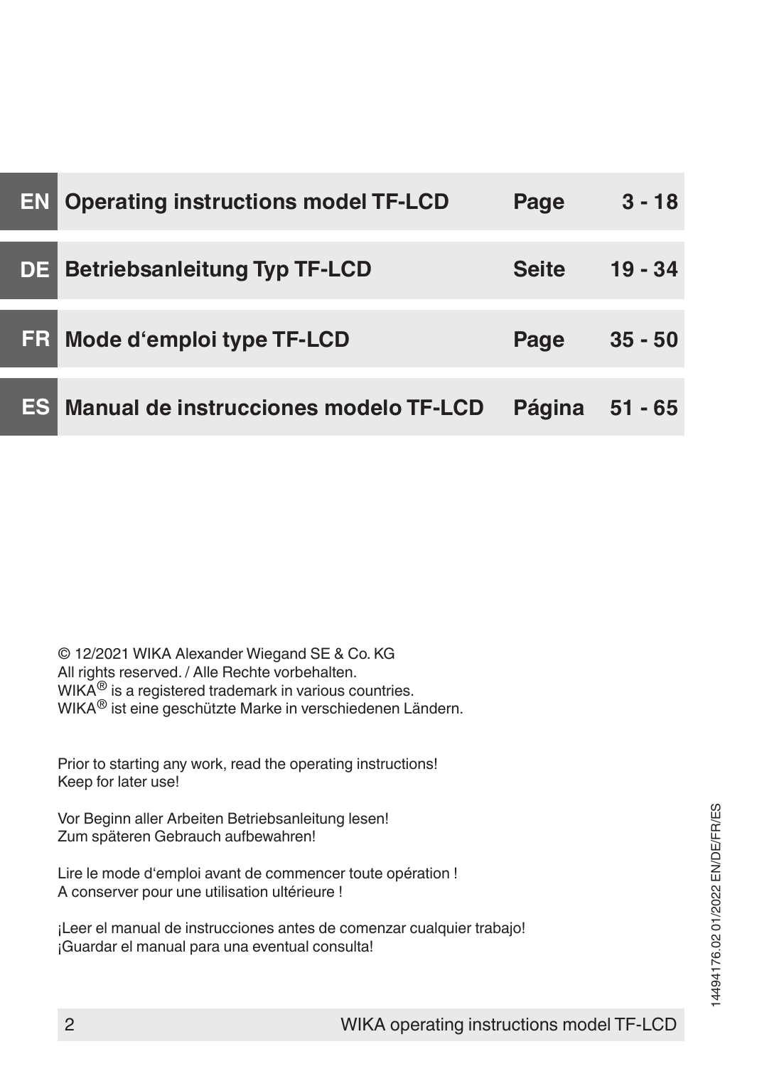| | | | |
|---|---|---|---|
| **EN** | **Operating instructions model TF-LCD** | **Page** | **3 - 18** |
| **DE** | **Betriebsanleitung Typ TF-LCD** | **Seite** | **19 - 34** |
| **FR** | **Mode d‘emploi type TF-LCD** | **Page** | **35 - 50** |
| **ES** | **Manual de instrucciones modelo TF-LCD** | **Página** | **51 - 65** |

© 12/2021 WIKA Alexander Wiegand SE & Co. KG
All rights reserved. / Alle Rechte vorbehalten.
WIKA® is a registered trademark in various countries.
WIKA® ist eine geschützte Marke in verschiedenen Ländern.

Prior to starting any work, read the operating instructions!
Keep for later use!

Vor Beginn aller Arbeiten Betriebsanleitung lesen!
Zum späteren Gebrauch aufbewahren!

Lire le mode d‘emploi avant de commencer toute opération !
A conserver pour une utilisation ultérieure !

¡Leer el manual de instrucciones antes de comenzar cualquier trabajo!
¡Guardar el manual para una eventual consulta!

14494176.02 01/2022 EN/DE/FR/ES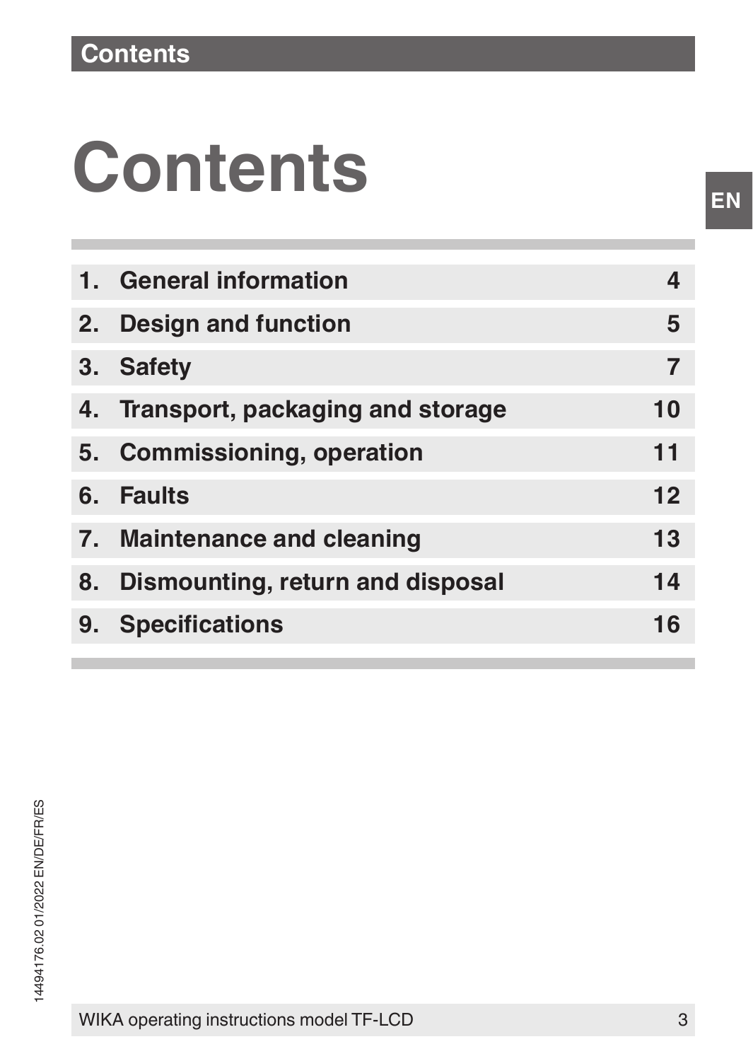# Contents

| | | |
|---|---|---|
| 1. | General information | 4 |
| 2. | Design and function | 5 |
| 3. | Safety | 7 |
| 4. | Transport, packaging and storage | 10 |
| 5. | Commissioning, operation | 11 |
| 6. | Faults | 12 |
| 7. | Maintenance and cleaning | 13 |
| 8. | Dismounting, return and disposal | 14 |
| 9. | Specifications | 16 |

14494176.02 01/2022 EN/DE/FR/ES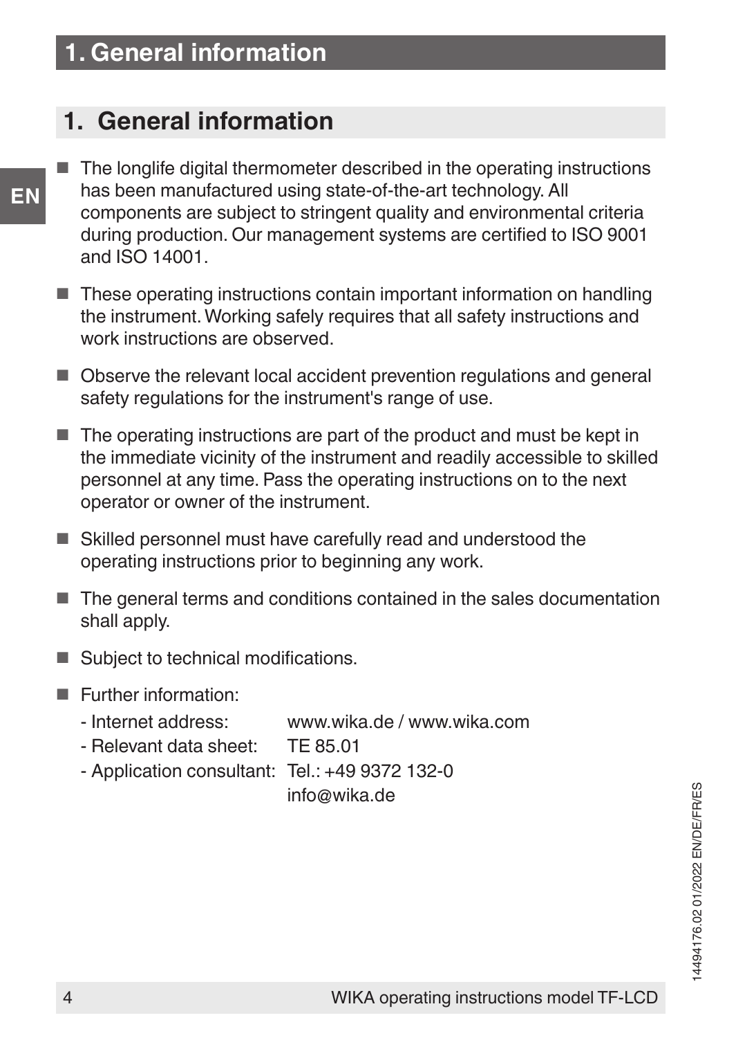# 1. General information

- The longlife digital thermometer described in the operating instructions has been manufactured using state-of-the-art technology. All components are subject to stringent quality and environmental criteria during production. Our management systems are certified to ISO 9001 and ISO 14001.

- These operating instructions contain important information on handling the instrument. Working safely requires that all safety instructions and work instructions are observed.

- Observe the relevant local accident prevention regulations and general safety regulations for the instrument's range of use.

- The operating instructions are part of the product and must be kept in the immediate vicinity of the instrument and readily accessible to skilled personnel at any time. Pass the operating instructions on to the next operator or owner of the instrument.

- Skilled personnel must have carefully read and understood the operating instructions prior to beginning any work.

- The general terms and conditions contained in the sales documentation shall apply.

- Subject to technical modifications.

- Further information:
  - Internet address: www.wika.de / www.wika.com
  - Relevant data sheet: TE 85.01
  - Application consultant: Tel.: +49 9372 132-0
    info@wika.de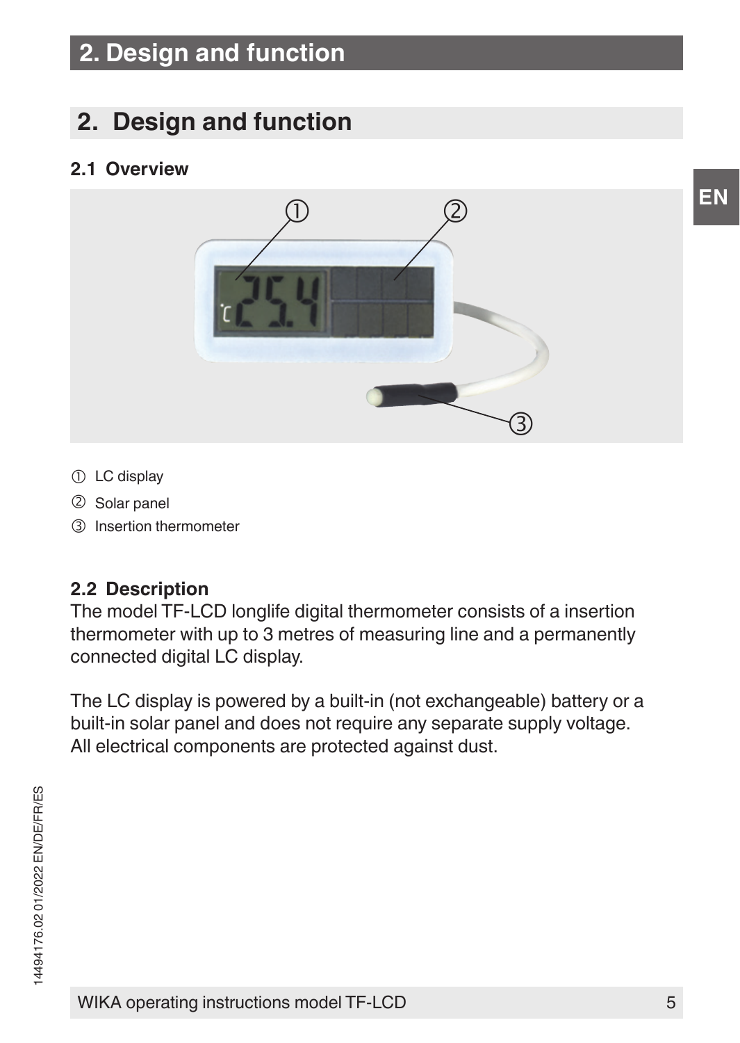## 2. Design and function

### 2.1 Overview

① LC display

② Solar panel

③ Insertion thermometer

### 2.2 Description

The model TF-LCD longlife digital thermometer consists of a insertion thermometer with up to 3 metres of measuring line and a permanently connected digital LC display.

The LC display is powered by a built-in (not exchangeable) battery or a built-in solar panel and does not require any separate supply voltage. All electrical components are protected against dust.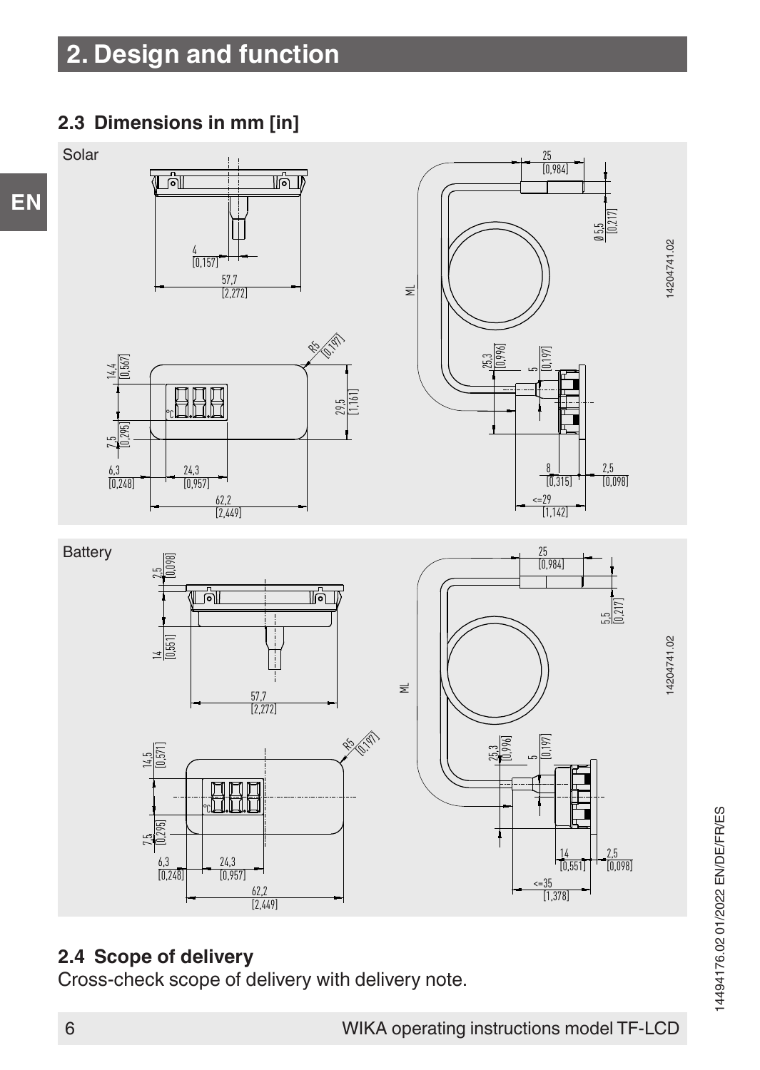# 2. Design and function

## 2.3 Dimensions in mm [in]

Solar

Battery

## 2.4 Scope of delivery

Cross-check scope of delivery with delivery note.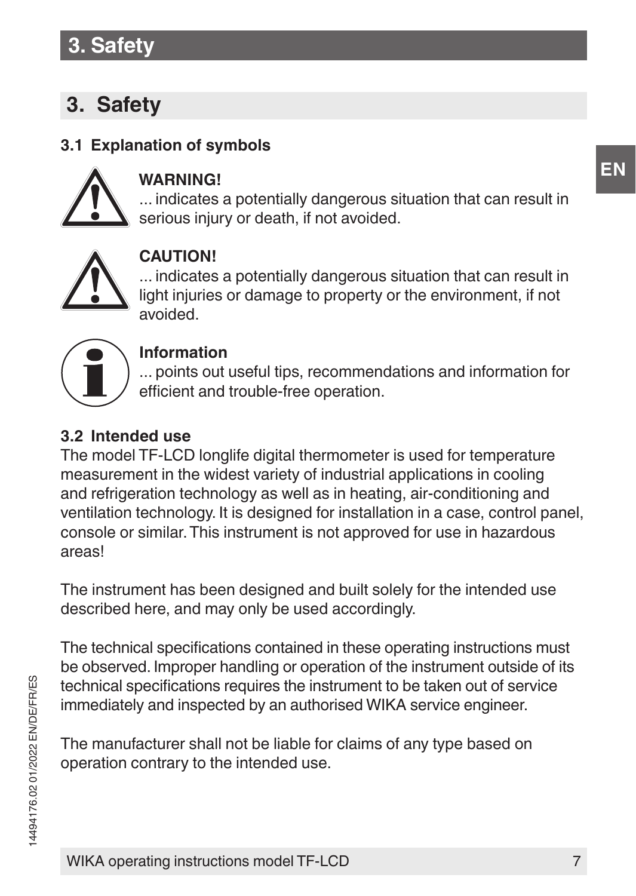# 3. Safety

### 3.1 Explanation of symbols

**WARNING!**
... indicates a potentially dangerous situation that can result in serious injury or death, if not avoided.

**CAUTION!**
... indicates a potentially dangerous situation that can result in light injuries or damage to property or the environment, if not avoided.

**Information**
... points out useful tips, recommendations and information for efficient and trouble-free operation.

### 3.2 Intended use

The model TF-LCD longlife digital thermometer is used for temperature measurement in the widest variety of industrial applications in cooling and refrigeration technology as well as in heating, air-conditioning and ventilation technology. It is designed for installation in a case, control panel, console or similar. This instrument is not approved for use in hazardous areas!

The instrument has been designed and built solely for the intended use described here, and may only be used accordingly.

The technical specifications contained in these operating instructions must be observed. Improper handling or operation of the instrument outside of its technical specifications requires the instrument to be taken out of service immediately and inspected by an authorised WIKA service engineer.

The manufacturer shall not be liable for claims of any type based on operation contrary to the intended use.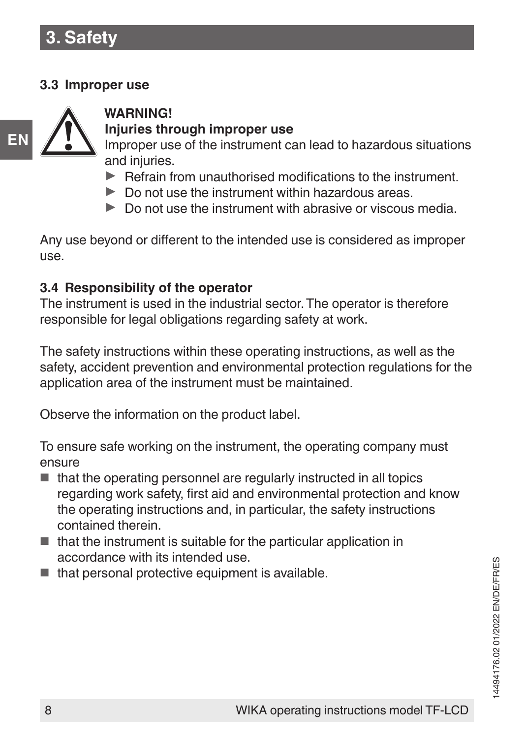# 3. Safety

### 3.3 Improper use

**WARNING!**
**Injuries through improper use**
Improper use of the instrument can lead to hazardous situations and injuries.

- Refrain from unauthorised modifications to the instrument.
- Do not use the instrument within hazardous areas.
- Do not use the instrument with abrasive or viscous media.

Any use beyond or different to the intended use is considered as improper use.

### 3.4 Responsibility of the operator

The instrument is used in the industrial sector. The operator is therefore responsible for legal obligations regarding safety at work.

The safety instructions within these operating instructions, as well as the safety, accident prevention and environmental protection regulations for the application area of the instrument must be maintained.

Observe the information on the product label.

To ensure safe working on the instrument, the operating company must ensure

- that the operating personnel are regularly instructed in all topics regarding work safety, first aid and environmental protection and know the operating instructions and, in particular, the safety instructions contained therein.
- that the instrument is suitable for the particular application in accordance with its intended use.
- that personal protective equipment is available.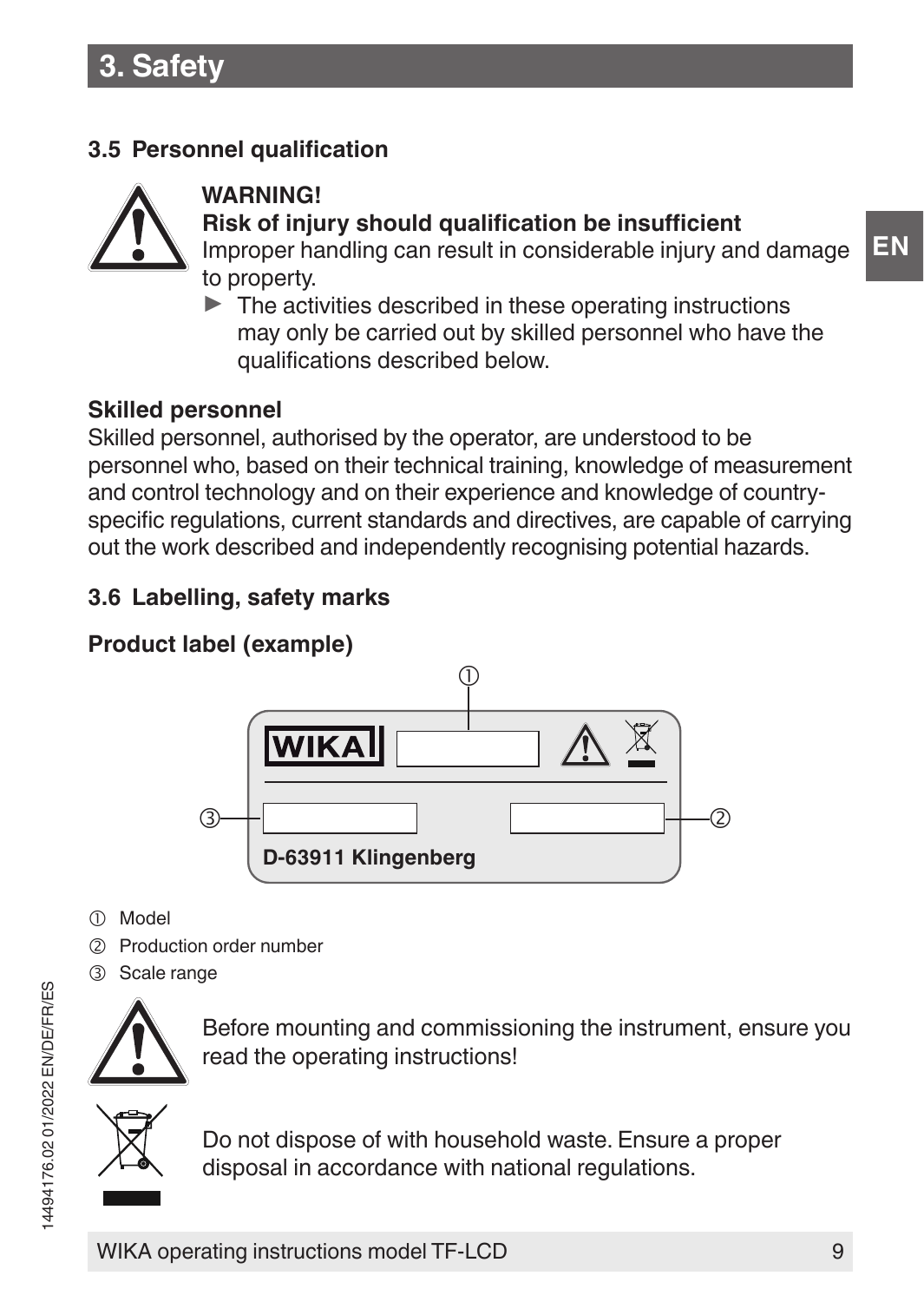# 3. Safety

## 3.5 Personnel qualification

**WARNING!**
**Risk of injury should qualification be insufficient**
Improper handling can result in considerable injury and damage to property.

- The activities described in these operating instructions may only be carried out by skilled personnel who have the qualifications described below.

**Skilled personnel**
Skilled personnel, authorised by the operator, are understood to be personnel who, based on their technical training, knowledge of measurement and control technology and on their experience and knowledge of country-specific regulations, current standards and directives, are capable of carrying out the work described and independently recognising potential hazards.

## 3.6 Labelling, safety marks

**Product label (example)**

WIKA

D-63911 Klingenberg

① Model
② Production order number
③ Scale range

Before mounting and commissioning the instrument, ensure you read the operating instructions!

Do not dispose of with household waste. Ensure a proper disposal in accordance with national regulations.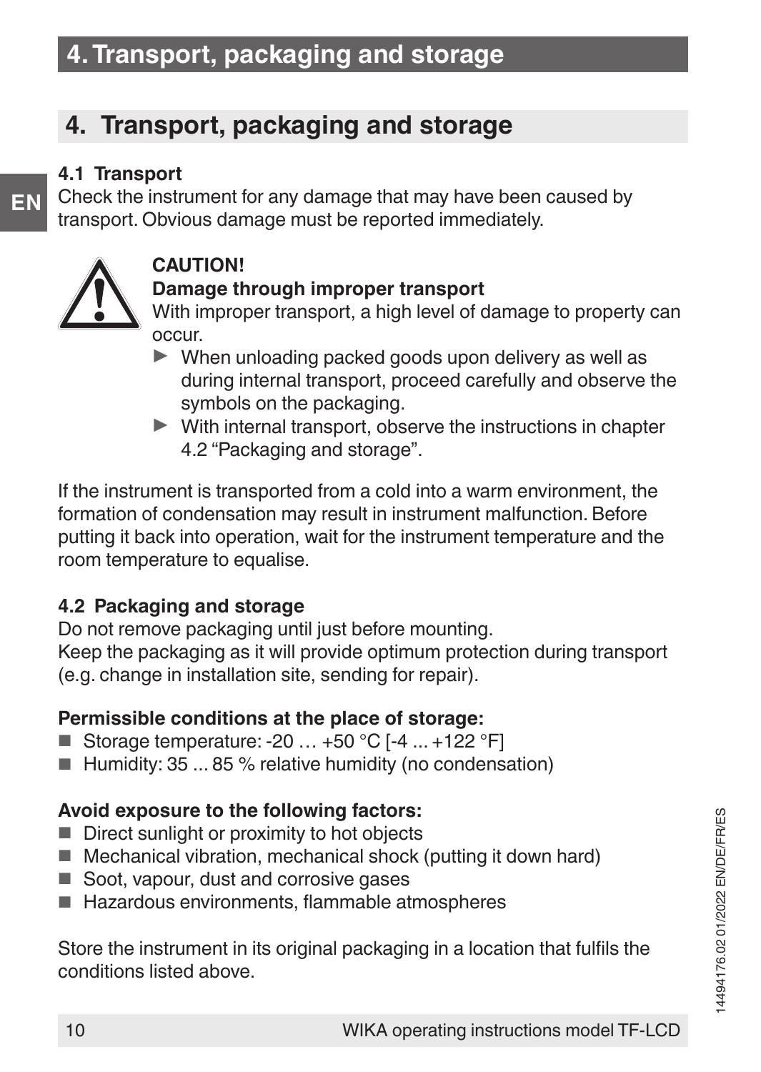## 4. Transport, packaging and storage

### 4.1 Transport

Check the instrument for any damage that may have been caused by transport. Obvious damage must be reported immediately.

**CAUTION!**

**Damage through improper transport**

With improper transport, a high level of damage to property can occur.

- ▶ When unloading packed goods upon delivery as well as during internal transport, proceed carefully and observe the symbols on the packaging.
- ▶ With internal transport, observe the instructions in chapter 4.2 "Packaging and storage".

If the instrument is transported from a cold into a warm environment, the formation of condensation may result in instrument malfunction. Before putting it back into operation, wait for the instrument temperature and the room temperature to equalise.

### 4.2 Packaging and storage

Do not remove packaging until just before mounting.
Keep the packaging as it will provide optimum protection during transport (e.g. change in installation site, sending for repair).

**Permissible conditions at the place of storage:**

- Storage temperature: -20 … +50 °C [-4 ... +122 °F]
- Humidity: 35 ... 85 % relative humidity (no condensation)

**Avoid exposure to the following factors:**

- Direct sunlight or proximity to hot objects
- Mechanical vibration, mechanical shock (putting it down hard)
- Soot, vapour, dust and corrosive gases
- Hazardous environments, flammable atmospheres

Store the instrument in its original packaging in a location that fulfils the conditions listed above.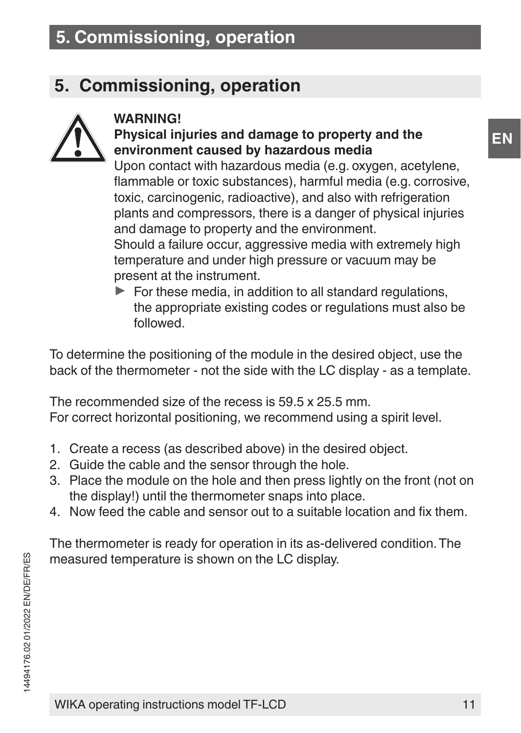## 5. Commissioning, operation

**WARNING!**
**Physical injuries and damage to property and the environment caused by hazardous media**
Upon contact with hazardous media (e.g. oxygen, acetylene, flammable or toxic substances), harmful media (e.g. corrosive, toxic, carcinogenic, radioactive), and also with refrigeration plants and compressors, there is a danger of physical injuries and damage to property and the environment.
Should a failure occur, aggressive media with extremely high temperature and under high pressure or vacuum may be present at the instrument.

- ▶ For these media, in addition to all standard regulations, the appropriate existing codes or regulations must also be followed.

To determine the positioning of the module in the desired object, use the back of the thermometer - not the side with the LC display - as a template.

The recommended size of the recess is 59.5 x 25.5 mm.
For correct horizontal positioning, we recommend using a spirit level.

1. Create a recess (as described above) in the desired object.
2. Guide the cable and the sensor through the hole.
3. Place the module on the hole and then press lightly on the front (not on the display!) until the thermometer snaps into place.
4. Now feed the cable and sensor out to a suitable location and fix them.

The thermometer is ready for operation in its as-delivered condition. The measured temperature is shown on the LC display.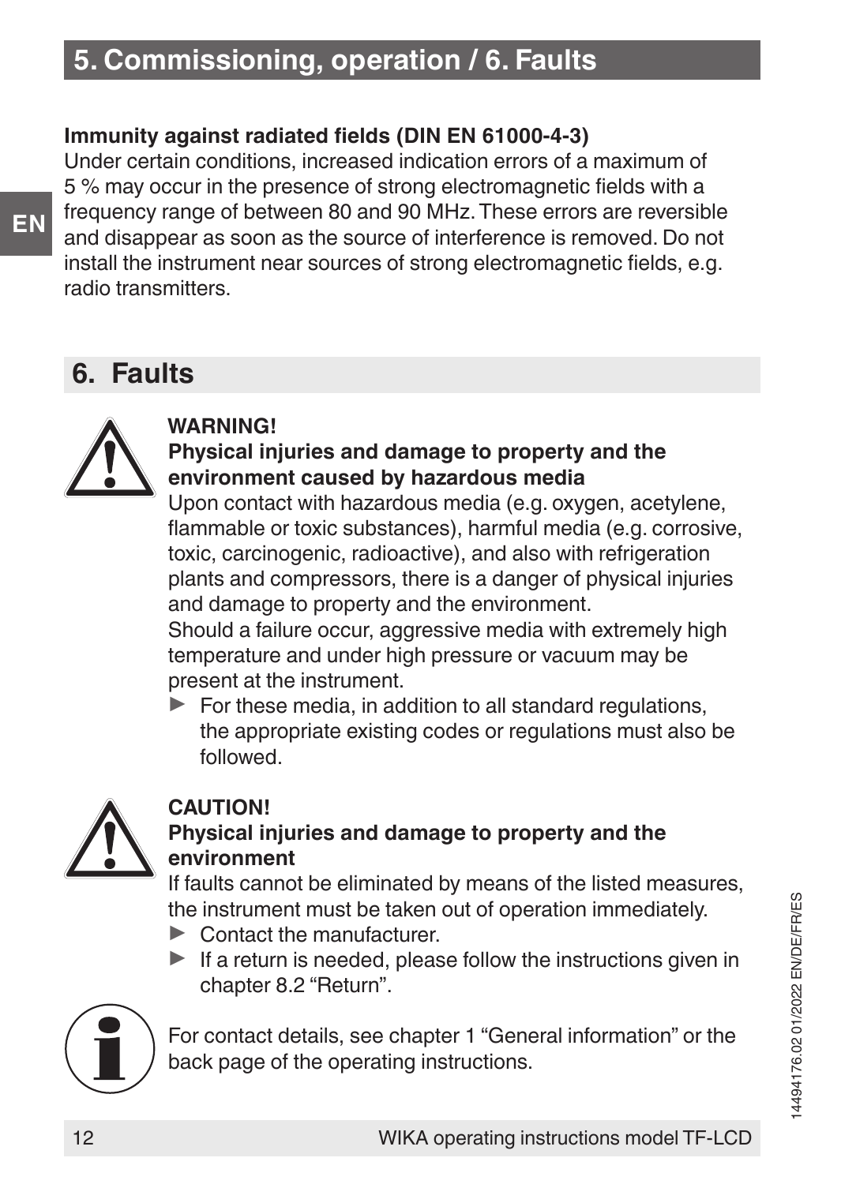#### Immunity against radiated fields (DIN EN 61000-4-3)

Under certain conditions, increased indication errors of a maximum of 5 % may occur in the presence of strong electromagnetic fields with a frequency range of between 80 and 90 MHz. These errors are reversible and disappear as soon as the source of interference is removed. Do not install the instrument near sources of strong electromagnetic fields, e.g. radio transmitters.

## 6. Faults

**WARNING!**

**Physical injuries and damage to property and the environment caused by hazardous media**

Upon contact with hazardous media (e.g. oxygen, acetylene, flammable or toxic substances), harmful media (e.g. corrosive, toxic, carcinogenic, radioactive), and also with refrigeration plants and compressors, there is a danger of physical injuries and damage to property and the environment.

Should a failure occur, aggressive media with extremely high temperature and under high pressure or vacuum may be present at the instrument.

- ▶ For these media, in addition to all standard regulations, the appropriate existing codes or regulations must also be followed.

**CAUTION!**

**Physical injuries and damage to property and the environment**

If faults cannot be eliminated by means of the listed measures, the instrument must be taken out of operation immediately.

- ▶ Contact the manufacturer.
- ▶ If a return is needed, please follow the instructions given in chapter 8.2 “Return”.

For contact details, see chapter 1 “General information” or the back page of the operating instructions.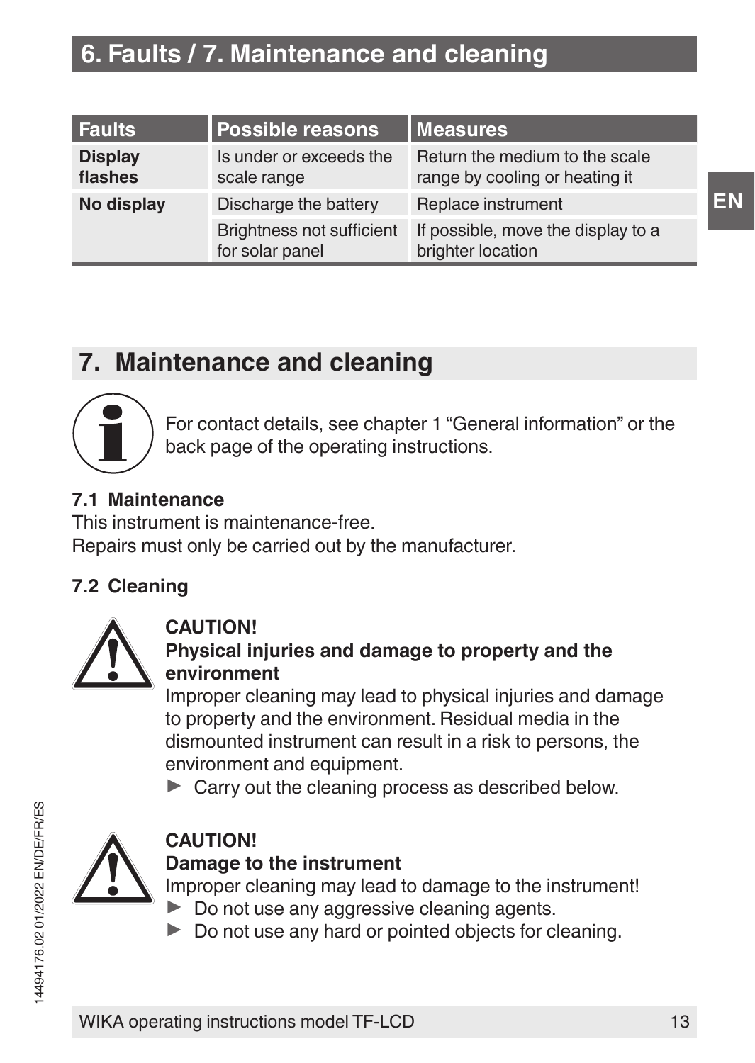# 6. Faults / 7. Maintenance and cleaning

| Faults | Possible reasons | Measures |
| --- | --- | --- |
| **Display flashes** | Is under or exceeds the scale range | Return the medium to the scale range by cooling or heating it |
| **No display** | Discharge the battery | Replace instrument |
| | Brightness not sufficient for solar panel | If possible, move the display to a brighter location |

## 7. Maintenance and cleaning

For contact details, see chapter 1 “General information” or the back page of the operating instructions.

### 7.1 Maintenance

This instrument is maintenance-free.
Repairs must only be carried out by the manufacturer.

### 7.2 Cleaning

**CAUTION!**
**Physical injuries and damage to property and the environment**
Improper cleaning may lead to physical injuries and damage to property and the environment. Residual media in the dismounted instrument can result in a risk to persons, the environment and equipment.

- ▶ Carry out the cleaning process as described below.

**CAUTION!**
**Damage to the instrument**
Improper cleaning may lead to damage to the instrument!

- ▶ Do not use any aggressive cleaning agents.
- ▶ Do not use any hard or pointed objects for cleaning.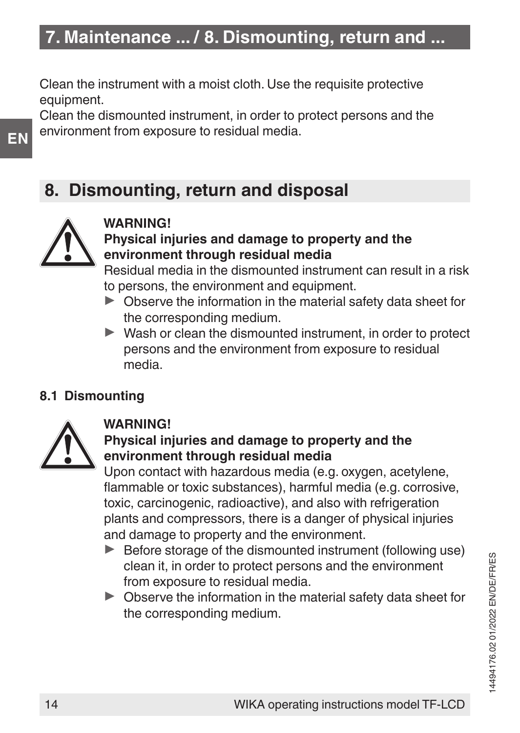Clean the instrument with a moist cloth. Use the requisite protective equipment.
Clean the dismounted instrument, in order to protect persons and the environment from exposure to residual media.

## 8. Dismounting, return and disposal

**WARNING!**
**Physical injuries and damage to property and the environment through residual media**
Residual media in the dismounted instrument can result in a risk to persons, the environment and equipment.

- ▶ Observe the information in the material safety data sheet for the corresponding medium.
- ▶ Wash or clean the dismounted instrument, in order to protect persons and the environment from exposure to residual media.

### 8.1 Dismounting

**WARNING!**
**Physical injuries and damage to property and the environment through residual media**
Upon contact with hazardous media (e.g. oxygen, acetylene, flammable or toxic substances), harmful media (e.g. corrosive, toxic, carcinogenic, radioactive), and also with refrigeration plants and compressors, there is a danger of physical injuries and damage to property and the environment.

- ▶ Before storage of the dismounted instrument (following use) clean it, in order to protect persons and the environment from exposure to residual media.
- ▶ Observe the information in the material safety data sheet for the corresponding medium.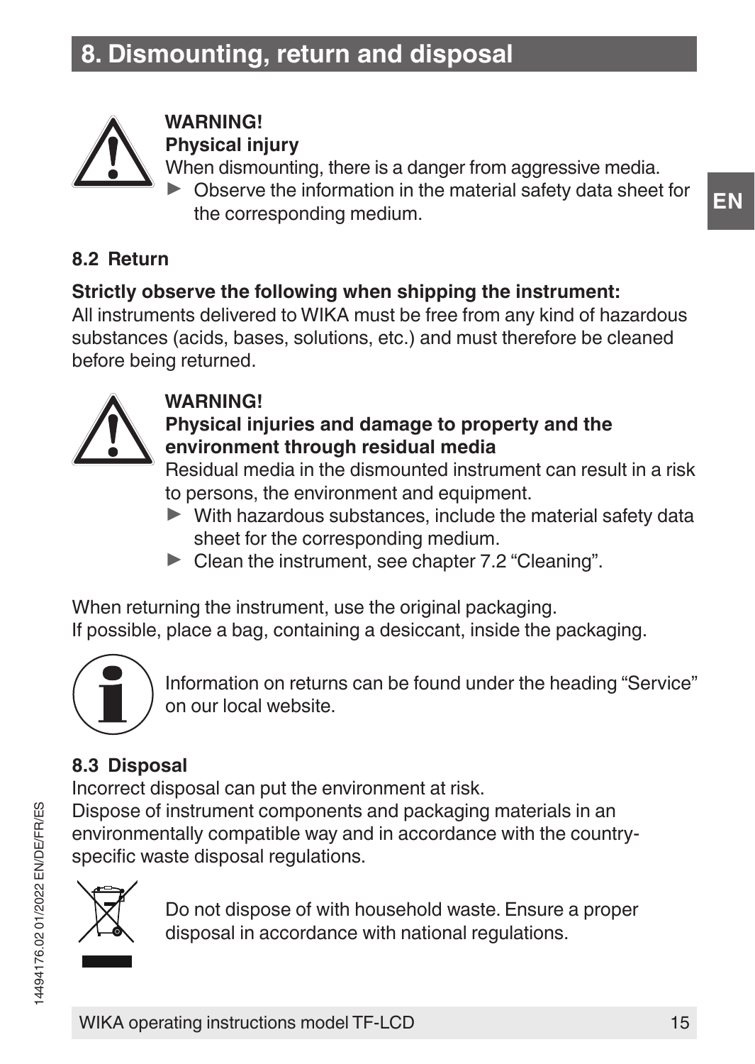# 8. Dismounting, return and disposal

**WARNING!**
**Physical injury**
When dismounting, there is a danger from aggressive media.
- Observe the information in the material safety data sheet for the corresponding medium.

### 8.2 Return

**Strictly observe the following when shipping the instrument:**
All instruments delivered to WIKA must be free from any kind of hazardous substances (acids, bases, solutions, etc.) and must therefore be cleaned before being returned.

**WARNING!**
**Physical injuries and damage to property and the environment through residual media**
Residual media in the dismounted instrument can result in a risk to persons, the environment and equipment.
- With hazardous substances, include the material safety data sheet for the corresponding medium.
- Clean the instrument, see chapter 7.2 “Cleaning”.

When returning the instrument, use the original packaging.
If possible, place a bag, containing a desiccant, inside the packaging.

Information on returns can be found under the heading “Service” on our local website.

### 8.3 Disposal

Incorrect disposal can put the environment at risk.
Dispose of instrument components and packaging materials in an environmentally compatible way and in accordance with the country-specific waste disposal regulations.

Do not dispose of with household waste. Ensure a proper disposal in accordance with national regulations.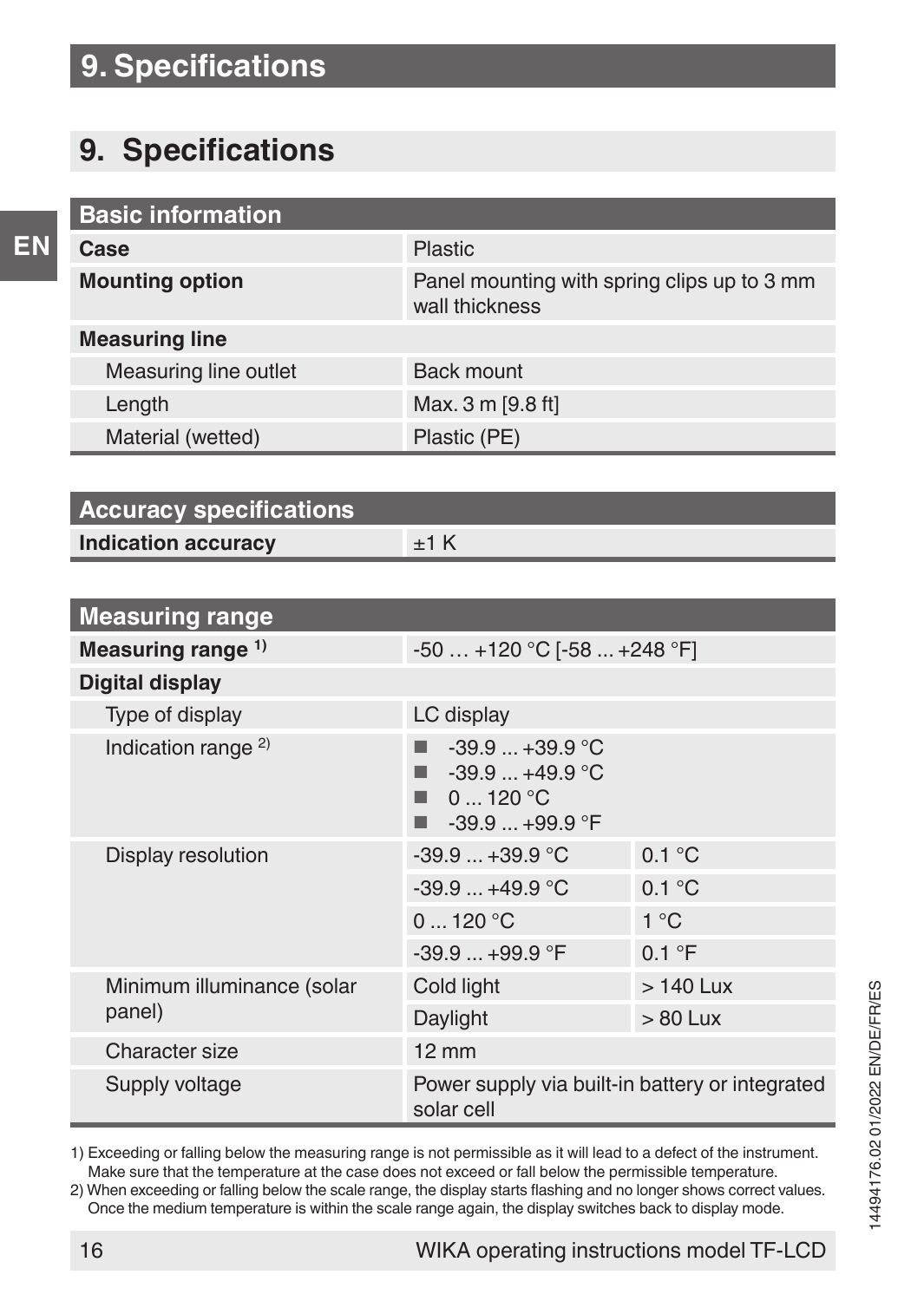# 9. Specifications

## 9. Specifications

| Basic information | |
|---|---|
| **Case** | Plastic |
| **Mounting option** | Panel mounting with spring clips up to 3 mm wall thickness |
| **Measuring line** | |
| Measuring line outlet | Back mount |
| Length | Max. 3 m [9.8 ft] |
| Material (wetted) | Plastic (PE) |

| Accuracy specifications | |
|---|---|
| **Indication accuracy** | ±1 K |

| Measuring range | | |
|---|---|---|
| **Measuring range** [1] | -50 … +120 °C [-58 ... +248 °F] | |
| **Digital display** | | |
| Type of display | LC display | |
| Indication range [2] | ■ -39.9 ... +39.9 °C<br>■ -39.9 ... +49.9 °C<br>■ 0 ... 120 °C<br>■ -39.9 ... +99.9 °F | |
| Display resolution | -39.9 ... +39.9 °C | 0.1 °C |
| | -39.9 ... +49.9 °C | 0.1 °C |
| | 0 ... 120 °C | 1 °C |
| | -39.9 ... +99.9 °F | 0.1 °F |
| Minimum illuminance (solar panel) | Cold light | > 140 Lux |
| | Daylight | > 80 Lux |
| Character size | 12 mm | |
| Supply voltage | Power supply via built-in battery or integrated solar cell | |

1) Exceeding or falling below the measuring range is not permissible as it will lead to a defect of the instrument. Make sure that the temperature at the case does not exceed or fall below the permissible temperature.

2) When exceeding or falling below the scale range, the display starts flashing and no longer shows correct values. Once the medium temperature is within the scale range again, the display switches back to display mode.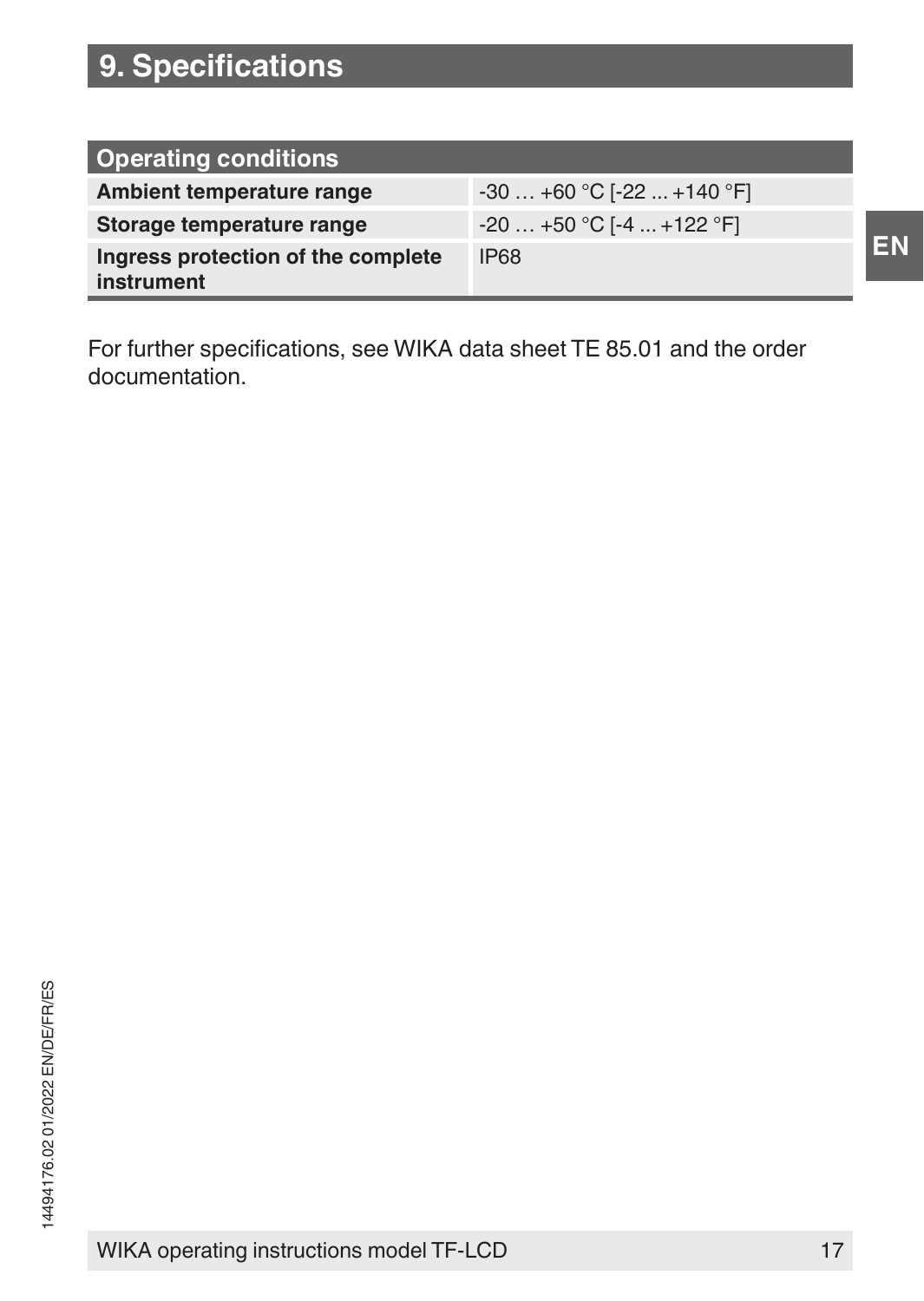# 9. Specifications

| Operating conditions | |
|---|---|
| **Ambient temperature range** | -30 … +60 °C [-22 ... +140 °F] |
| **Storage temperature range** | -20 … +50 °C [-4 ... +122 °F] |
| **Ingress protection of the complete instrument** | IP68 |

For further specifications, see WIKA data sheet TE 85.01 and the order documentation.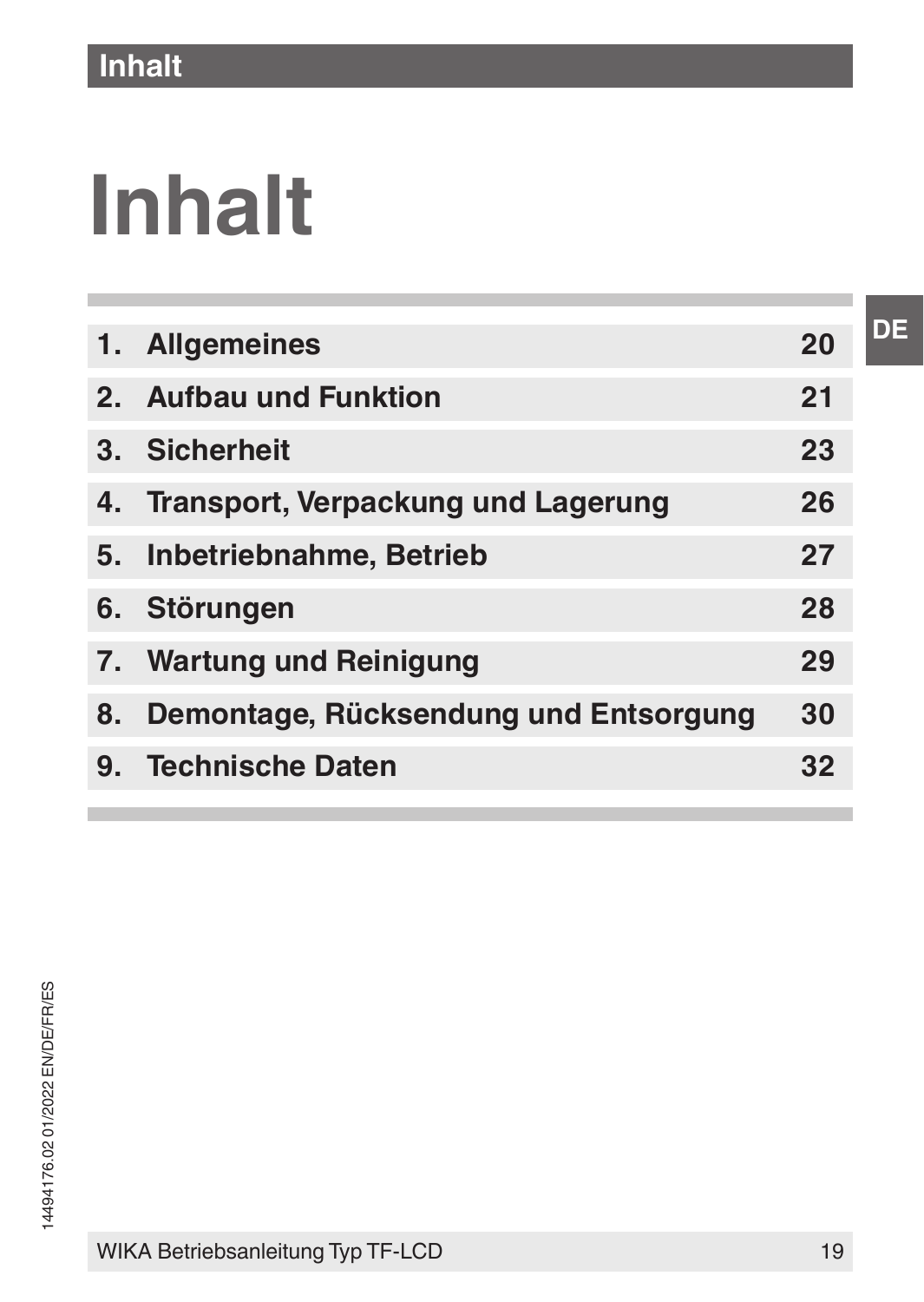# Inhalt

| | | |
|---|---|---|
| 1. | Allgemeines | 20 |
| 2. | Aufbau und Funktion | 21 |
| 3. | Sicherheit | 23 |
| 4. | Transport, Verpackung und Lagerung | 26 |
| 5. | Inbetriebnahme, Betrieb | 27 |
| 6. | Störungen | 28 |
| 7. | Wartung und Reinigung | 29 |
| 8. | Demontage, Rücksendung und Entsorgung | 30 |
| 9. | Technische Daten | 32 |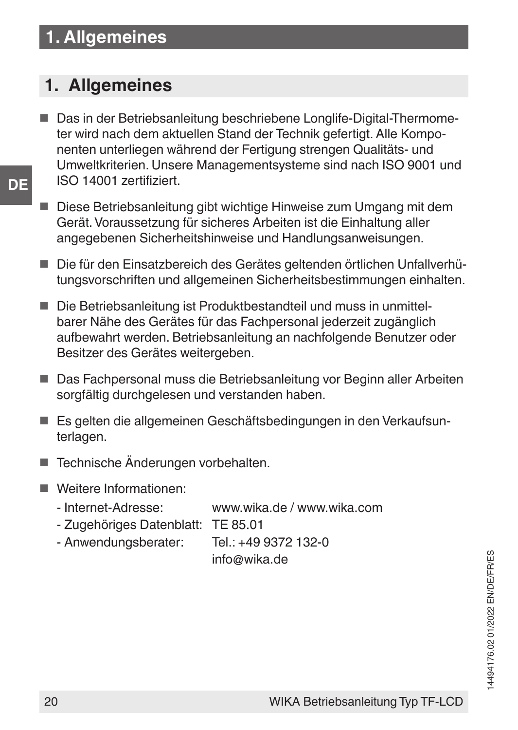## 1. Allgemeines

- Das in der Betriebsanleitung beschriebene Longlife-Digital-Thermometer wird nach dem aktuellen Stand der Technik gefertigt. Alle Komponenten unterliegen während der Fertigung strengen Qualitäts- und Umweltkriterien. Unsere Managementsysteme sind nach ISO 9001 und ISO 14001 zertifiziert.

- Diese Betriebsanleitung gibt wichtige Hinweise zum Umgang mit dem Gerät. Voraussetzung für sicheres Arbeiten ist die Einhaltung aller angegebenen Sicherheitshinweise und Handlungsanweisungen.

- Die für den Einsatzbereich des Gerätes geltenden örtlichen Unfallverhütungsvorschriften und allgemeinen Sicherheitsbestimmungen einhalten.

- Die Betriebsanleitung ist Produktbestandteil und muss in unmittelbarer Nähe des Gerätes für das Fachpersonal jederzeit zugänglich aufbewahrt werden. Betriebsanleitung an nachfolgende Benutzer oder Besitzer des Gerätes weitergeben.

- Das Fachpersonal muss die Betriebsanleitung vor Beginn aller Arbeiten sorgfältig durchgelesen und verstanden haben.

- Es gelten die allgemeinen Geschäftsbedingungen in den Verkaufsunterlagen.

- Technische Änderungen vorbehalten.

- Weitere Informationen:
  - Internet-Adresse: www.wika.de / www.wika.com
  - Zugehöriges Datenblatt: TE 85.01
  - Anwendungsberater: Tel.: +49 9372 132-0
    info@wika.de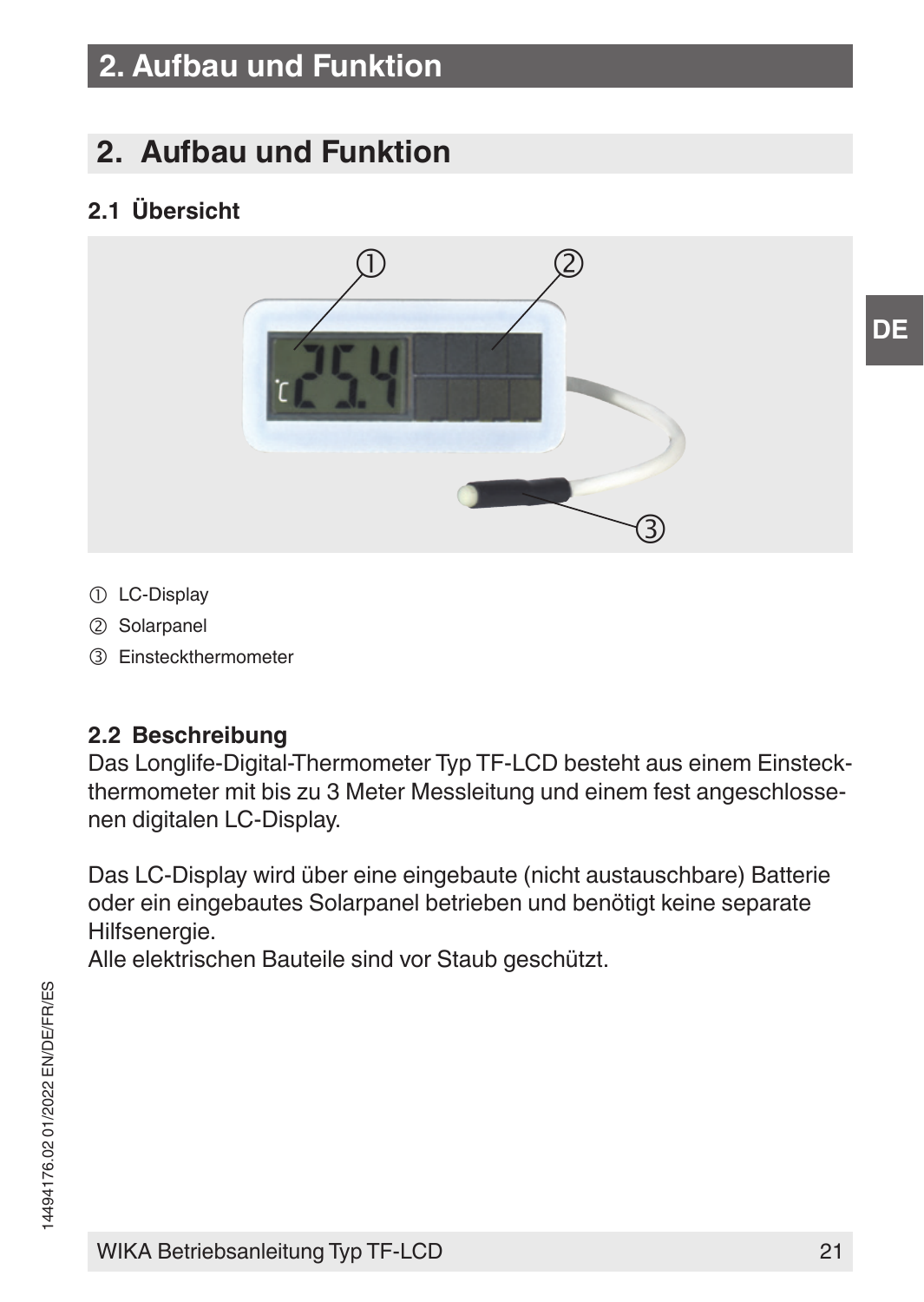## 2. Aufbau und Funktion

### 2.1 Übersicht

① LC-Display

② Solarpanel

③ Einsteckthermometer

### 2.2 Beschreibung

Das Longlife-Digital-Thermometer Typ TF-LCD besteht aus einem Einsteckthermometer mit bis zu 3 Meter Messleitung und einem fest angeschlossenen digitalen LC-Display.

Das LC-Display wird über eine eingebaute (nicht austauschbare) Batterie oder ein eingebautes Solarpanel betrieben und benötigt keine separate Hilfsenergie.
Alle elektrischen Bauteile sind vor Staub geschützt.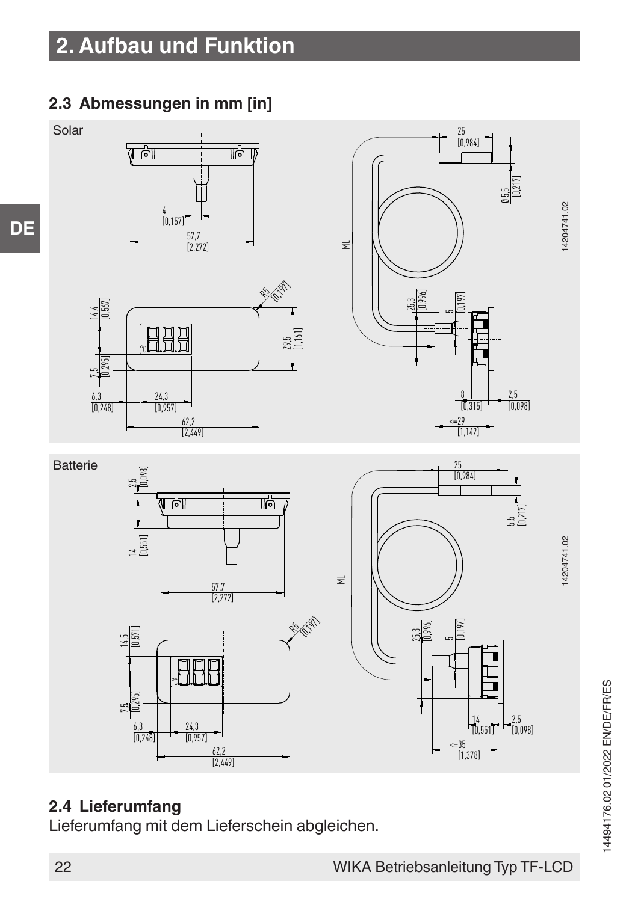# 2. Aufbau und Funktion

## 2.3 Abmessungen in mm [in]

Solar

Batterie

## 2.4 Lieferumfang

Lieferumfang mit dem Lieferschein abgleichen.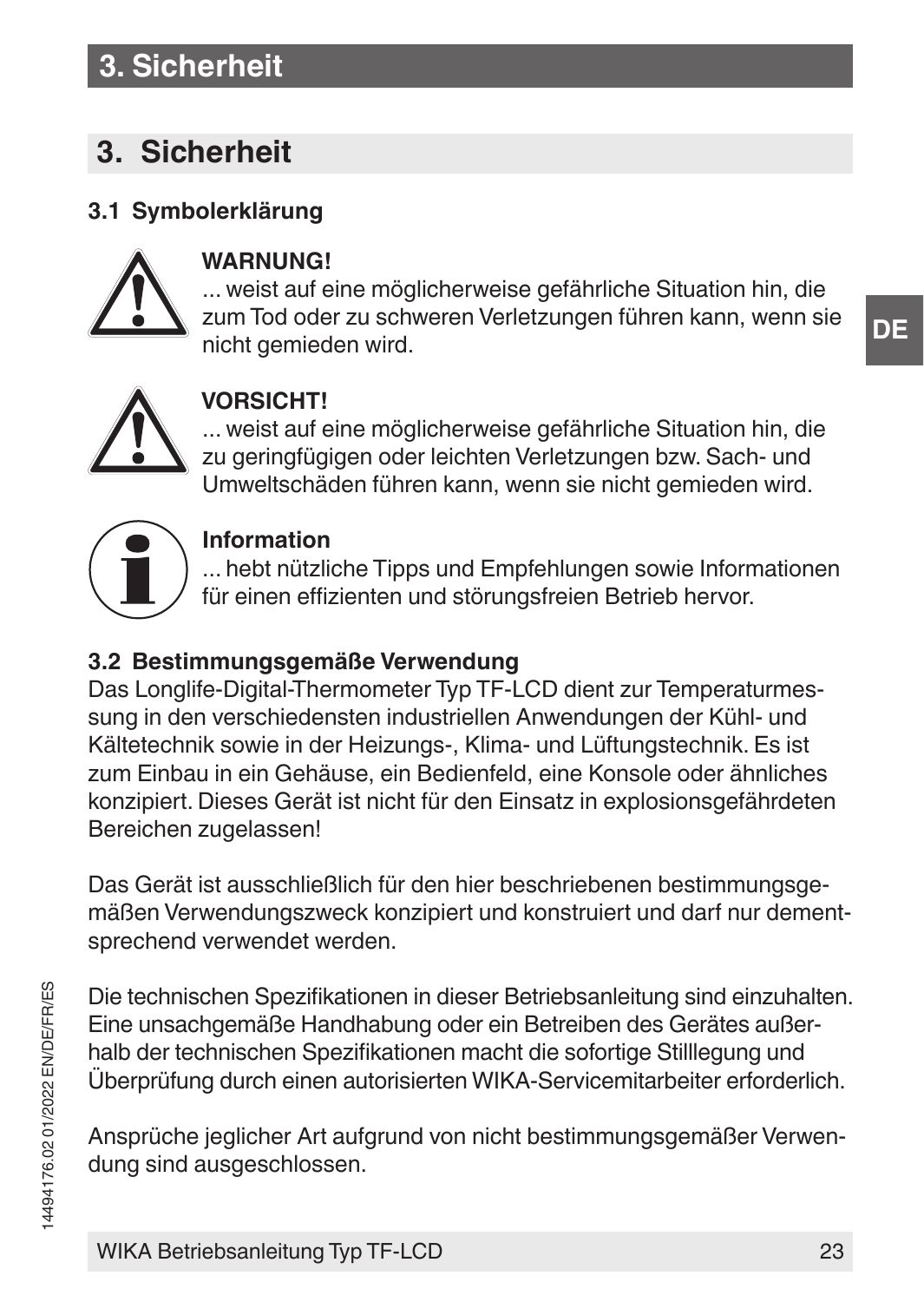# 3. Sicherheit

### 3.1 Symbolerklärung

**WARNUNG!**
... weist auf eine möglicherweise gefährliche Situation hin, die zum Tod oder zu schweren Verletzungen führen kann, wenn sie nicht gemieden wird.

**VORSICHT!**
... weist auf eine möglicherweise gefährliche Situation hin, die zu geringfügigen oder leichten Verletzungen bzw. Sach- und Umweltschäden führen kann, wenn sie nicht gemieden wird.

**Information**
... hebt nützliche Tipps und Empfehlungen sowie Informationen für einen effizienten und störungsfreien Betrieb hervor.

### 3.2 Bestimmungsgemäße Verwendung

Das Longlife-Digital-Thermometer Typ TF-LCD dient zur Temperaturmessung in den verschiedensten industriellen Anwendungen der Kühl- und Kältetechnik sowie in der Heizungs-, Klima- und Lüftungstechnik. Es ist zum Einbau in ein Gehäuse, ein Bedienfeld, eine Konsole oder ähnliches konzipiert. Dieses Gerät ist nicht für den Einsatz in explosionsgefährdeten Bereichen zugelassen!

Das Gerät ist ausschließlich für den hier beschriebenen bestimmungsgemäßen Verwendungszweck konzipiert und konstruiert und darf nur dementsprechend verwendet werden.

Die technischen Spezifikationen in dieser Betriebsanleitung sind einzuhalten. Eine unsachgemäße Handhabung oder ein Betreiben des Gerätes außerhalb der technischen Spezifikationen macht die sofortige Stilllegung und Überprüfung durch einen autorisierten WIKA-Servicemitarbeiter erforderlich.

Ansprüche jeglicher Art aufgrund von nicht bestimmungsgemäßer Verwendung sind ausgeschlossen.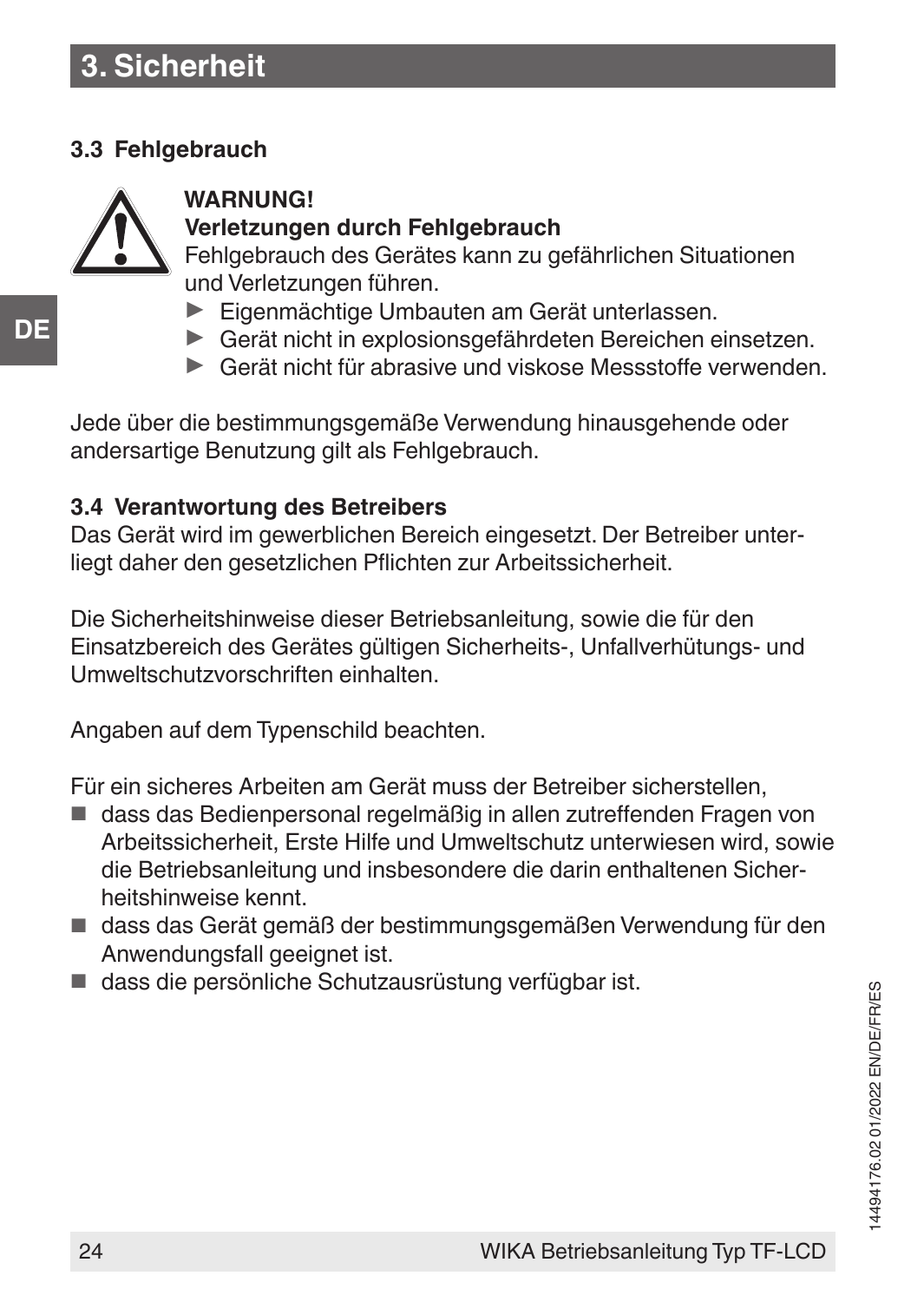# 3. Sicherheit

### 3.3 Fehlgebrauch

**WARNUNG!**
**Verletzungen durch Fehlgebrauch**
Fehlgebrauch des Gerätes kann zu gefährlichen Situationen und Verletzungen führen.

- ▶ Eigenmächtige Umbauten am Gerät unterlassen.
- ▶ Gerät nicht in explosionsgefährdeten Bereichen einsetzen.
- ▶ Gerät nicht für abrasive und viskose Messstoffe verwenden.

Jede über die bestimmungsgemäße Verwendung hinausgehende oder andersartige Benutzung gilt als Fehlgebrauch.

### 3.4 Verantwortung des Betreibers

Das Gerät wird im gewerblichen Bereich eingesetzt. Der Betreiber unterliegt daher den gesetzlichen Pflichten zur Arbeitssicherheit.

Die Sicherheitshinweise dieser Betriebsanleitung, sowie die für den Einsatzbereich des Gerätes gültigen Sicherheits-, Unfallverhütungs- und Umweltschutzvorschriften einhalten.

Angaben auf dem Typenschild beachten.

Für ein sicheres Arbeiten am Gerät muss der Betreiber sicherstellen,

- dass das Bedienpersonal regelmäßig in allen zutreffenden Fragen von Arbeitssicherheit, Erste Hilfe und Umweltschutz unterwiesen wird, sowie die Betriebsanleitung und insbesondere die darin enthaltenen Sicherheitshinweise kennt.
- dass das Gerät gemäß der bestimmungsgemäßen Verwendung für den Anwendungsfall geeignet ist.
- dass die persönliche Schutzausrüstung verfügbar ist.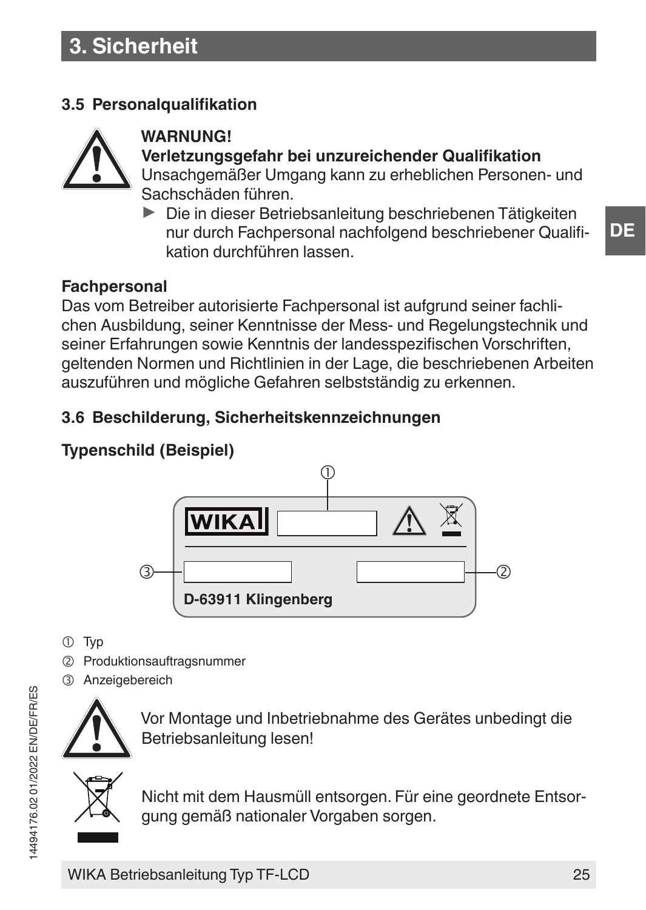# 3. Sicherheit

## 3.5 Personalqualifikation

**WARNUNG!**
**Verletzungsgefahr bei unzureichender Qualifikation**
Unsachgemäßer Umgang kann zu erheblichen Personen- und Sachschäden führen.

▶ Die in dieser Betriebsanleitung beschriebenen Tätigkeiten nur durch Fachpersonal nachfolgend beschriebener Qualifikation durchführen lassen.

**Fachpersonal**
Das vom Betreiber autorisierte Fachpersonal ist aufgrund seiner fachlichen Ausbildung, seiner Kenntnisse der Mess- und Regelungstechnik und seiner Erfahrungen sowie Kenntnis der landesspezifischen Vorschriften, geltenden Normen und Richtlinien in der Lage, die beschriebenen Arbeiten auszuführen und mögliche Gefahren selbstständig zu erkennen.

## 3.6 Beschilderung, Sicherheitskennzeichnungen

**Typenschild (Beispiel)**

WIKA
D-63911 Klingenberg

① Typ
② Produktionsauftragsnummer
③ Anzeigebereich

Vor Montage und Inbetriebnahme des Gerätes unbedingt die Betriebsanleitung lesen!

Nicht mit dem Hausmüll entsorgen. Für eine geordnete Entsorgung gemäß nationaler Vorgaben sorgen.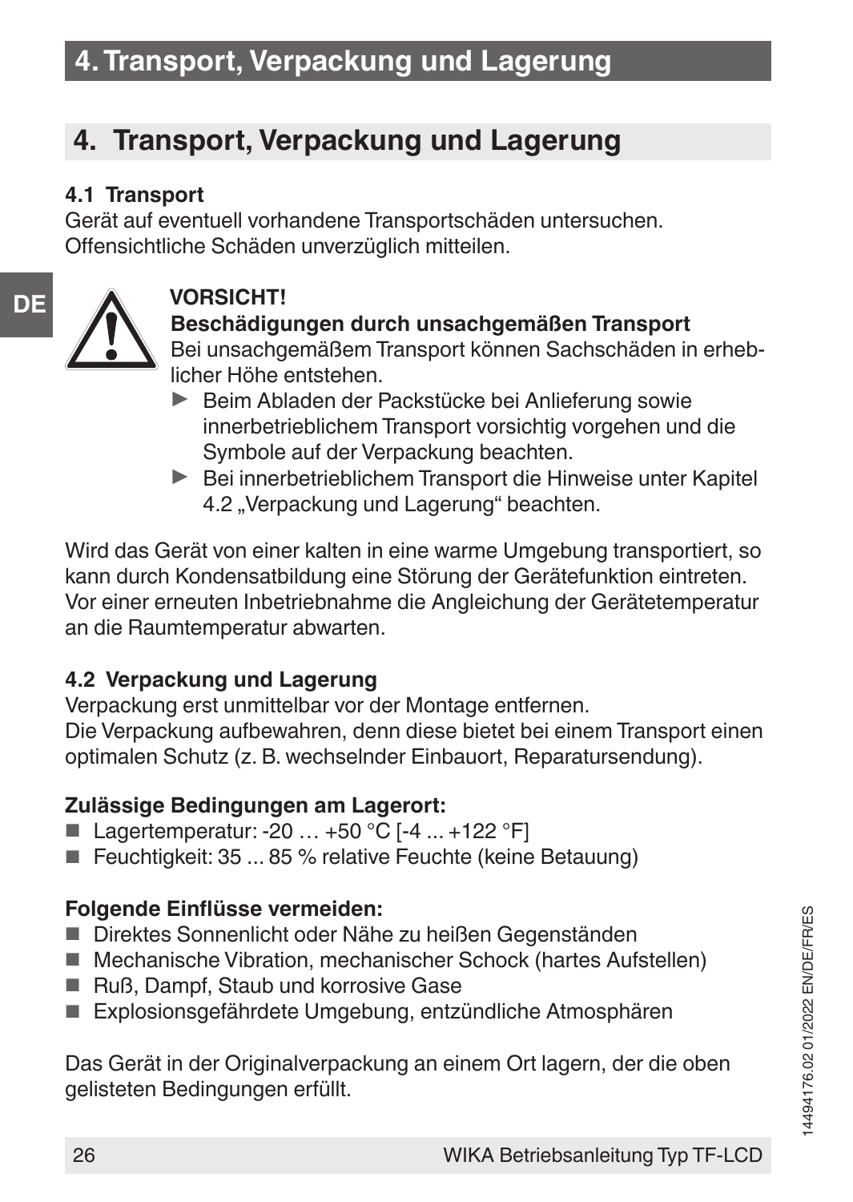## 4. Transport, Verpackung und Lagerung

### 4.1 Transport

Gerät auf eventuell vorhandene Transportschäden untersuchen.
Offensichtliche Schäden unverzüglich mitteilen.

**VORSICHT!**
**Beschädigungen durch unsachgemäßen Transport**
Bei unsachgemäßem Transport können Sachschäden in erheblicher Höhe entstehen.

- ▶ Beim Abladen der Packstücke bei Anlieferung sowie innerbetrieblichem Transport vorsichtig vorgehen und die Symbole auf der Verpackung beachten.
- ▶ Bei innerbetrieblichem Transport die Hinweise unter Kapitel 4.2 „Verpackung und Lagerung“ beachten.

Wird das Gerät von einer kalten in eine warme Umgebung transportiert, so kann durch Kondensatbildung eine Störung der Gerätefunktion eintreten. Vor einer erneuten Inbetriebnahme die Angleichung der Gerätetemperatur an die Raumtemperatur abwarten.

### 4.2 Verpackung und Lagerung

Verpackung erst unmittelbar vor der Montage entfernen.
Die Verpackung aufbewahren, denn diese bietet bei einem Transport einen optimalen Schutz (z. B. wechselnder Einbauort, Reparatursendung).

**Zulässige Bedingungen am Lagerort:**

- Lagertemperatur: -20 … +50 °C [-4 ... +122 °F]
- Feuchtigkeit: 35 ... 85 % relative Feuchte (keine Betauung)

**Folgende Einflüsse vermeiden:**

- Direktes Sonnenlicht oder Nähe zu heißen Gegenständen
- Mechanische Vibration, mechanischer Schock (hartes Aufstellen)
- Ruß, Dampf, Staub und korrosive Gase
- Explosionsgefährdete Umgebung, entzündliche Atmosphären

Das Gerät in der Originalverpackung an einem Ort lagern, der die oben gelisteten Bedingungen erfüllt.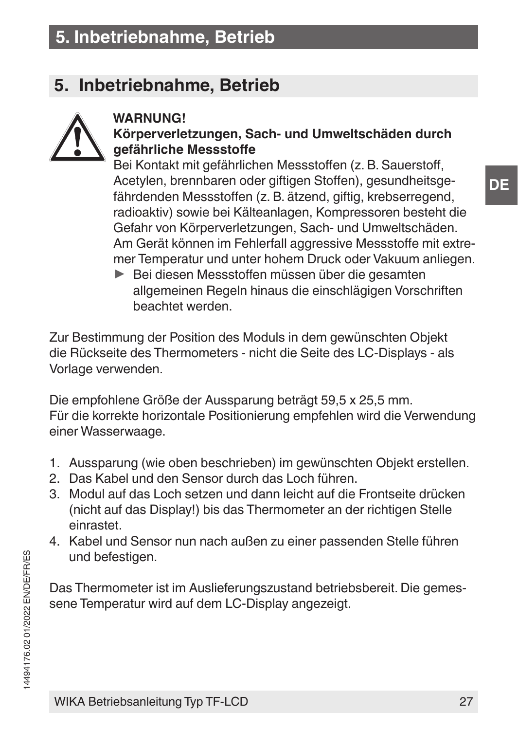## 5. Inbetriebnahme, Betrieb

**WARNUNG!**
**Körperverletzungen, Sach- und Umweltschäden durch gefährliche Messstoffe**
Bei Kontakt mit gefährlichen Messstoffen (z. B. Sauerstoff, Acetylen, brennbaren oder giftigen Stoffen), gesundheitsgefährdenden Messstoffen (z. B. ätzend, giftig, krebserregend, radioaktiv) sowie bei Kälteanlagen, Kompressoren besteht die Gefahr von Körperverletzungen, Sach- und Umweltschäden.
Am Gerät können im Fehlerfall aggressive Messstoffe mit extremer Temperatur und unter hohem Druck oder Vakuum anliegen.

- ▶ Bei diesen Messstoffen müssen über die gesamten allgemeinen Regeln hinaus die einschlägigen Vorschriften beachtet werden.

Zur Bestimmung der Position des Moduls in dem gewünschten Objekt die Rückseite des Thermometers - nicht die Seite des LC-Displays - als Vorlage verwenden.

Die empfohlene Größe der Aussparung beträgt 59,5 x 25,5 mm.
Für die korrekte horizontale Positionierung empfehlen wird die Verwendung einer Wasserwaage.

1. Aussparung (wie oben beschrieben) im gewünschten Objekt erstellen.
2. Das Kabel und den Sensor durch das Loch führen.
3. Modul auf das Loch setzen und dann leicht auf die Frontseite drücken (nicht auf das Display!) bis das Thermometer an der richtigen Stelle einrastet.
4. Kabel und Sensor nun nach außen zu einer passenden Stelle führen und befestigen.

Das Thermometer ist im Auslieferungszustand betriebsbereit. Die gemessene Temperatur wird auf dem LC-Display angezeigt.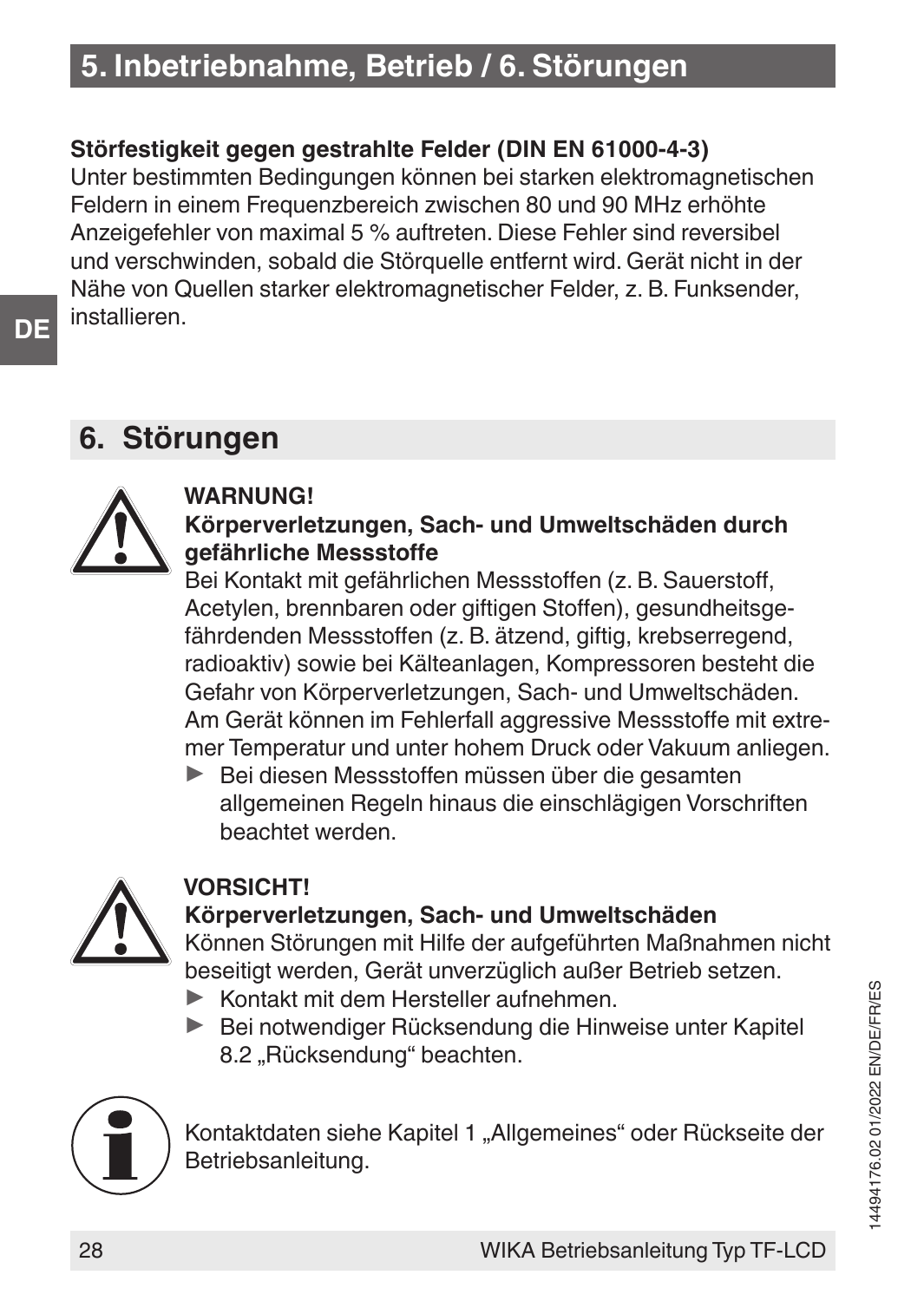**Störfestigkeit gegen gestrahlte Felder (DIN EN 61000-4-3)**

Unter bestimmten Bedingungen können bei starken elektromagnetischen Feldern in einem Frequenzbereich zwischen 80 und 90 MHz erhöhte Anzeigefehler von maximal 5 % auftreten. Diese Fehler sind reversibel und verschwinden, sobald die Störquelle entfernt wird. Gerät nicht in der Nähe von Quellen starker elektromagnetischer Felder, z. B. Funksender, installieren.

## 6. Störungen

**WARNUNG!**

**Körperverletzungen, Sach- und Umweltschäden durch gefährliche Messstoffe**

Bei Kontakt mit gefährlichen Messstoffen (z. B. Sauerstoff, Acetylen, brennbaren oder giftigen Stoffen), gesundheitsgefährdenden Messstoffen (z. B. ätzend, giftig, krebserregend, radioaktiv) sowie bei Kälteanlagen, Kompressoren besteht die Gefahr von Körperverletzungen, Sach- und Umweltschäden. Am Gerät können im Fehlerfall aggressive Messstoffe mit extremer Temperatur und unter hohem Druck oder Vakuum anliegen.

- Bei diesen Messstoffen müssen über die gesamten allgemeinen Regeln hinaus die einschlägigen Vorschriften beachtet werden.

**VORSICHT!**

**Körperverletzungen, Sach- und Umweltschäden**

Können Störungen mit Hilfe der aufgeführten Maßnahmen nicht beseitigt werden, Gerät unverzüglich außer Betrieb setzen.

- Kontakt mit dem Hersteller aufnehmen.
- Bei notwendiger Rücksendung die Hinweise unter Kapitel 8.2 „Rücksendung“ beachten.

Kontaktdaten siehe Kapitel 1 „Allgemeines“ oder Rückseite der Betriebsanleitung.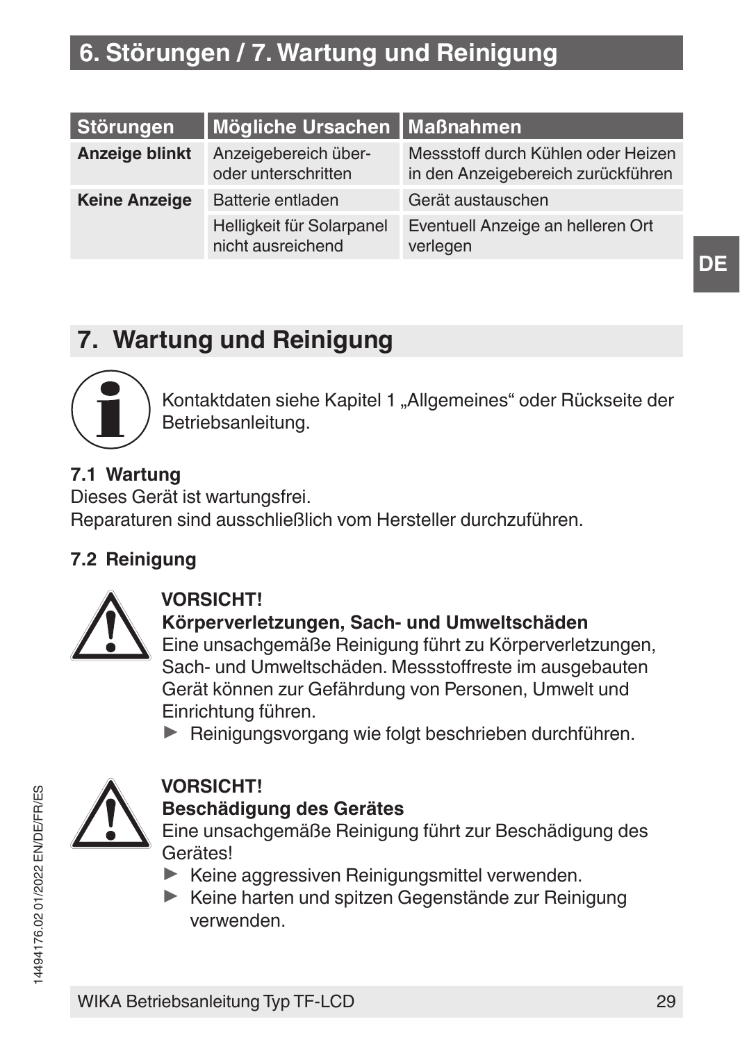# 6. Störungen / 7. Wartung und Reinigung

| Störungen | Mögliche Ursachen | Maßnahmen |
| --- | --- | --- |
| **Anzeige blinkt** | Anzeigebereich über- oder unterschritten | Messstoff durch Kühlen oder Heizen in den Anzeigebereich zurückführen |
| **Keine Anzeige** | Batterie entladen | Gerät austauschen |
| | Helligkeit für Solarpanel nicht ausreichend | Eventuell Anzeige an helleren Ort verlegen |

## 7. Wartung und Reinigung

Kontaktdaten siehe Kapitel 1 „Allgemeines“ oder Rückseite der Betriebsanleitung.

### 7.1 Wartung

Dieses Gerät ist wartungsfrei.
Reparaturen sind ausschließlich vom Hersteller durchzuführen.

### 7.2 Reinigung

**VORSICHT!**
**Körperverletzungen, Sach- und Umweltschäden**
Eine unsachgemäße Reinigung führt zu Körperverletzungen, Sach- und Umweltschäden. Messstoffreste im ausgebauten Gerät können zur Gefährdung von Personen, Umwelt und Einrichtung führen.

- ▶ Reinigungsvorgang wie folgt beschrieben durchführen.

**VORSICHT!**
**Beschädigung des Gerätes**
Eine unsachgemäße Reinigung führt zur Beschädigung des Gerätes!

- ▶ Keine aggressiven Reinigungsmittel verwenden.
- ▶ Keine harten und spitzen Gegenstände zur Reinigung verwenden.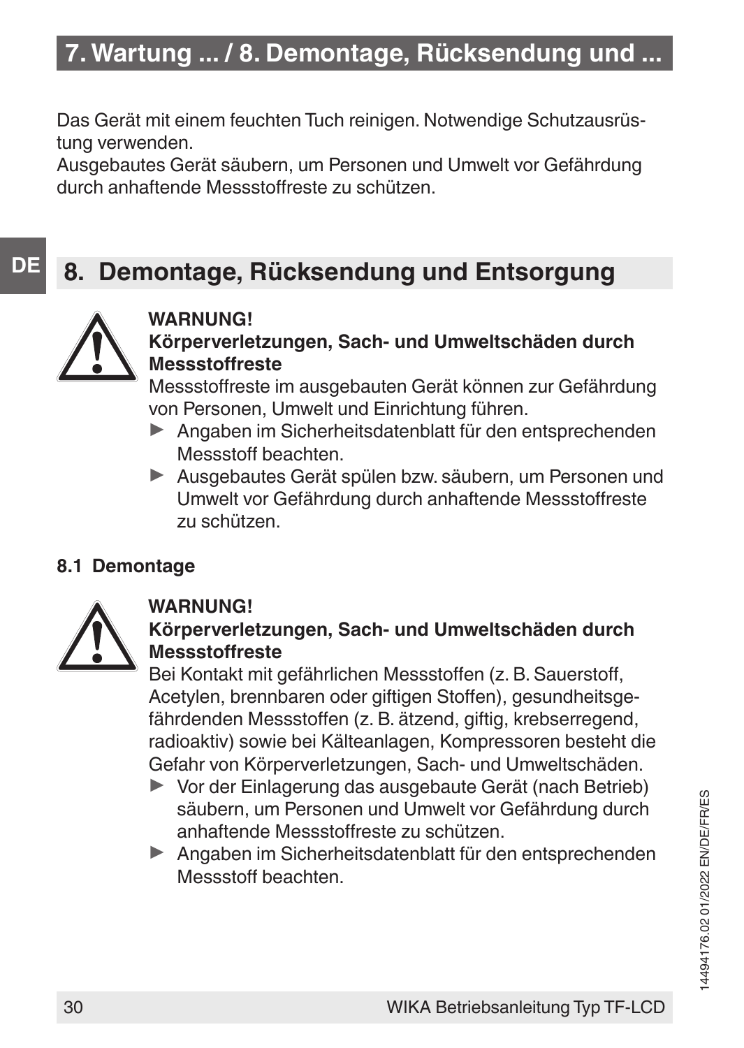Das Gerät mit einem feuchten Tuch reinigen. Notwendige Schutzausrüstung verwenden.
Ausgebautes Gerät säubern, um Personen und Umwelt vor Gefährdung durch anhaftende Messstoffreste zu schützen.

## 8. Demontage, Rücksendung und Entsorgung

**WARNUNG!**
**Körperverletzungen, Sach- und Umweltschäden durch Messstoffreste**
Messstoffreste im ausgebauten Gerät können zur Gefährdung von Personen, Umwelt und Einrichtung führen.

- ▶ Angaben im Sicherheitsdatenblatt für den entsprechenden Messstoff beachten.
- ▶ Ausgebautes Gerät spülen bzw. säubern, um Personen und Umwelt vor Gefährdung durch anhaftende Messstoffreste zu schützen.

### 8.1 Demontage

**WARNUNG!**
**Körperverletzungen, Sach- und Umweltschäden durch Messstoffreste**
Bei Kontakt mit gefährlichen Messstoffen (z. B. Sauerstoff, Acetylen, brennbaren oder giftigen Stoffen), gesundheitsgefährdenden Messstoffen (z. B. ätzend, giftig, krebserregend, radioaktiv) sowie bei Kälteanlagen, Kompressoren besteht die Gefahr von Körperverletzungen, Sach- und Umweltschäden.

- ▶ Vor der Einlagerung das ausgebaute Gerät (nach Betrieb) säubern, um Personen und Umwelt vor Gefährdung durch anhaftende Messstoffreste zu schützen.
- ▶ Angaben im Sicherheitsdatenblatt für den entsprechenden Messstoff beachten.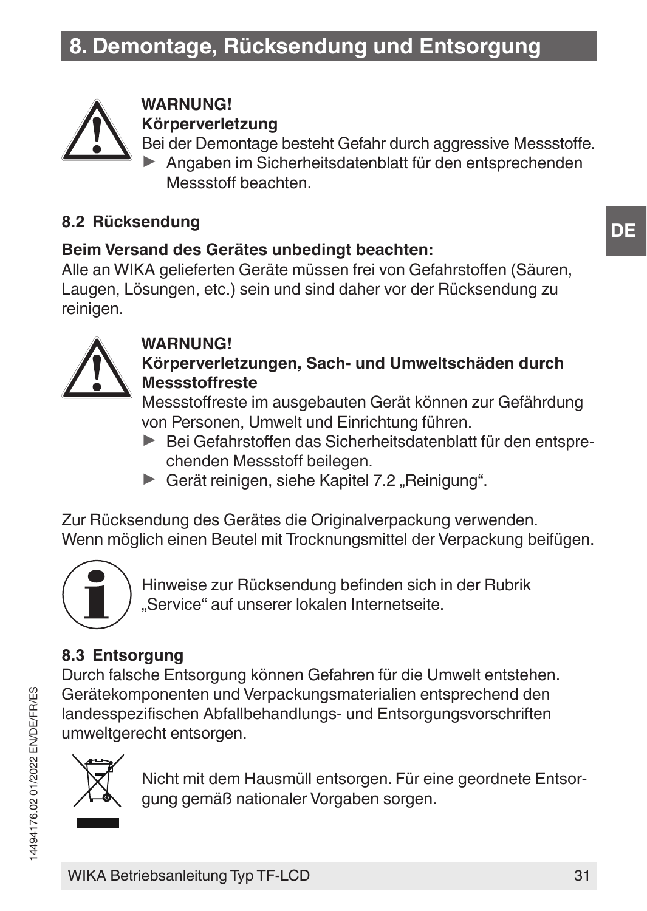# 8. Demontage, Rücksendung und Entsorgung

**WARNUNG!**
**Körperverletzung**
Bei der Demontage besteht Gefahr durch aggressive Messstoffe.
- ▶ Angaben im Sicherheitsdatenblatt für den entsprechenden Messstoff beachten.

## 8.2 Rücksendung

**Beim Versand des Gerätes unbedingt beachten:**
Alle an WIKA gelieferten Geräte müssen frei von Gefahrstoffen (Säuren, Laugen, Lösungen, etc.) sein und sind daher vor der Rücksendung zu reinigen.

**WARNUNG!**
**Körperverletzungen, Sach- und Umweltschäden durch Messstoffreste**
Messstoffreste im ausgebauten Gerät können zur Gefährdung von Personen, Umwelt und Einrichtung führen.
- ▶ Bei Gefahrstoffen das Sicherheitsdatenblatt für den entsprechenden Messstoff beilegen.
- ▶ Gerät reinigen, siehe Kapitel 7.2 „Reinigung“.

Zur Rücksendung des Gerätes die Originalverpackung verwenden.
Wenn möglich einen Beutel mit Trocknungsmittel der Verpackung beifügen.

Hinweise zur Rücksendung befinden sich in der Rubrik „Service“ auf unserer lokalen Internetseite.

## 8.3 Entsorgung

Durch falsche Entsorgung können Gefahren für die Umwelt entstehen.
Gerätekomponenten und Verpackungsmaterialien entsprechend den landesspezifischen Abfallbehandlungs- und Entsorgungsvorschriften umweltgerecht entsorgen.

Nicht mit dem Hausmüll entsorgen. Für eine geordnete Entsorgung gemäß nationaler Vorgaben sorgen.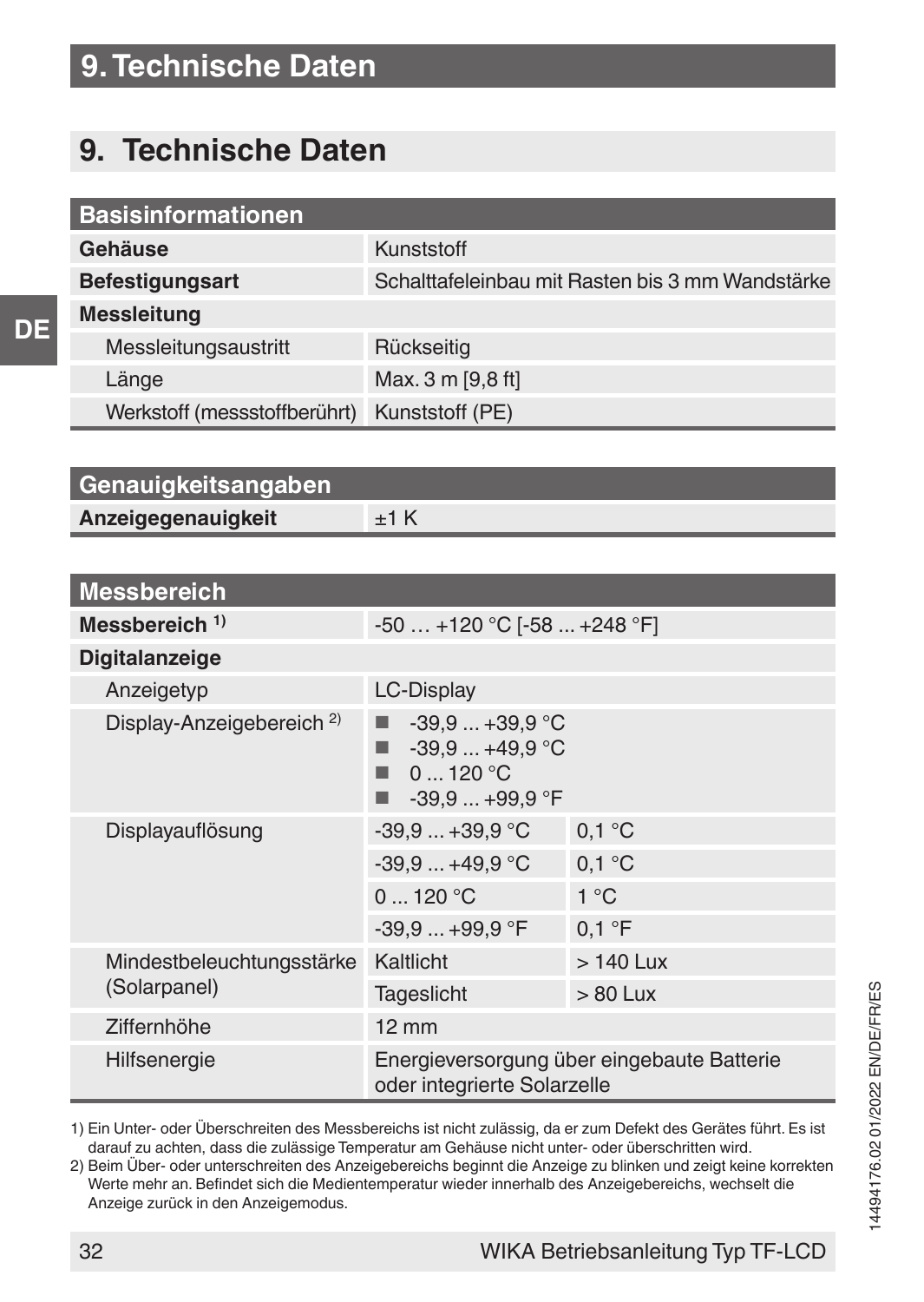# 9. Technische Daten

| Basisinformationen | |
|---|---|
| **Gehäuse** | Kunststoff |
| **Befestigungsart** | Schalttafeleinbau mit Rasten bis 3 mm Wandstärke |
| **Messleitung** | |
| Messleitungsaustritt | Rückseitig |
| Länge | Max. 3 m [9,8 ft] |
| Werkstoff (messstoffberührt) | Kunststoff (PE) |

| Genauigkeitsangaben | |
|---|---|
| **Anzeigegenauigkeit** | ±1 K |

| Messbereich | | |
|---|---|---|
| **Messbereich** [1] | -50 … +120 °C [-58 ... +248 °F] | |
| **Digitalanzeige** | | |
| Anzeigetyp | LC-Display | |
| Display-Anzeigebereich [2] | ■ -39,9 ... +39,9 °C<br>■ -39,9 ... +49,9 °C<br>■ 0 ... 120 °C<br>■ -39,9 ... +99,9 °F | |
| Displayauflösung | -39,9 ... +39,9 °C | 0,1 °C |
| | -39,9 ... +49,9 °C | 0,1 °C |
| | 0 ... 120 °C | 1 °C |
| | -39,9 ... +99,9 °F | 0,1 °F |
| Mindestbeleuchtungsstärke (Solarpanel) | Kaltlicht | > 140 Lux |
| | Tageslicht | > 80 Lux |
| Ziffernhöhe | 12 mm | |
| Hilfsenergie | Energieversorgung über eingebaute Batterie oder integrierte Solarzelle | |

1) Ein Unter- oder Überschreiten des Messbereichs ist nicht zulässig, da er zum Defekt des Gerätes führt. Es ist darauf zu achten, dass die zulässige Temperatur am Gehäuse nicht unter- oder überschritten wird.

2) Beim Über- oder unterschreiten des Anzeigebereichs beginnt die Anzeige zu blinken und zeigt keine korrekten Werte mehr an. Befindet sich die Medientemperatur wieder innerhalb des Anzeigebereichs, wechselt die Anzeige zurück in den Anzeigemodus.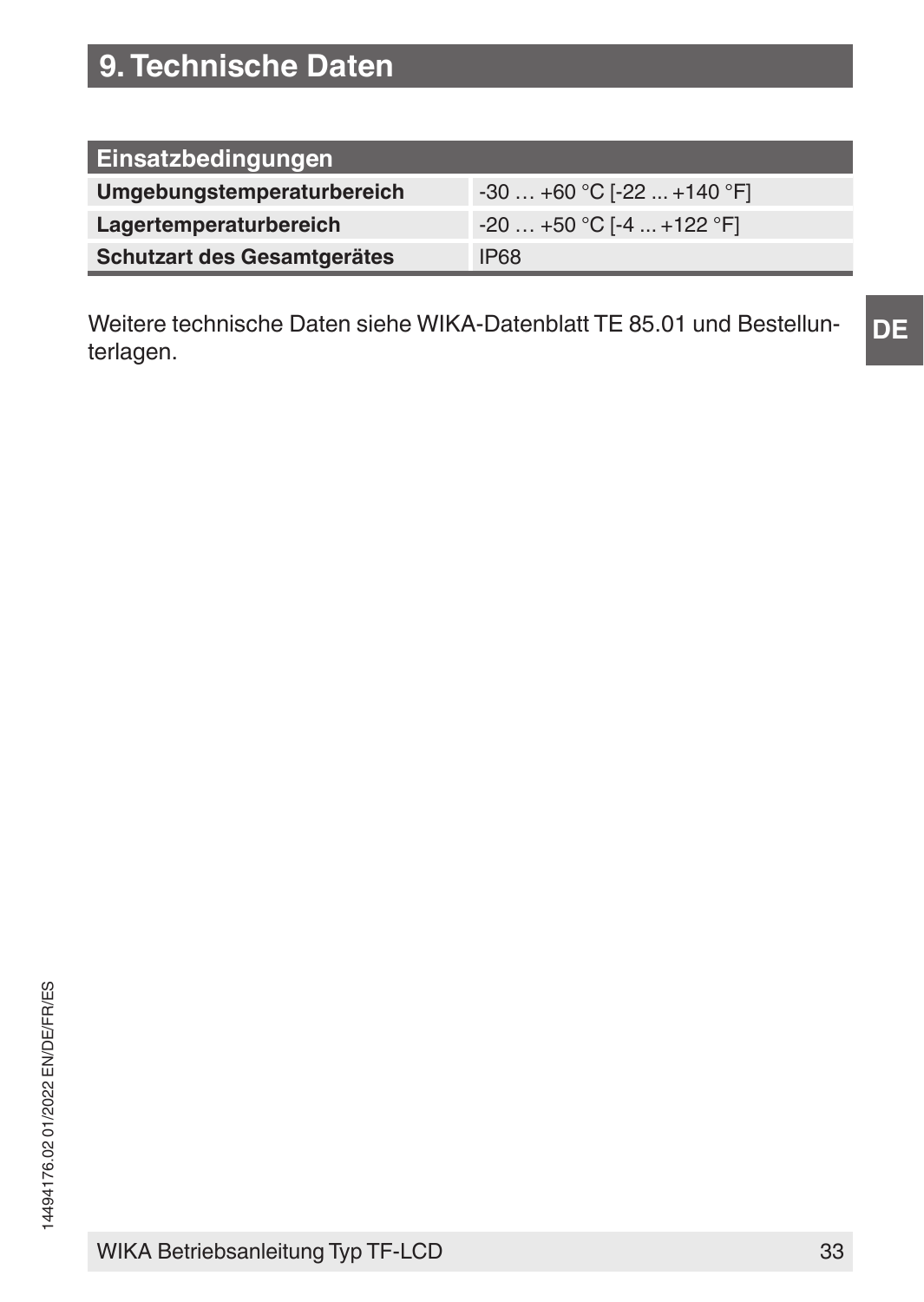# 9. Technische Daten

| Einsatzbedingungen | |
|---|---|
| **Umgebungstemperaturbereich** | -30 … +60 °C [-22 ... +140 °F] |
| **Lagertemperaturbereich** | -20 … +50 °C [-4 ... +122 °F] |
| **Schutzart des Gesamtgerätes** | IP68 |

Weitere technische Daten siehe WIKA-Datenblatt TE 85.01 und Bestellunterlagen.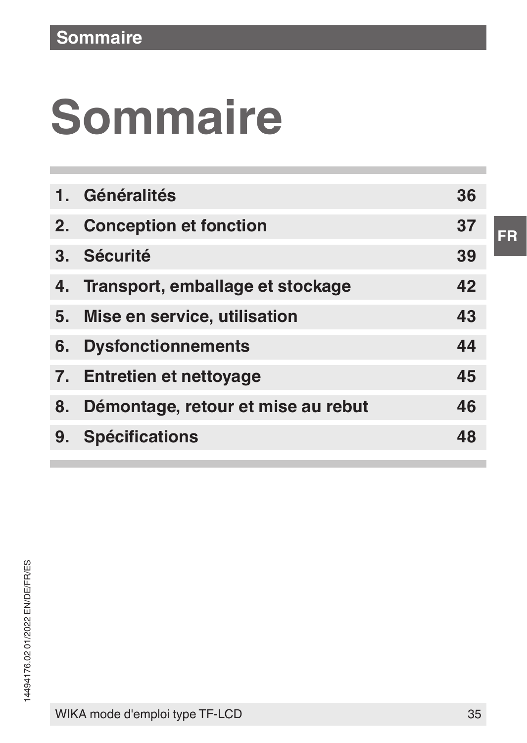# Sommaire

| | | |
|---|---|---|
| 1. | Généralités | 36 |
| 2. | Conception et fonction | 37 |
| 3. | Sécurité | 39 |
| 4. | Transport, emballage et stockage | 42 |
| 5. | Mise en service, utilisation | 43 |
| 6. | Dysfonctionnements | 44 |
| 7. | Entretien et nettoyage | 45 |
| 8. | Démontage, retour et mise au rebut | 46 |
| 9. | Spécifications | 48 |

14494176.02 01/2022 EN/DE/FR/ES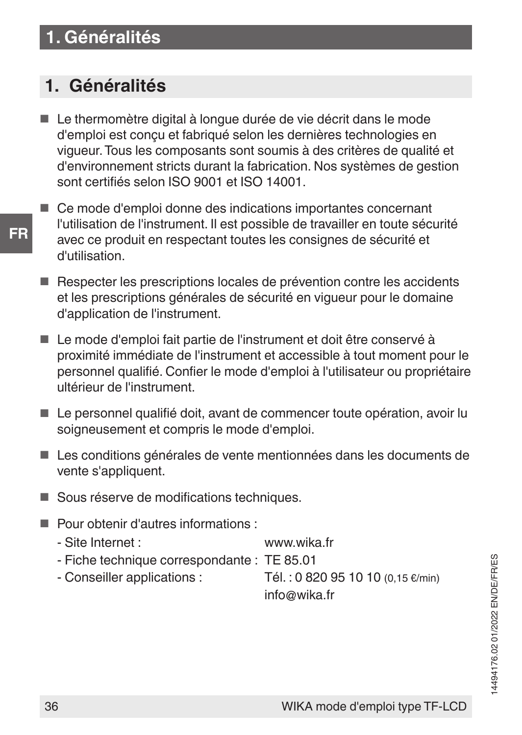## 1. Généralités

- Le thermomètre digital à longue durée de vie décrit dans le mode d'emploi est conçu et fabriqué selon les dernières technologies en vigueur. Tous les composants sont soumis à des critères de qualité et d'environnement stricts durant la fabrication. Nos systèmes de gestion sont certifiés selon ISO 9001 et ISO 14001.
- Ce mode d'emploi donne des indications importantes concernant l'utilisation de l'instrument. Il est possible de travailler en toute sécurité avec ce produit en respectant toutes les consignes de sécurité et d'utilisation.
- Respecter les prescriptions locales de prévention contre les accidents et les prescriptions générales de sécurité en vigueur pour le domaine d'application de l'instrument.
- Le mode d'emploi fait partie de l'instrument et doit être conservé à proximité immédiate de l'instrument et accessible à tout moment pour le personnel qualifié. Confier le mode d'emploi à l'utilisateur ou propriétaire ultérieur de l'instrument.
- Le personnel qualifié doit, avant de commencer toute opération, avoir lu soigneusement et compris le mode d'emploi.
- Les conditions générales de vente mentionnées dans les documents de vente s'appliquent.
- Sous réserve de modifications techniques.
- Pour obtenir d'autres informations :
  - Site Internet : www.wika.fr
  - Fiche technique correspondante : TE 85.01
  - Conseiller applications : Tél. : 0 820 95 10 10 (0,15 €/min) info@wika.fr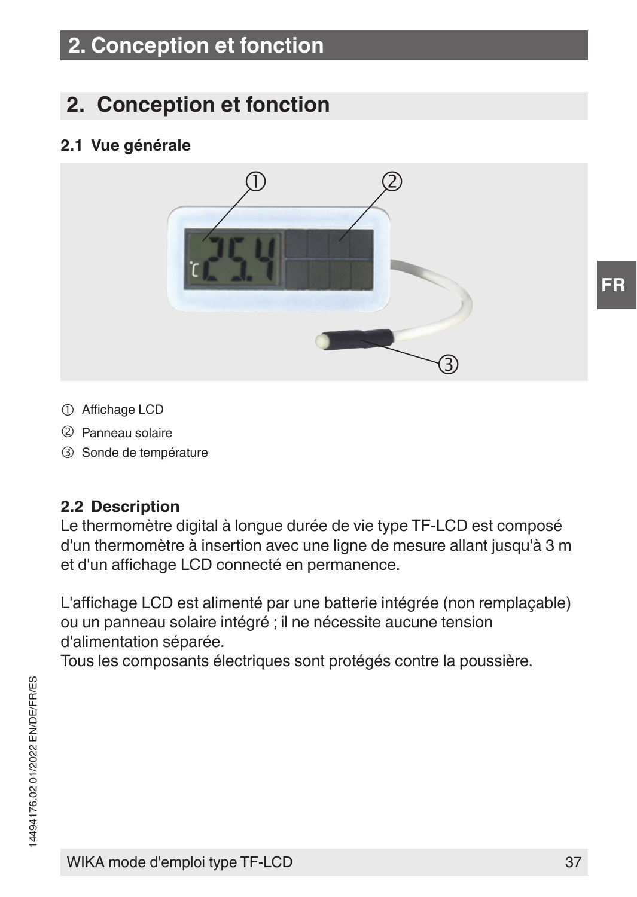## 2. Conception et fonction

### 2.1 Vue générale

① Affichage LCD

② Panneau solaire

③ Sonde de température

### 2.2 Description

Le thermomètre digital à longue durée de vie type TF-LCD est composé d'un thermomètre à insertion avec une ligne de mesure allant jusqu'à 3 m et d'un affichage LCD connecté en permanence.

L'affichage LCD est alimenté par une batterie intégrée (non remplaçable) ou un panneau solaire intégré ; il ne nécessite aucune tension d'alimentation séparée.
Tous les composants électriques sont protégés contre la poussière.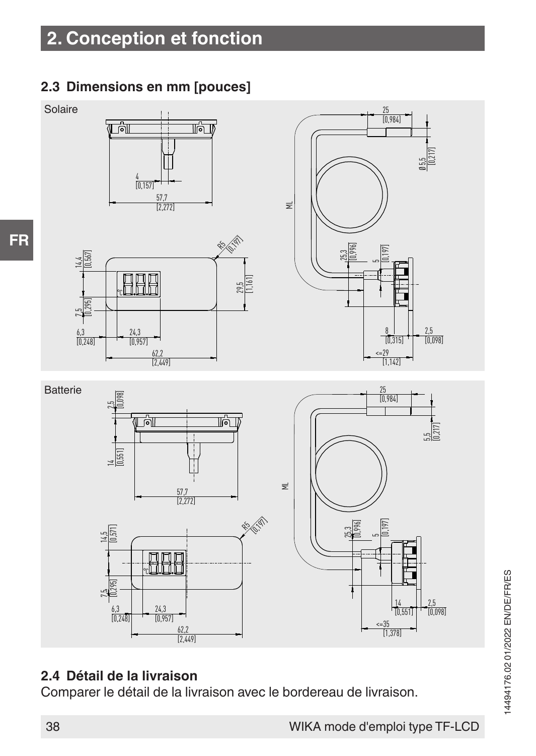# 2. Conception et fonction

## 2.3 Dimensions en mm [pouces]

Solaire

Batterie

## 2.4 Détail de la livraison

Comparer le détail de la livraison avec le bordereau de livraison.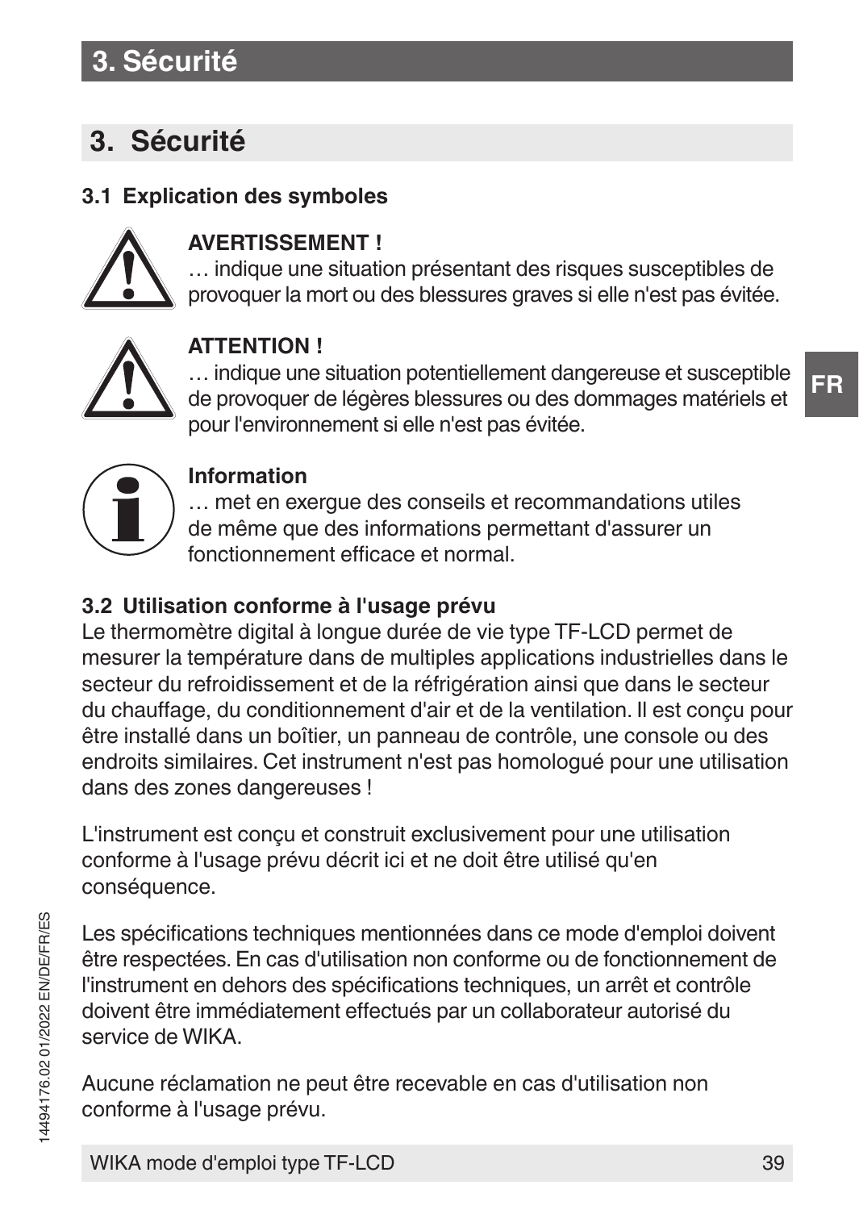# 3. Sécurité

### 3.1 Explication des symboles

**AVERTISSEMENT !**
… indique une situation présentant des risques susceptibles de provoquer la mort ou des blessures graves si elle n'est pas évitée.

**ATTENTION !**
… indique une situation potentiellement dangereuse et susceptible de provoquer de légères blessures ou des dommages matériels et pour l'environnement si elle n'est pas évitée.

**Information**
… met en exergue des conseils et recommandations utiles de même que des informations permettant d'assurer un fonctionnement efficace et normal.

### 3.2 Utilisation conforme à l'usage prévu

Le thermomètre digital à longue durée de vie type TF-LCD permet de mesurer la température dans de multiples applications industrielles dans le secteur du refroidissement et de la réfrigération ainsi que dans le secteur du chauffage, du conditionnement d'air et de la ventilation. Il est conçu pour être installé dans un boîtier, un panneau de contrôle, une console ou des endroits similaires. Cet instrument n'est pas homologué pour une utilisation dans des zones dangereuses !

L'instrument est conçu et construit exclusivement pour une utilisation conforme à l'usage prévu décrit ici et ne doit être utilisé qu'en conséquence.

Les spécifications techniques mentionnées dans ce mode d'emploi doivent être respectées. En cas d'utilisation non conforme ou de fonctionnement de l'instrument en dehors des spécifications techniques, un arrêt et contrôle doivent être immédiatement effectués par un collaborateur autorisé du service de WIKA.

Aucune réclamation ne peut être recevable en cas d'utilisation non conforme à l'usage prévu.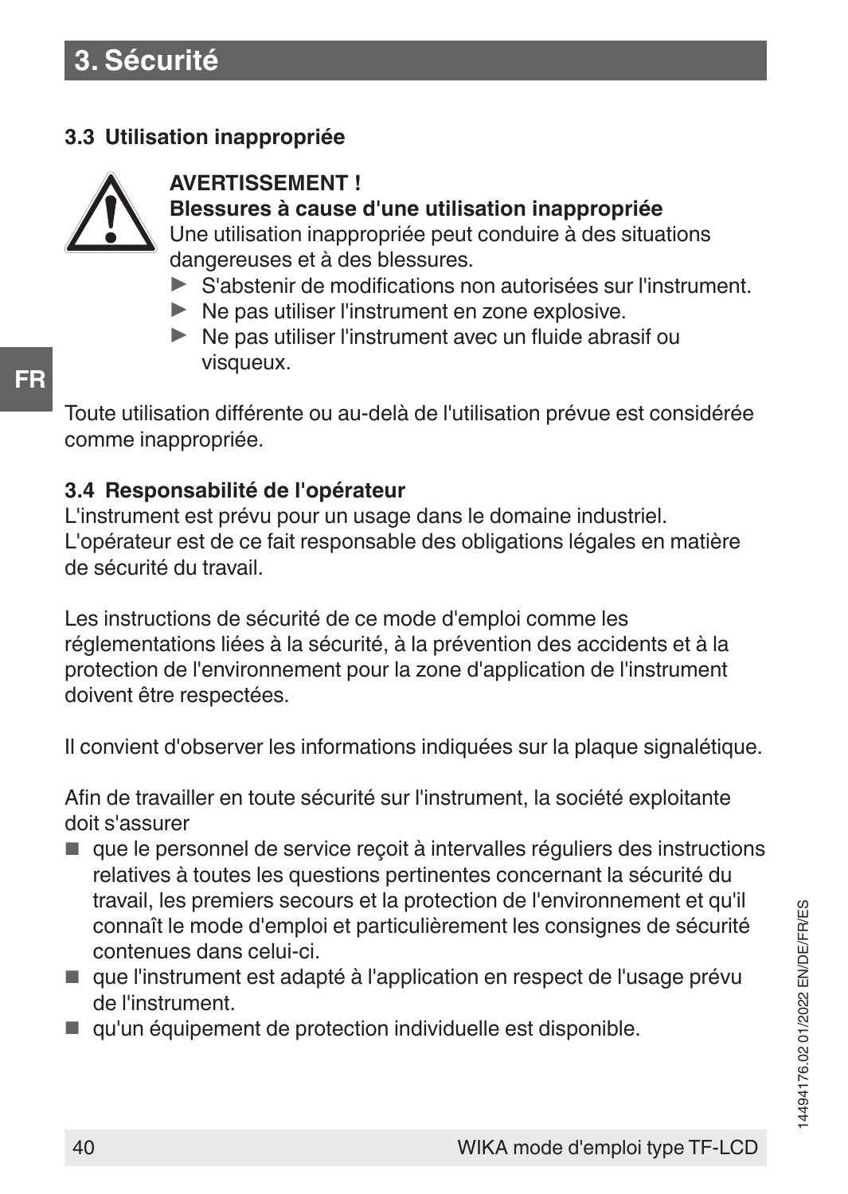# 3. Sécurité

### 3.3 Utilisation inappropriée

**AVERTISSEMENT !**
**Blessures à cause d'une utilisation inappropriée**
Une utilisation inappropriée peut conduire à des situations dangereuses et à des blessures.

- S'abstenir de modifications non autorisées sur l'instrument.
- Ne pas utiliser l'instrument en zone explosive.
- Ne pas utiliser l'instrument avec un fluide abrasif ou visqueux.

Toute utilisation différente ou au-delà de l'utilisation prévue est considérée comme inappropriée.

### 3.4 Responsabilité de l'opérateur

L'instrument est prévu pour un usage dans le domaine industriel. L'opérateur est de ce fait responsable des obligations légales en matière de sécurité du travail.

Les instructions de sécurité de ce mode d'emploi comme les réglementations liées à la sécurité, à la prévention des accidents et à la protection de l'environnement pour la zone d'application de l'instrument doivent être respectées.

Il convient d'observer les informations indiquées sur la plaque signalétique.

Afin de travailler en toute sécurité sur l'instrument, la société exploitante doit s'assurer

- que le personnel de service reçoit à intervalles réguliers des instructions relatives à toutes les questions pertinentes concernant la sécurité du travail, les premiers secours et la protection de l'environnement et qu'il connaît le mode d'emploi et particulièrement les consignes de sécurité contenues dans celui-ci.
- que l'instrument est adapté à l'application en respect de l'usage prévu de l'instrument.
- qu'un équipement de protection individuelle est disponible.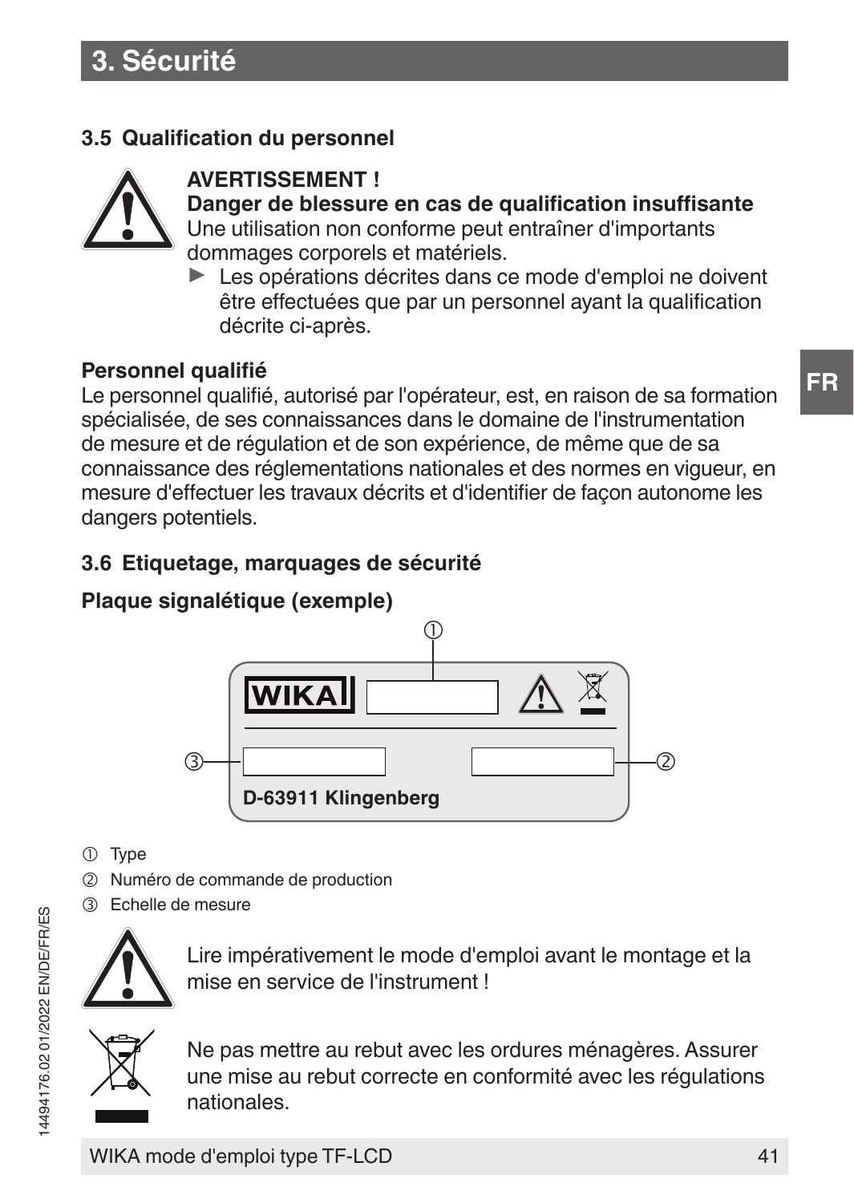# 3. Sécurité

## 3.5 Qualification du personnel

**AVERTISSEMENT !**
**Danger de blessure en cas de qualification insuffisante**
Une utilisation non conforme peut entraîner d'importants dommages corporels et matériels.

- Les opérations décrites dans ce mode d'emploi ne doivent être effectuées que par un personnel ayant la qualification décrite ci-après.

**Personnel qualifié**
Le personnel qualifié, autorisé par l'opérateur, est, en raison de sa formation spécialisée, de ses connaissances dans le domaine de l'instrumentation de mesure et de régulation et de son expérience, de même que de sa connaissance des réglementations nationales et des normes en vigueur, en mesure d'effectuer les travaux décrits et d'identifier de façon autonome les dangers potentiels.

## 3.6 Etiquetage, marquages de sécurité

**Plaque signalétique (exemple)**

WIKA
D-63911 Klingenberg

① Type
② Numéro de commande de production
③ Echelle de mesure

Lire impérativement le mode d'emploi avant le montage et la mise en service de l'instrument !

Ne pas mettre au rebut avec les ordures ménagères. Assurer une mise au rebut correcte en conformité avec les régulations nationales.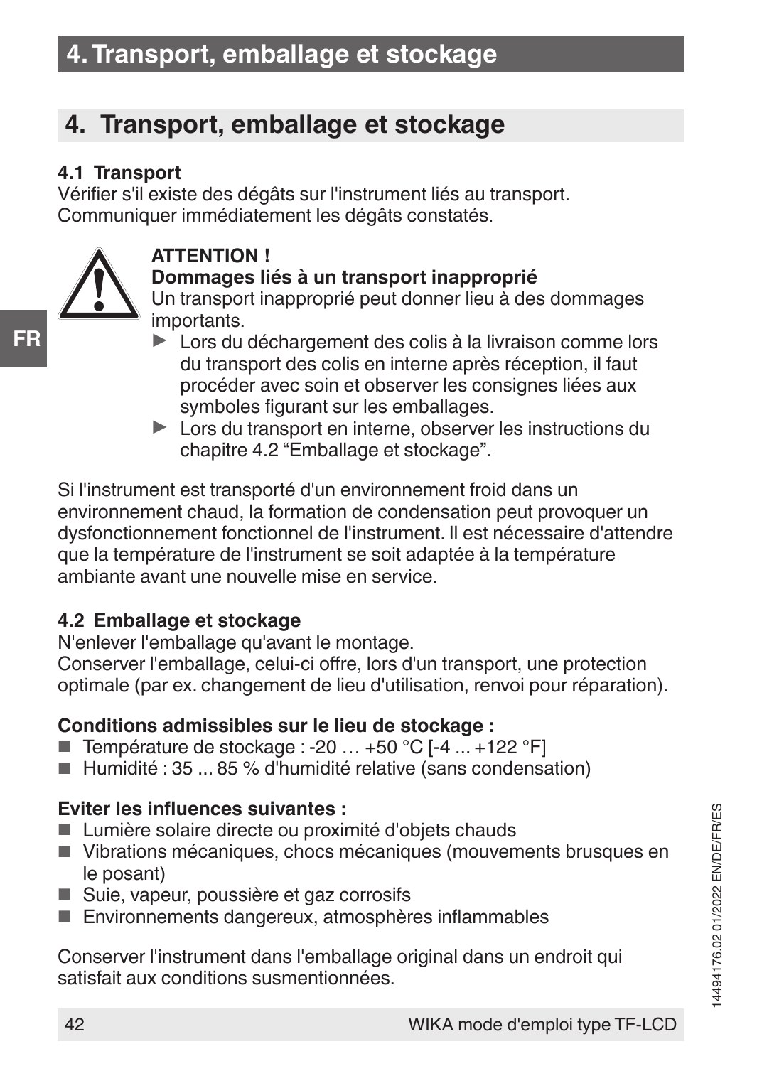# 4. Transport, emballage et stockage

### 4.1 Transport

Vérifier s'il existe des dégâts sur l'instrument liés au transport. Communiquer immédiatement les dégâts constatés.

**ATTENTION !**
**Dommages liés à un transport inapproprié**
Un transport inapproprié peut donner lieu à des dommages importants.

- ▶ Lors du déchargement des colis à la livraison comme lors du transport des colis en interne après réception, il faut procéder avec soin et observer les consignes liées aux symboles figurant sur les emballages.
- ▶ Lors du transport en interne, observer les instructions du chapitre 4.2 “Emballage et stockage”.

Si l'instrument est transporté d'un environnement froid dans un environnement chaud, la formation de condensation peut provoquer un dysfonctionnement fonctionnel de l'instrument. Il est nécessaire d'attendre que la température de l'instrument se soit adaptée à la température ambiante avant une nouvelle mise en service.

### 4.2 Emballage et stockage

N'enlever l'emballage qu'avant le montage.
Conserver l'emballage, celui-ci offre, lors d'un transport, une protection optimale (par ex. changement de lieu d'utilisation, renvoi pour réparation).

**Conditions admissibles sur le lieu de stockage :**

- Température de stockage : -20 … +50 °C [-4 ... +122 °F]
- Humidité : 35 ... 85 % d'humidité relative (sans condensation)

**Eviter les influences suivantes :**

- Lumière solaire directe ou proximité d'objets chauds
- Vibrations mécaniques, chocs mécaniques (mouvements brusques en le posant)
- Suie, vapeur, poussière et gaz corrosifs
- Environnements dangereux, atmosphères inflammables

Conserver l'instrument dans l'emballage original dans un endroit qui satisfait aux conditions susmentionnées.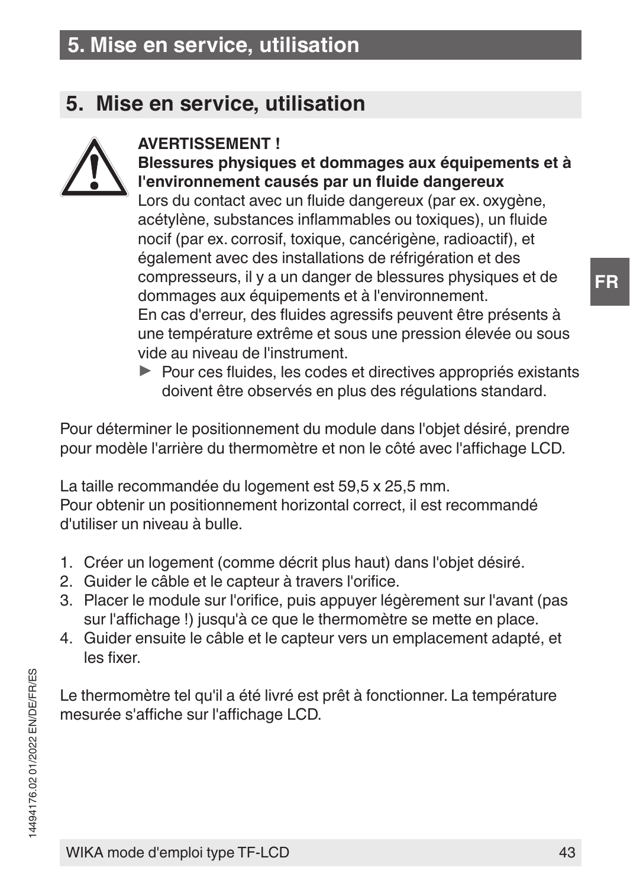## 5. Mise en service, utilisation

**AVERTISSEMENT !**
**Blessures physiques et dommages aux équipements et à l'environnement causés par un fluide dangereux**
Lors du contact avec un fluide dangereux (par ex. oxygène, acétylène, substances inflammables ou toxiques), un fluide nocif (par ex. corrosif, toxique, cancérigène, radioactif), et également avec des installations de réfrigération et des compresseurs, il y a un danger de blessures physiques et de dommages aux équipements et à l'environnement.
En cas d'erreur, des fluides agressifs peuvent être présents à une température extrême et sous une pression élevée ou sous vide au niveau de l'instrument.

- ▶ Pour ces fluides, les codes et directives appropriés existants doivent être observés en plus des régulations standard.

Pour déterminer le positionnement du module dans l'objet désiré, prendre pour modèle l'arrière du thermomètre et non le côté avec l'affichage LCD.

La taille recommandée du logement est 59,5 x 25,5 mm.
Pour obtenir un positionnement horizontal correct, il est recommandé d'utiliser un niveau à bulle.

1. Créer un logement (comme décrit plus haut) dans l'objet désiré.
2. Guider le câble et le capteur à travers l'orifice.
3. Placer le module sur l'orifice, puis appuyer légèrement sur l'avant (pas sur l'affichage !) jusqu'à ce que le thermomètre se mette en place.
4. Guider ensuite le câble et le capteur vers un emplacement adapté, et les fixer.

Le thermomètre tel qu'il a été livré est prêt à fonctionner. La température mesurée s'affiche sur l'affichage LCD.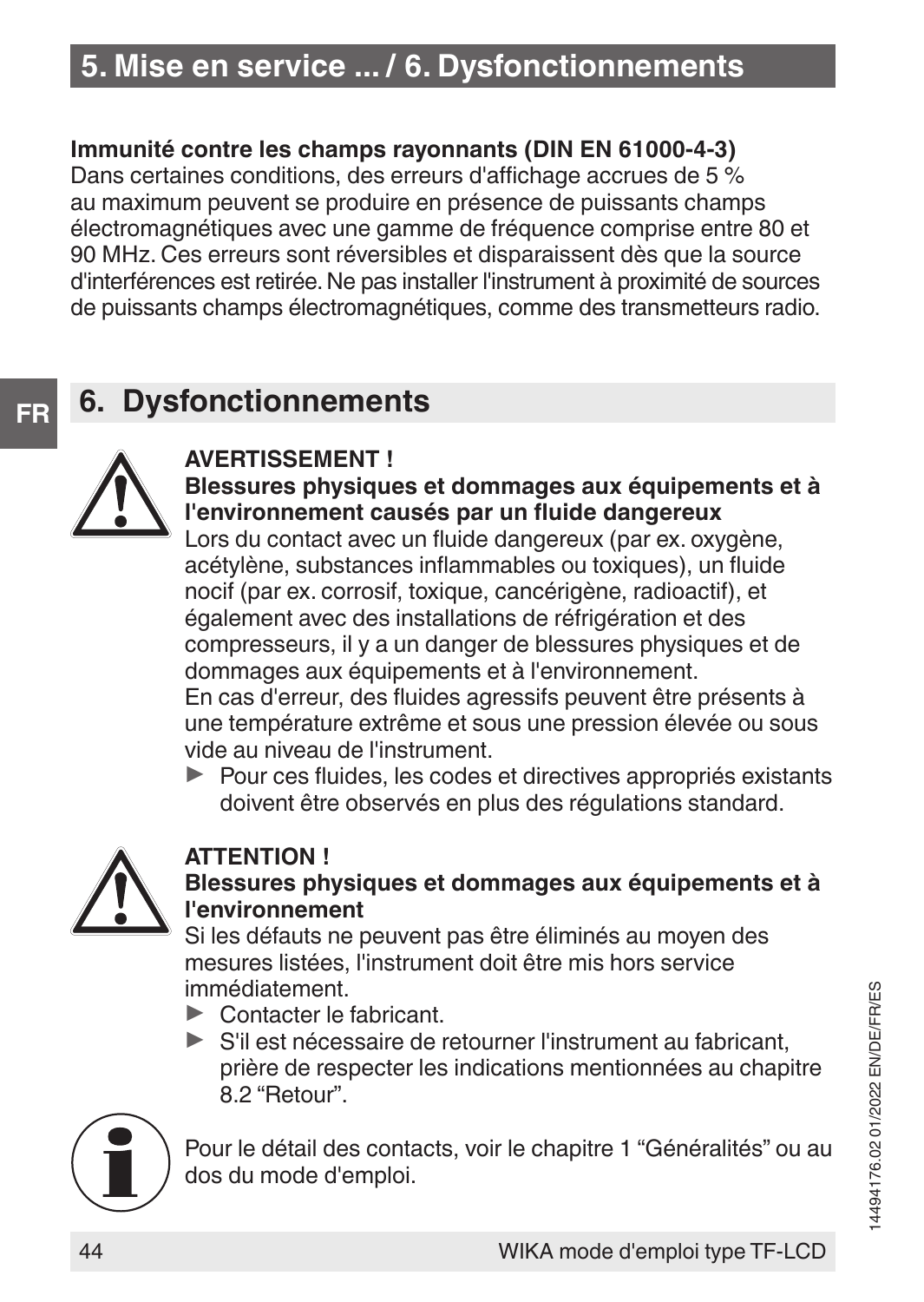**Immunité contre les champs rayonnants (DIN EN 61000-4-3)**
Dans certaines conditions, des erreurs d'affichage accrues de 5 % au maximum peuvent se produire en présence de puissants champs électromagnétiques avec une gamme de fréquence comprise entre 80 et 90 MHz. Ces erreurs sont réversibles et disparaissent dès que la source d'interférences est retirée. Ne pas installer l'instrument à proximité de sources de puissants champs électromagnétiques, comme des transmetteurs radio.

## 6. Dysfonctionnements

**AVERTISSEMENT !**
**Blessures physiques et dommages aux équipements et à l'environnement causés par un fluide dangereux**
Lors du contact avec un fluide dangereux (par ex. oxygène, acétylène, substances inflammables ou toxiques), un fluide nocif (par ex. corrosif, toxique, cancérigène, radioactif), et également avec des installations de réfrigération et des compresseurs, il y a un danger de blessures physiques et de dommages aux équipements et à l'environnement.
En cas d'erreur, des fluides agressifs peuvent être présents à une température extrême et sous une pression élevée ou sous vide au niveau de l'instrument.

- Pour ces fluides, les codes et directives appropriés existants doivent être observés en plus des régulations standard.

**ATTENTION !**
**Blessures physiques et dommages aux équipements et à l'environnement**
Si les défauts ne peuvent pas être éliminés au moyen des mesures listées, l'instrument doit être mis hors service immédiatement.

- Contacter le fabricant.
- S'il est nécessaire de retourner l'instrument au fabricant, prière de respecter les indications mentionnées au chapitre 8.2 “Retour”.

Pour le détail des contacts, voir le chapitre 1 “Généralités” ou au dos du mode d'emploi.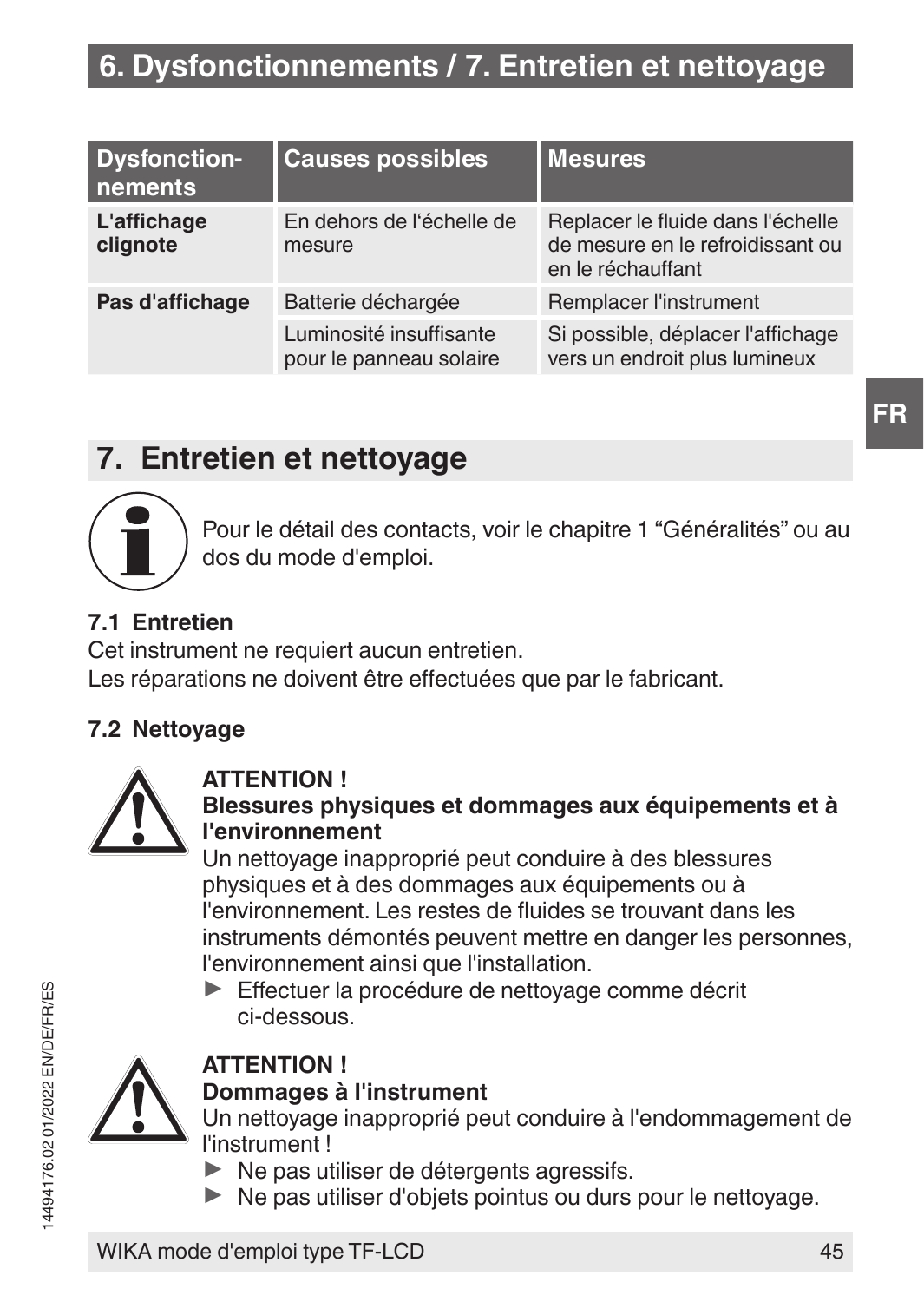# 6. Dysfonctionnements / 7. Entretien et nettoyage

| Dysfonctionnements | Causes possibles | Mesures |
|---|---|---|
| **L'affichage clignote** | En dehors de l'échelle de mesure | Replacer le fluide dans l'échelle de mesure en le refroidissant ou en le réchauffant |
| **Pas d'affichage** | Batterie déchargée | Remplacer l'instrument |
| | Luminosité insuffisante pour le panneau solaire | Si possible, déplacer l'affichage vers un endroit plus lumineux |

# 7. Entretien et nettoyage

Pour le détail des contacts, voir le chapitre 1 “Généralités” ou au dos du mode d'emploi.

### 7.1 Entretien

Cet instrument ne requiert aucun entretien.
Les réparations ne doivent être effectuées que par le fabricant.

### 7.2 Nettoyage

**ATTENTION !**
**Blessures physiques et dommages aux équipements et à l'environnement**
Un nettoyage inapproprié peut conduire à des blessures physiques et à des dommages aux équipements ou à l'environnement. Les restes de fluides se trouvant dans les instruments démontés peuvent mettre en danger les personnes, l'environnement ainsi que l'installation.

- ▶ Effectuer la procédure de nettoyage comme décrit ci-dessous.

**ATTENTION !**
**Dommages à l'instrument**
Un nettoyage inapproprié peut conduire à l'endommagement de l'instrument !

- ▶ Ne pas utiliser de détergents agressifs.
- ▶ Ne pas utiliser d'objets pointus ou durs pour le nettoyage.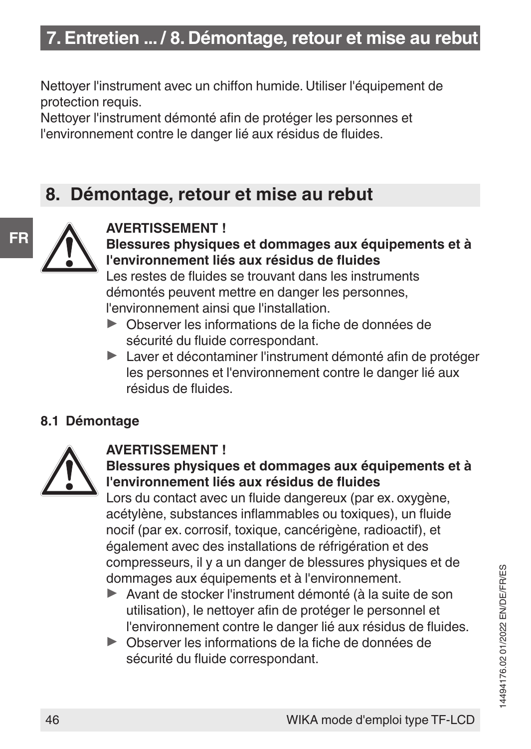Nettoyer l'instrument avec un chiffon humide. Utiliser l'équipement de protection requis.
Nettoyer l'instrument démonté afin de protéger les personnes et l'environnement contre le danger lié aux résidus de fluides.

## 8. Démontage, retour et mise au rebut

**AVERTISSEMENT !**
**Blessures physiques et dommages aux équipements et à l'environnement liés aux résidus de fluides**
Les restes de fluides se trouvant dans les instruments démontés peuvent mettre en danger les personnes, l'environnement ainsi que l'installation.

- Observer les informations de la fiche de données de sécurité du fluide correspondant.
- Laver et décontaminer l'instrument démonté afin de protéger les personnes et l'environnement contre le danger lié aux résidus de fluides.

### 8.1 Démontage

**AVERTISSEMENT !**
**Blessures physiques et dommages aux équipements et à l'environnement liés aux résidus de fluides**
Lors du contact avec un fluide dangereux (par ex. oxygène, acétylène, substances inflammables ou toxiques), un fluide nocif (par ex. corrosif, toxique, cancérigène, radioactif), et également avec des installations de réfrigération et des compresseurs, il y a un danger de blessures physiques et de dommages aux équipements et à l'environnement.

- Avant de stocker l'instrument démonté (à la suite de son utilisation), le nettoyer afin de protéger le personnel et l'environnement contre le danger lié aux résidus de fluides.
- Observer les informations de la fiche de données de sécurité du fluide correspondant.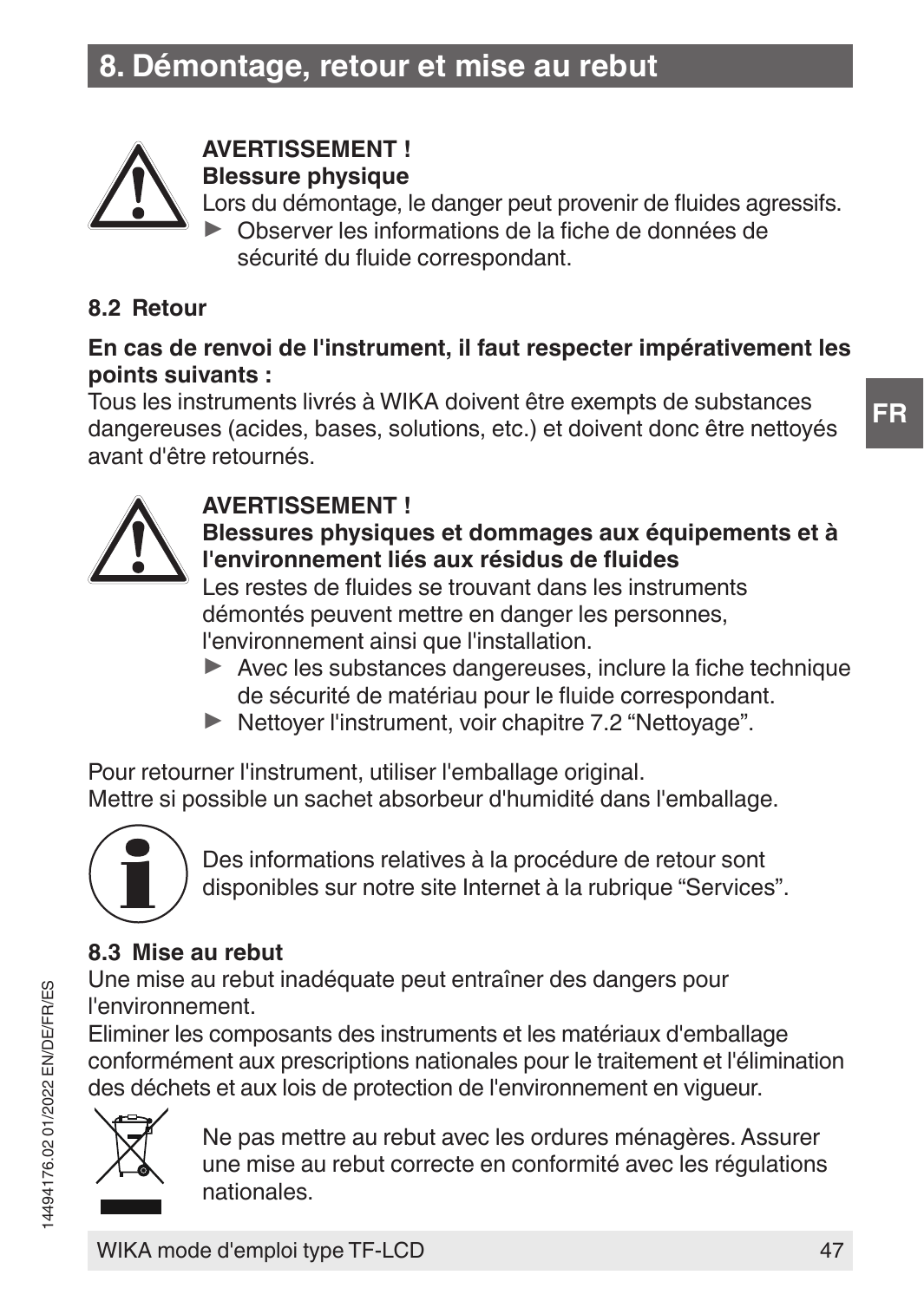# 8. Démontage, retour et mise au rebut

**AVERTISSEMENT !**
**Blessure physique**
Lors du démontage, le danger peut provenir de fluides agressifs.

- Observer les informations de la fiche de données de sécurité du fluide correspondant.

## 8.2 Retour

**En cas de renvoi de l'instrument, il faut respecter impérativement les points suivants :**
Tous les instruments livrés à WIKA doivent être exempts de substances dangereuses (acides, bases, solutions, etc.) et doivent donc être nettoyés avant d'être retournés.

**AVERTISSEMENT !**
**Blessures physiques et dommages aux équipements et à l'environnement liés aux résidus de fluides**
Les restes de fluides se trouvant dans les instruments démontés peuvent mettre en danger les personnes, l'environnement ainsi que l'installation.

- Avec les substances dangereuses, inclure la fiche technique de sécurité de matériau pour le fluide correspondant.
- Nettoyer l'instrument, voir chapitre 7.2 “Nettoyage”.

Pour retourner l'instrument, utiliser l'emballage original.
Mettre si possible un sachet absorbeur d'humidité dans l'emballage.

Des informations relatives à la procédure de retour sont disponibles sur notre site Internet à la rubrique “Services”.

## 8.3 Mise au rebut

Une mise au rebut inadéquate peut entraîner des dangers pour l'environnement.
Eliminer les composants des instruments et les matériaux d'emballage conformément aux prescriptions nationales pour le traitement et l'élimination des déchets et aux lois de protection de l'environnement en vigueur.

Ne pas mettre au rebut avec les ordures ménagères. Assurer une mise au rebut correcte en conformité avec les régulations nationales.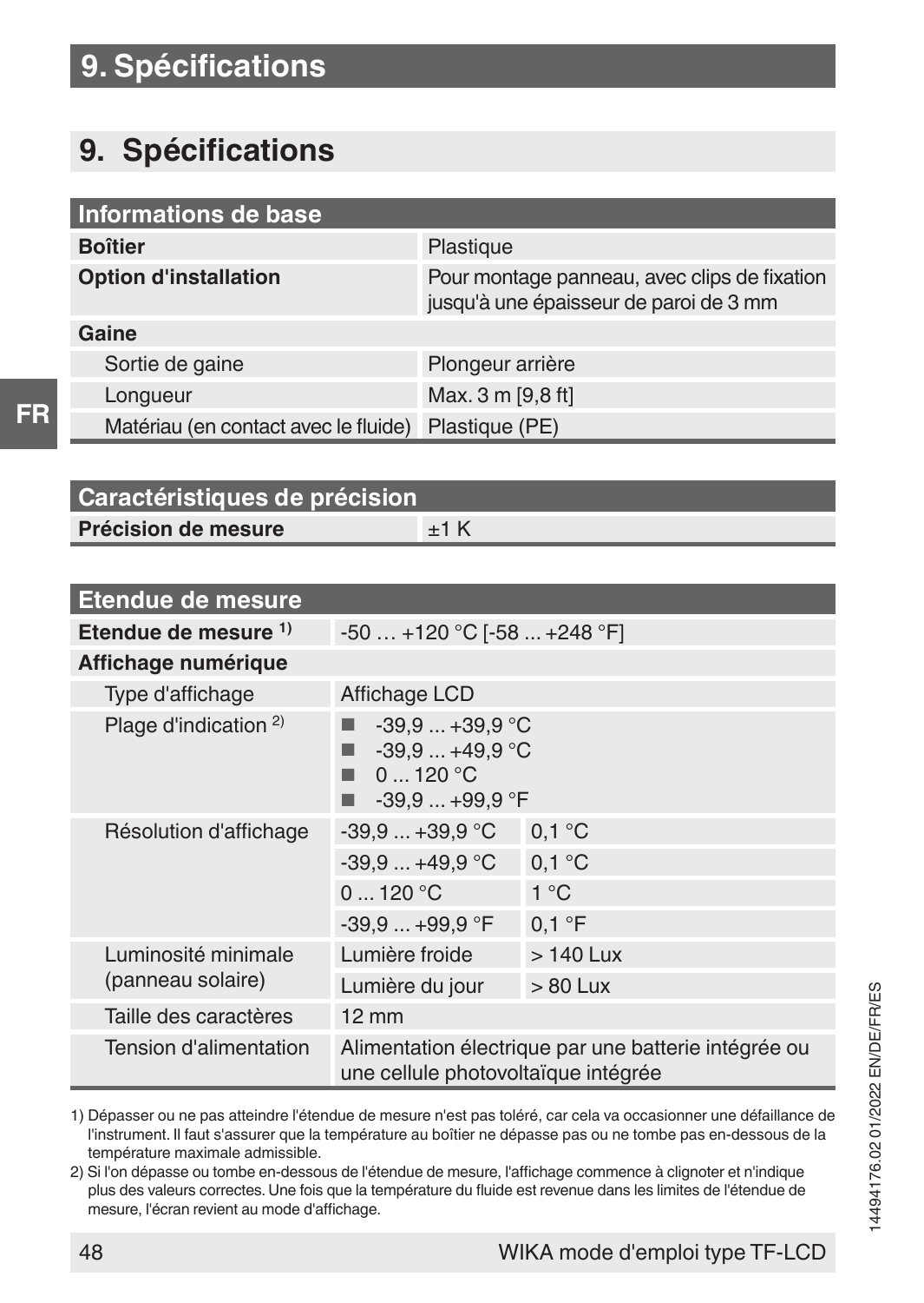# 9. Spécifications

## 9. Spécifications

| Informations de base | |
|---|---|
| **Boîtier** | Plastique |
| **Option d'installation** | Pour montage panneau, avec clips de fixation jusqu'à une épaisseur de paroi de 3 mm |
| **Gaine** | |
| Sortie de gaine | Plongeur arrière |
| Longueur | Max. 3 m [9,8 ft] |
| Matériau (en contact avec le fluide) | Plastique (PE) |

| Caractéristiques de précision | |
|---|---|
| **Précision de mesure** | ±1 K |

| Etendue de mesure | | |
|---|---|---|
| **Etendue de mesure** [1] | -50 … +120 °C [-58 ... +248 °F] | |
| **Affichage numérique** | | |
| Type d'affichage | Affichage LCD | |
| Plage d'indication [2] | ■ -39,9 ... +39,9 °C<br>■ -39,9 ... +49,9 °C<br>■ 0 ... 120 °C<br>■ -39,9 ... +99,9 °F | |
| Résolution d'affichage | -39,9 ... +39,9 °C | 0,1 °C |
| | -39,9 ... +49,9 °C | 0,1 °C |
| | 0 ... 120 °C | 1 °C |
| | -39,9 ... +99,9 °F | 0,1 °F |
| Luminosité minimale (panneau solaire) | Lumière froide | > 140 Lux |
| | Lumière du jour | > 80 Lux |
| Taille des caractères | 12 mm | |
| Tension d'alimentation | Alimentation électrique par une batterie intégrée ou une cellule photovoltaïque intégrée | |

1) Dépasser ou ne pas atteindre l'étendue de mesure n'est pas toléré, car cela va occasionner une défaillance de l'instrument. Il faut s'assurer que la température au boîtier ne dépasse pas ou ne tombe pas en-dessous de la température maximale admissible.

2) Si l'on dépasse ou tombe en-dessous de l'étendue de mesure, l'affichage commence à clignoter et n'indique plus des valeurs correctes. Une fois que la température du fluide est revenue dans les limites de l'étendue de mesure, l'écran revient au mode d'affichage.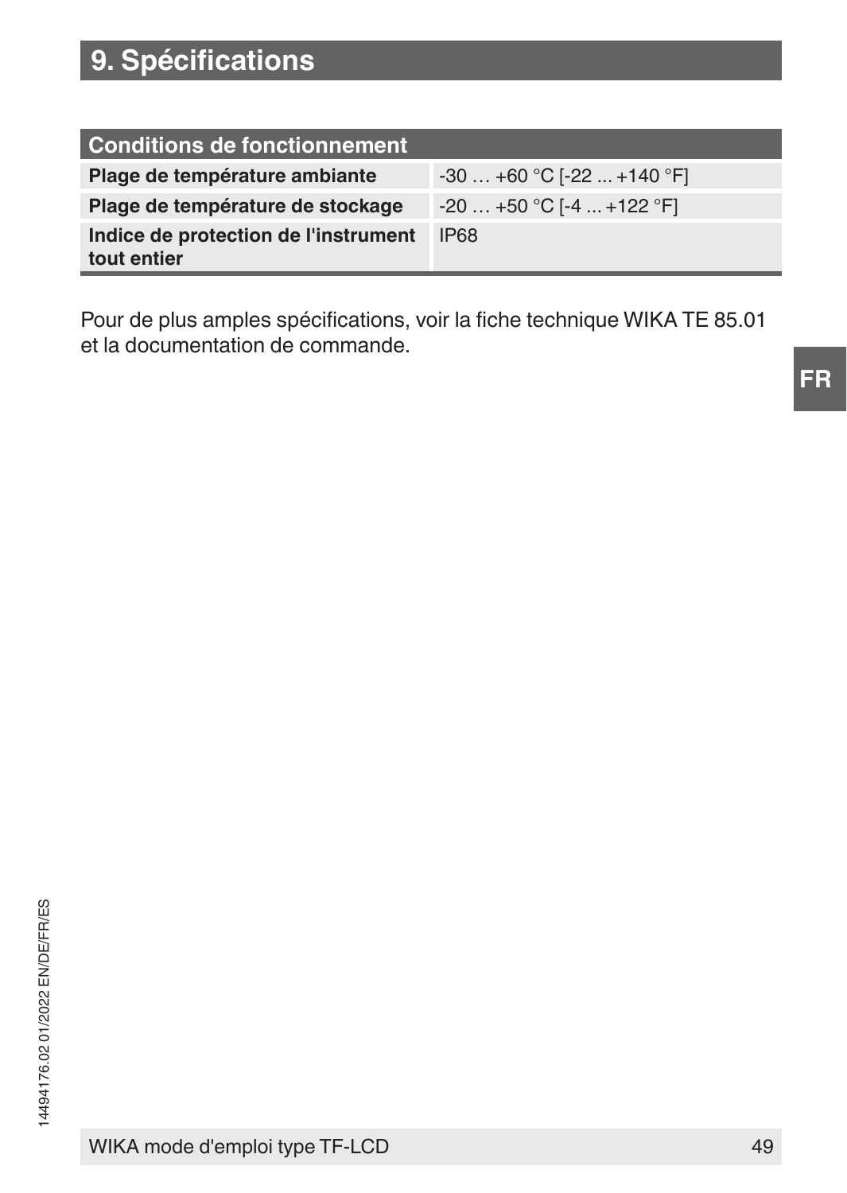# 9. Spécifications

| Conditions de fonctionnement | |
|---|---|
| **Plage de température ambiante** | -30 … +60 °C [-22 ... +140 °F] |
| **Plage de température de stockage** | -20 … +50 °C [-4 ... +122 °F] |
| **Indice de protection de l'instrument tout entier** | IP68 |

Pour de plus amples spécifications, voir la fiche technique WIKA TE 85.01 et la documentation de commande.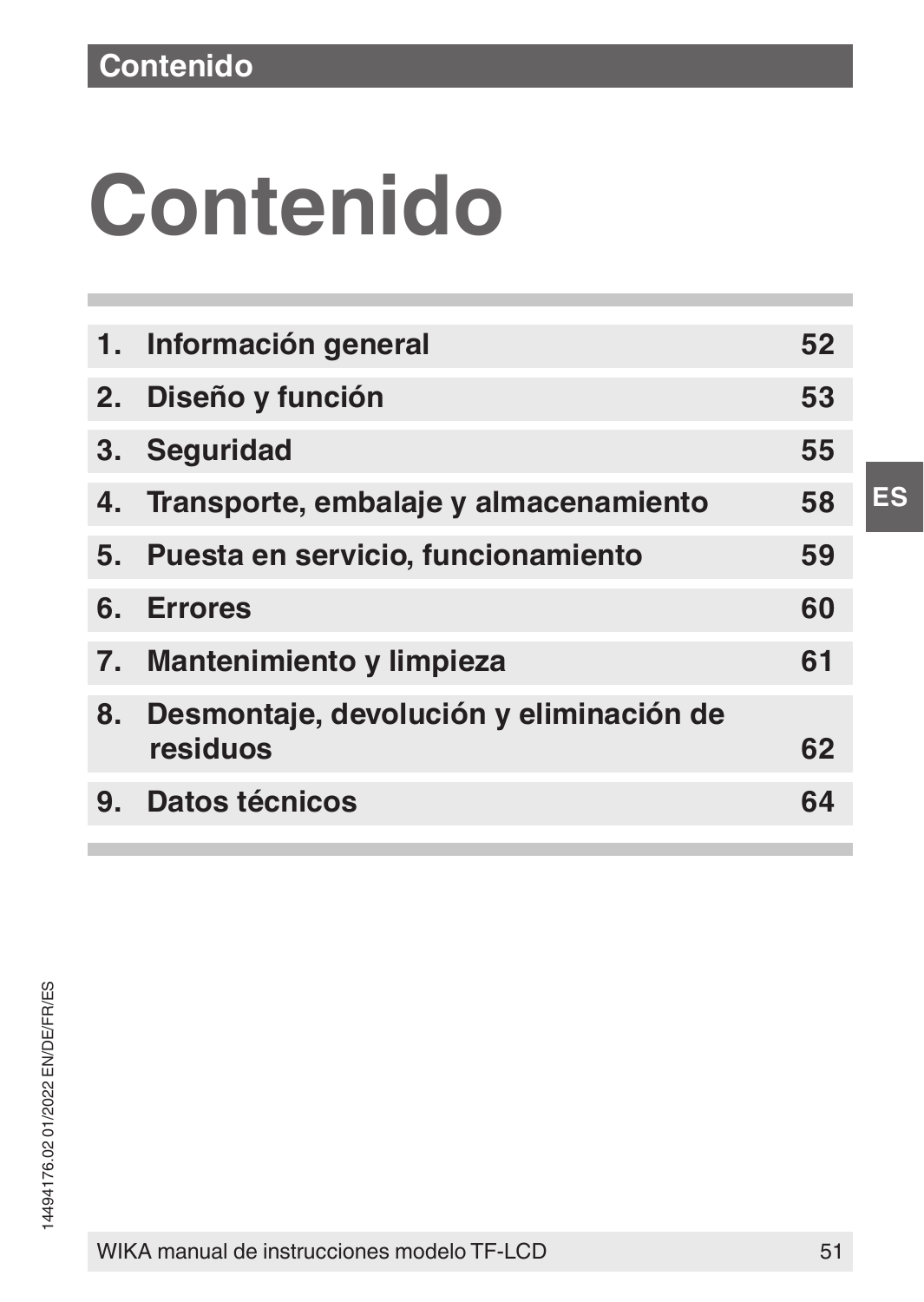# Contenido

| | | |
|---|---|---|
| 1. | Información general | 52 |
| 2. | Diseño y función | 53 |
| 3. | Seguridad | 55 |
| 4. | Transporte, embalaje y almacenamiento | 58 |
| 5. | Puesta en servicio, funcionamiento | 59 |
| 6. | Errores | 60 |
| 7. | Mantenimiento y limpieza | 61 |
| 8. | Desmontaje, devolución y eliminación de residuos | 62 |
| 9. | Datos técnicos | 64 |

14494176.02 01/2022 EN/DE/FR/ES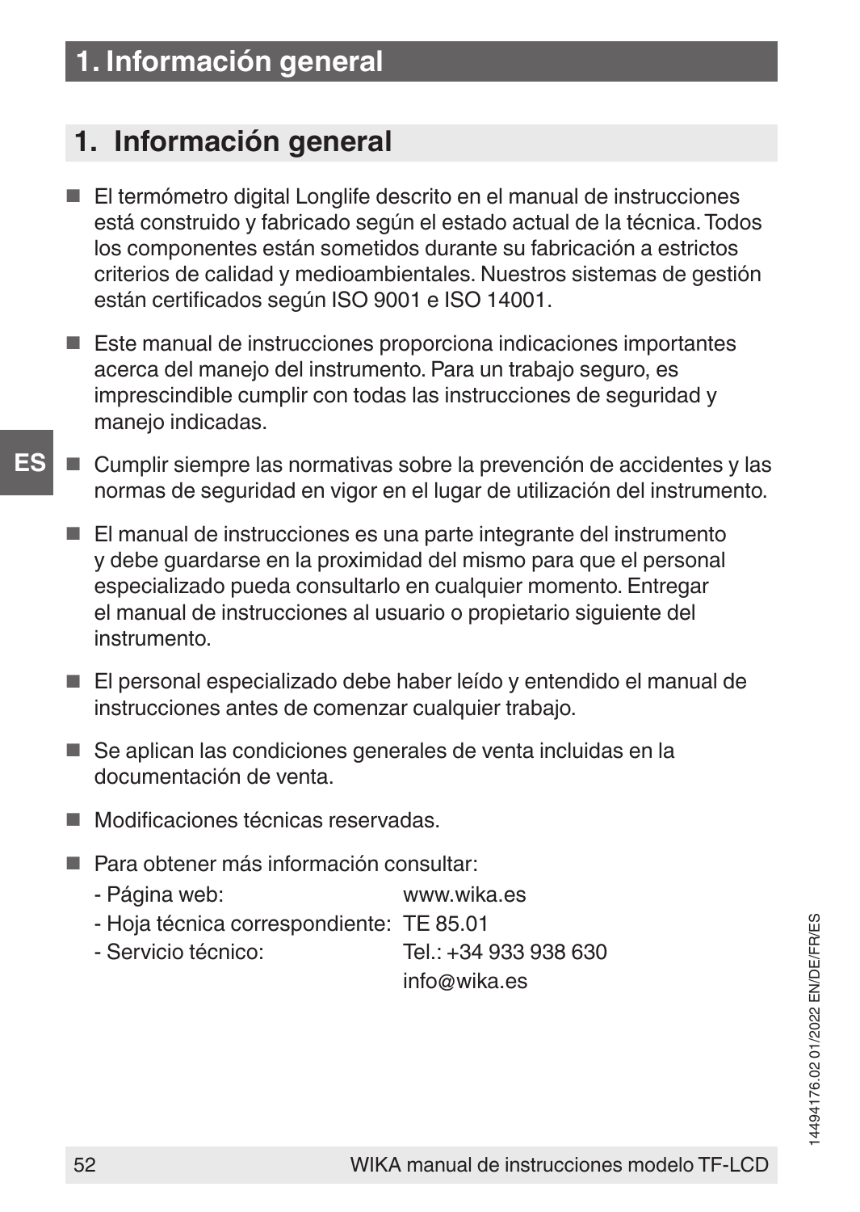# 1. Información general

- El termómetro digital Longlife descrito en el manual de instrucciones está construido y fabricado según el estado actual de la técnica. Todos los componentes están sometidos durante su fabricación a estrictos criterios de calidad y medioambientales. Nuestros sistemas de gestión están certificados según ISO 9001 e ISO 14001.
- Este manual de instrucciones proporciona indicaciones importantes acerca del manejo del instrumento. Para un trabajo seguro, es imprescindible cumplir con todas las instrucciones de seguridad y manejo indicadas.
- Cumplir siempre las normativas sobre la prevención de accidentes y las normas de seguridad en vigor en el lugar de utilización del instrumento.
- El manual de instrucciones es una parte integrante del instrumento y debe guardarse en la proximidad del mismo para que el personal especializado pueda consultarlo en cualquier momento. Entregar el manual de instrucciones al usuario o propietario siguiente del instrumento.
- El personal especializado debe haber leído y entendido el manual de instrucciones antes de comenzar cualquier trabajo.
- Se aplican las condiciones generales de venta incluidas en la documentación de venta.
- Modificaciones técnicas reservadas.
- Para obtener más información consultar:
  - Página web: www.wika.es
  - Hoja técnica correspondiente: TE 85.01
  - Servicio técnico: Tel.: +34 933 938 630
    info@wika.es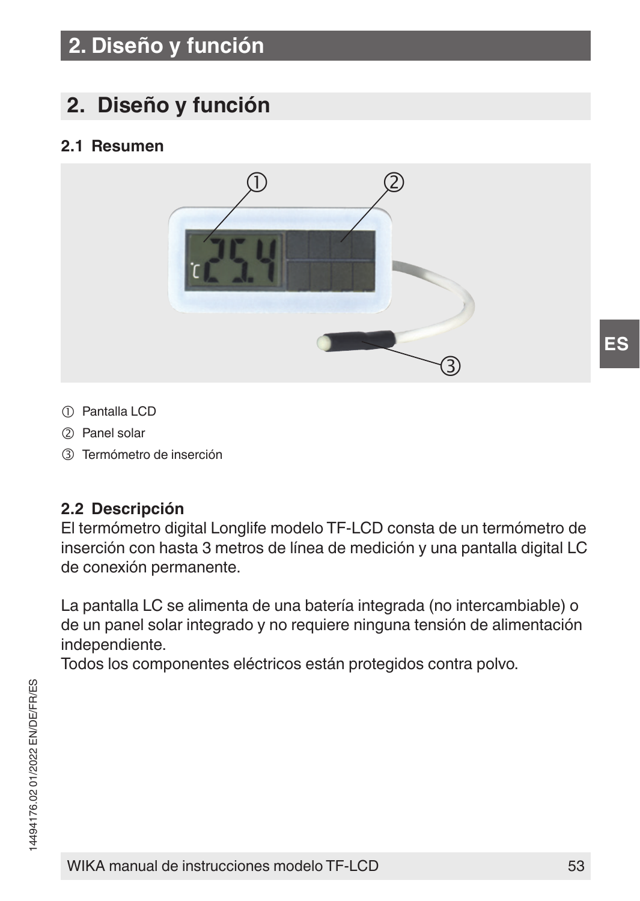## 2. Diseño y función

### 2.1 Resumen

① Pantalla LCD

② Panel solar

③ Termómetro de inserción

### 2.2 Descripción

El termómetro digital Longlife modelo TF-LCD consta de un termómetro de inserción con hasta 3 metros de línea de medición y una pantalla digital LC de conexión permanente.

La pantalla LC se alimenta de una batería integrada (no intercambiable) o de un panel solar integrado y no requiere ninguna tensión de alimentación independiente.
Todos los componentes eléctricos están protegidos contra polvo.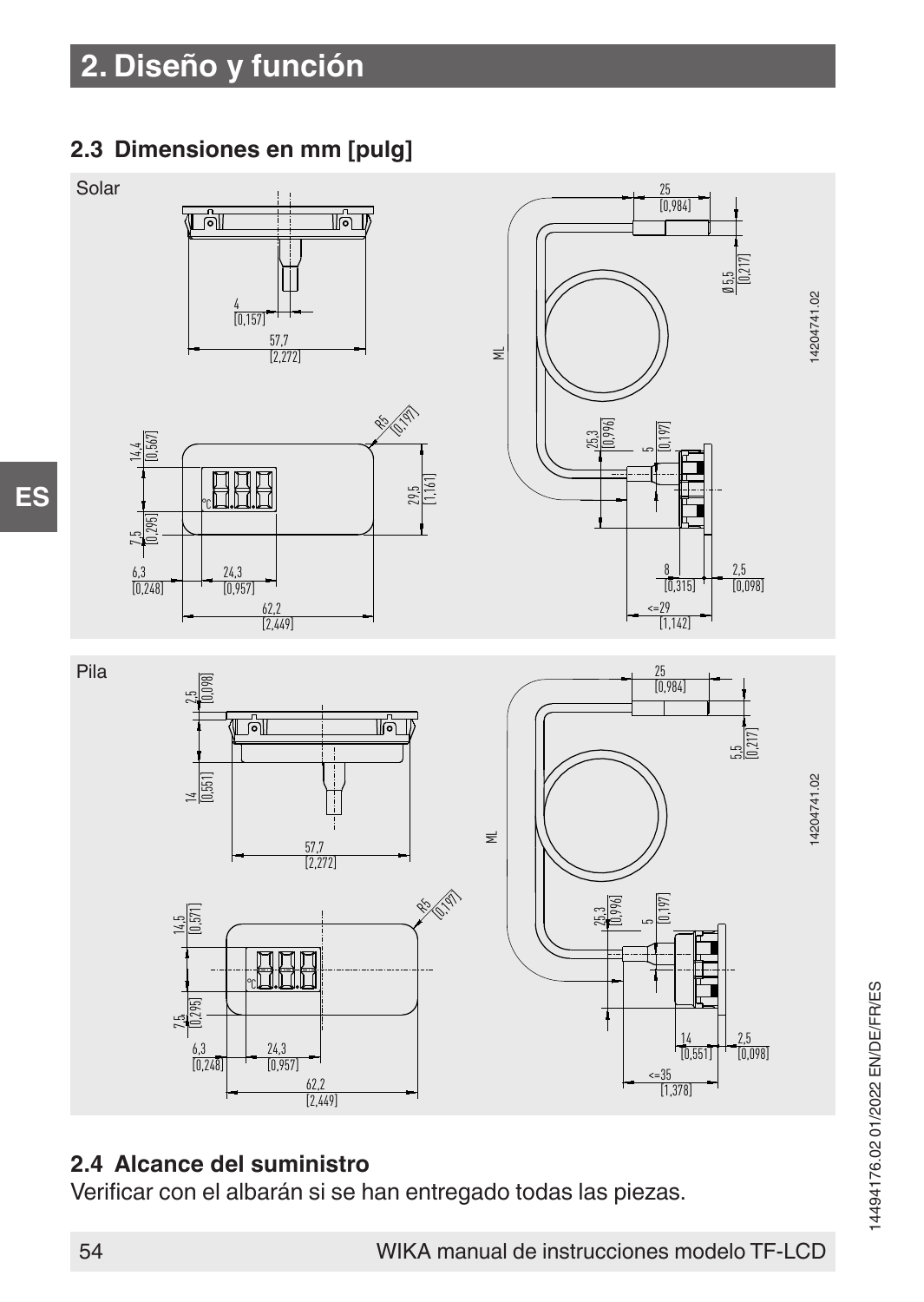# 2. Diseño y función

## 2.3 Dimensiones en mm [pulg]

Solar

Pila

## 2.4 Alcance del suministro

Verificar con el albarán si se han entregado todas las piezas.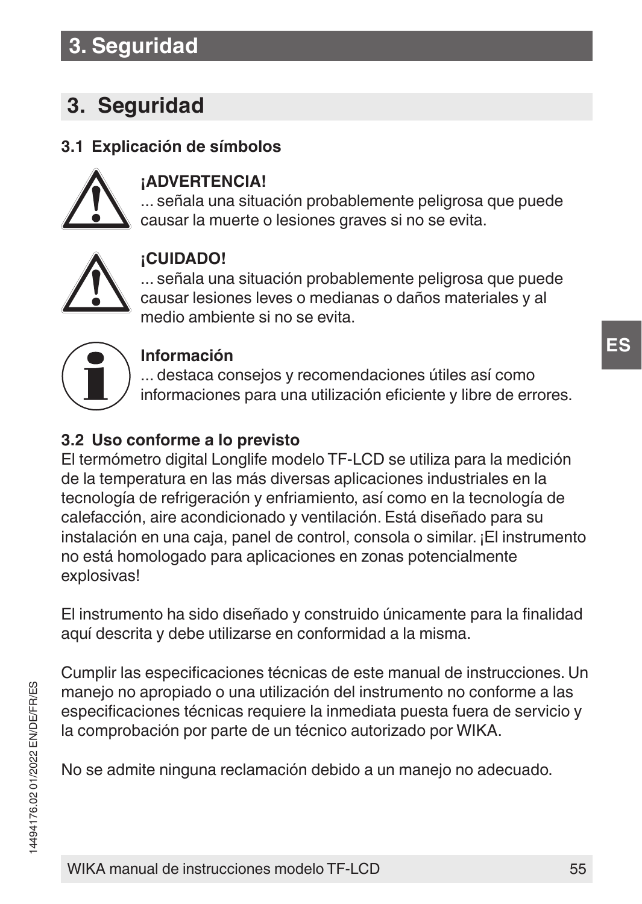# 3. Seguridad

### 3.1 Explicación de símbolos

**¡ADVERTENCIA!**
... señala una situación probablemente peligrosa que puede causar la muerte o lesiones graves si no se evita.

**¡CUIDADO!**
... señala una situación probablemente peligrosa que puede causar lesiones leves o medianas o daños materiales y al medio ambiente si no se evita.

**Información**
... destaca consejos y recomendaciones útiles así como informaciones para una utilización eficiente y libre de errores.

### 3.2 Uso conforme a lo previsto

El termómetro digital Longlife modelo TF-LCD se utiliza para la medición de la temperatura en las más diversas aplicaciones industriales en la tecnología de refrigeración y enfriamiento, así como en la tecnología de calefacción, aire acondicionado y ventilación. Está diseñado para su instalación en una caja, panel de control, consola o similar. ¡El instrumento no está homologado para aplicaciones en zonas potencialmente explosivas!

El instrumento ha sido diseñado y construido únicamente para la finalidad aquí descrita y debe utilizarse en conformidad a la misma.

Cumplir las especificaciones técnicas de este manual de instrucciones. Un manejo no apropiado o una utilización del instrumento no conforme a las especificaciones técnicas requiere la inmediata puesta fuera de servicio y la comprobación por parte de un técnico autorizado por WIKA.

No se admite ninguna reclamación debido a un manejo no adecuado.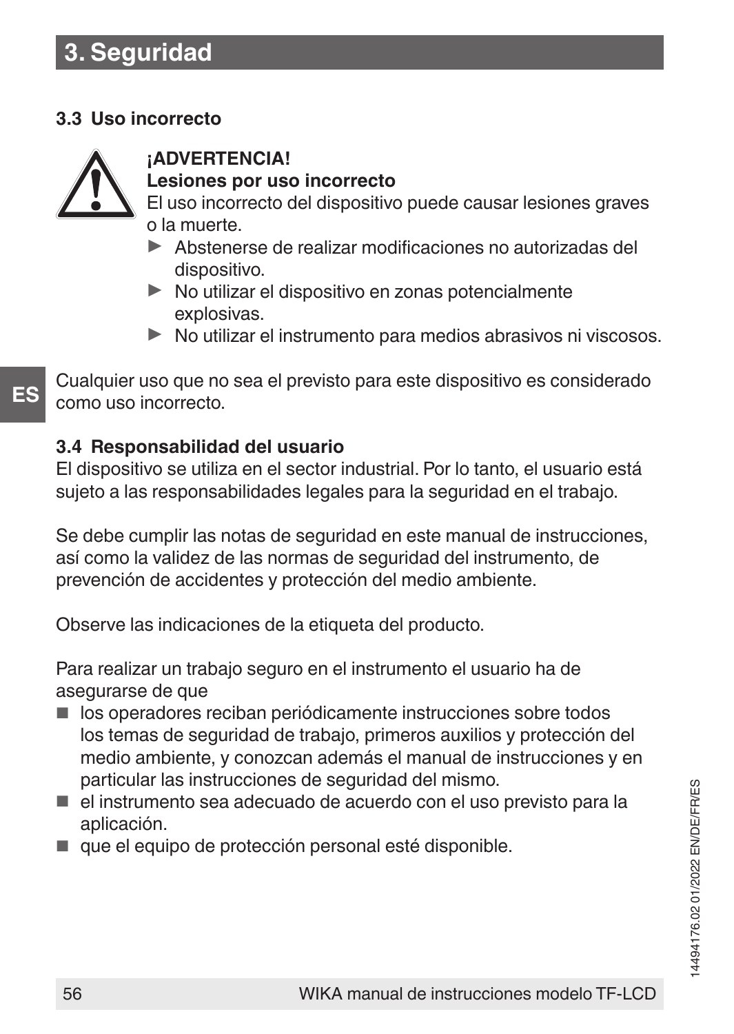## 3. Seguridad

### 3.3 Uso incorrecto

**¡ADVERTENCIA!**
**Lesiones por uso incorrecto**
El uso incorrecto del dispositivo puede causar lesiones graves o la muerte.

- ▶ Abstenerse de realizar modificaciones no autorizadas del dispositivo.
- ▶ No utilizar el dispositivo en zonas potencialmente explosivas.
- ▶ No utilizar el instrumento para medios abrasivos ni viscosos.

Cualquier uso que no sea el previsto para este dispositivo es considerado como uso incorrecto.

### 3.4 Responsabilidad del usuario

El dispositivo se utiliza en el sector industrial. Por lo tanto, el usuario está sujeto a las responsabilidades legales para la seguridad en el trabajo.

Se debe cumplir las notas de seguridad en este manual de instrucciones, así como la validez de las normas de seguridad del instrumento, de prevención de accidentes y protección del medio ambiente.

Observe las indicaciones de la etiqueta del producto.

Para realizar un trabajo seguro en el instrumento el usuario ha de asegurarse de que

- los operadores reciban periódicamente instrucciones sobre todos los temas de seguridad de trabajo, primeros auxilios y protección del medio ambiente, y conozcan además el manual de instrucciones y en particular las instrucciones de seguridad del mismo.
- el instrumento sea adecuado de acuerdo con el uso previsto para la aplicación.
- que el equipo de protección personal esté disponible.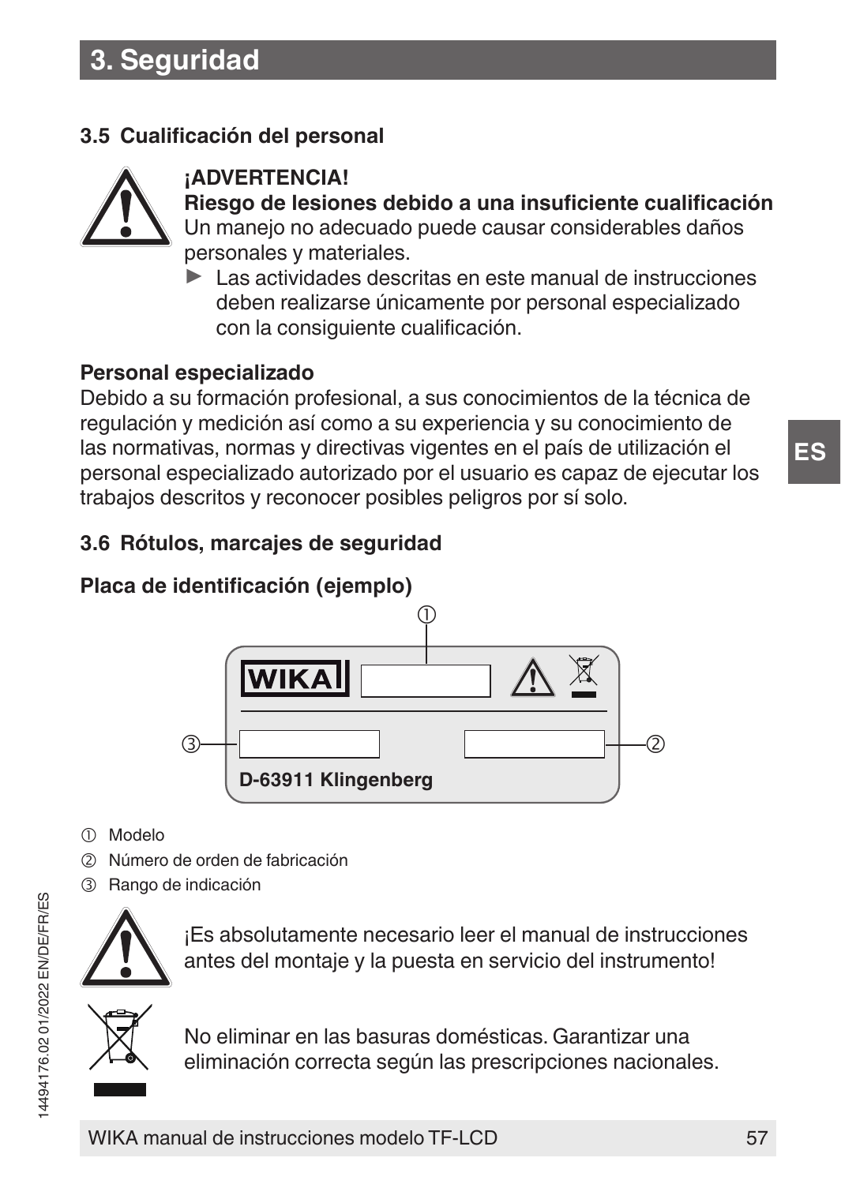## 3. Seguridad

### 3.5 Cualificación del personal

**¡ADVERTENCIA!**
**Riesgo de lesiones debido a una insuficiente cualificación**
Un manejo no adecuado puede causar considerables daños personales y materiales.

- ▶ Las actividades descritas en este manual de instrucciones deben realizarse únicamente por personal especializado con la consiguiente cualificación.

**Personal especializado**
Debido a su formación profesional, a sus conocimientos de la técnica de regulación y medición así como a su experiencia y su conocimiento de las normativas, normas y directivas vigentes en el país de utilización el personal especializado autorizado por el usuario es capaz de ejecutar los trabajos descritos y reconocer posibles peligros por sí solo.

### 3.6 Rótulos, marcajes de seguridad

**Placa de identificación (ejemplo)**

WIKA

D-63911 Klingenberg

① Modelo
② Número de orden de fabricación
③ Rango de indicación

¡Es absolutamente necesario leer el manual de instrucciones antes del montaje y la puesta en servicio del instrumento!

No eliminar en las basuras domésticas. Garantizar una eliminación correcta según las prescripciones nacionales.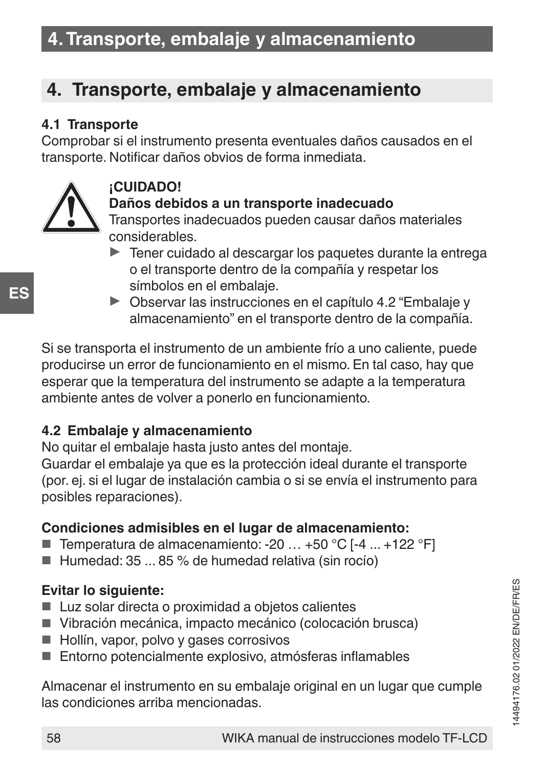## 4. Transporte, embalaje y almacenamiento

### 4.1 Transporte

Comprobar si el instrumento presenta eventuales daños causados en el transporte. Notificar daños obvios de forma inmediata.

**¡CUIDADO!**
**Daños debidos a un transporte inadecuado**
Transportes inadecuados pueden causar daños materiales considerables.

- ▶ Tener cuidado al descargar los paquetes durante la entrega o el transporte dentro de la compañía y respetar los símbolos en el embalaje.
- ▶ Observar las instrucciones en el capítulo 4.2 "Embalaje y almacenamiento" en el transporte dentro de la compañía.

Si se transporta el instrumento de un ambiente frío a uno caliente, puede producirse un error de funcionamiento en el mismo. En tal caso, hay que esperar que la temperatura del instrumento se adapte a la temperatura ambiente antes de volver a ponerlo en funcionamiento.

### 4.2 Embalaje y almacenamiento

No quitar el embalaje hasta justo antes del montaje.
Guardar el embalaje ya que es la protección ideal durante el transporte (por. ej. si el lugar de instalación cambia o si se envía el instrumento para posibles reparaciones).

**Condiciones admisibles en el lugar de almacenamiento:**

- Temperatura de almacenamiento: -20 … +50 °C [-4 ... +122 °F]
- Humedad: 35 ... 85 % de humedad relativa (sin rocío)

**Evitar lo siguiente:**

- Luz solar directa o proximidad a objetos calientes
- Vibración mecánica, impacto mecánico (colocación brusca)
- Hollín, vapor, polvo y gases corrosivos
- Entorno potencialmente explosivo, atmósferas inflamables

Almacenar el instrumento en su embalaje original en un lugar que cumple las condiciones arriba mencionadas.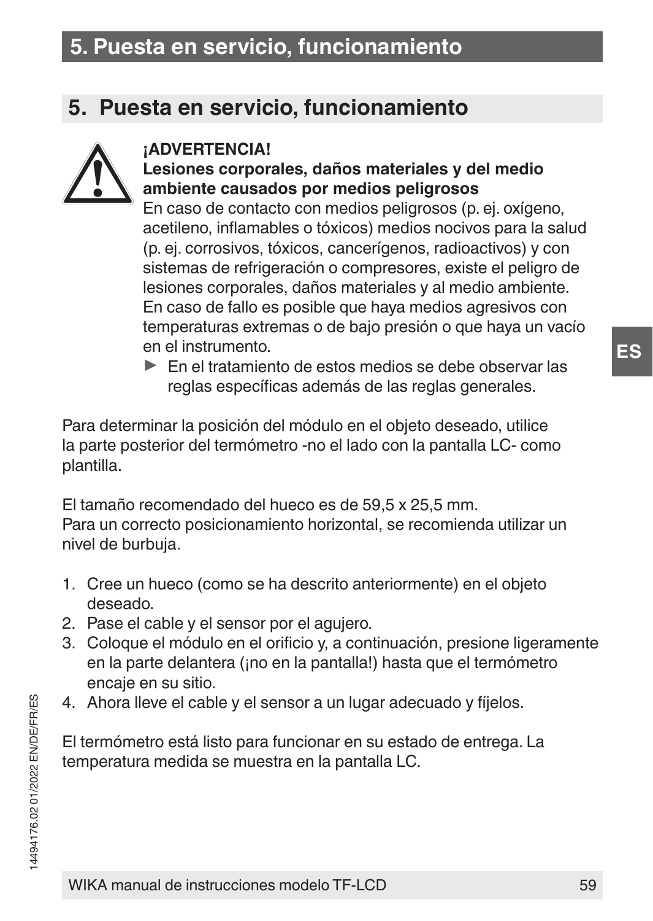## 5. Puesta en servicio, funcionamiento

**¡ADVERTENCIA!**
**Lesiones corporales, daños materiales y del medio ambiente causados por medios peligrosos**
En caso de contacto con medios peligrosos (p. ej. oxígeno, acetileno, inflamables o tóxicos) medios nocivos para la salud (p. ej. corrosivos, tóxicos, cancerígenos, radioactivos) y con sistemas de refrigeración o compresores, existe el peligro de lesiones corporales, daños materiales y al medio ambiente.
En caso de fallo es posible que haya medios agresivos con temperaturas extremas o de bajo presión o que haya un vacío en el instrumento.

- ▶ En el tratamiento de estos medios se debe observar las reglas específicas además de las reglas generales.

Para determinar la posición del módulo en el objeto deseado, utilice la parte posterior del termómetro -no el lado con la pantalla LC- como plantilla.

El tamaño recomendado del hueco es de 59,5 x 25,5 mm.
Para un correcto posicionamiento horizontal, se recomienda utilizar un nivel de burbuja.

1. Cree un hueco (como se ha descrito anteriormente) en el objeto deseado.
2. Pase el cable y el sensor por el agujero.
3. Coloque el módulo en el orificio y, a continuación, presione ligeramente en la parte delantera (¡no en la pantalla!) hasta que el termómetro encaje en su sitio.
4. Ahora lleve el cable y el sensor a un lugar adecuado y fíjelos.

El termómetro está listo para funcionar en su estado de entrega. La temperatura medida se muestra en la pantalla LC.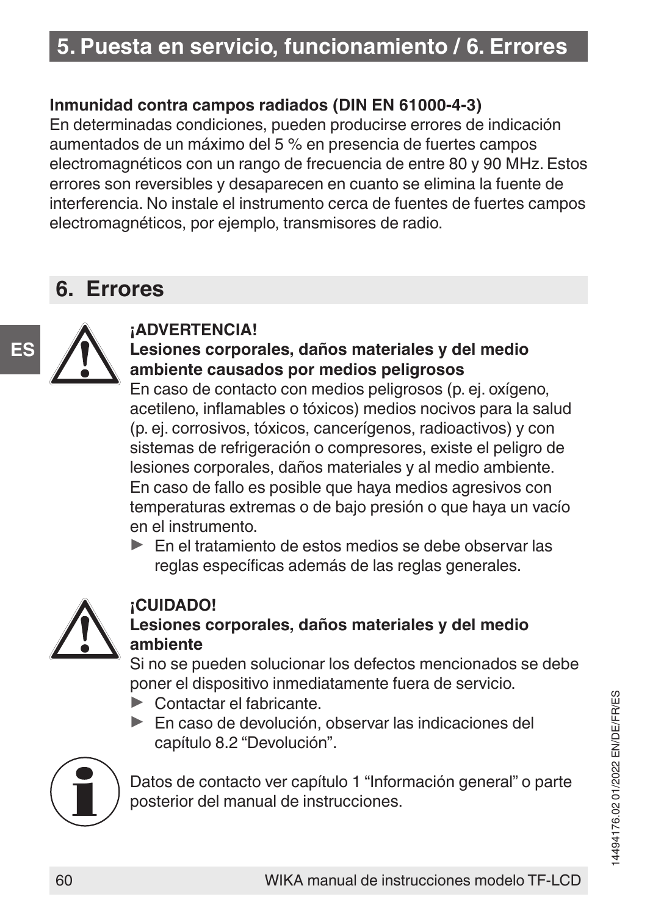**Inmunidad contra campos radiados (DIN EN 61000-4-3)**

En determinadas condiciones, pueden producirse errores de indicación aumentados de un máximo del 5 % en presencia de fuertes campos electromagnéticos con un rango de frecuencia de entre 80 y 90 MHz. Estos errores son reversibles y desaparecen en cuanto se elimina la fuente de interferencia. No instale el instrumento cerca de fuentes de fuertes campos electromagnéticos, por ejemplo, transmisores de radio.

## 6. Errores

**¡ADVERTENCIA!**

**Lesiones corporales, daños materiales y del medio ambiente causados por medios peligrosos**

En caso de contacto con medios peligrosos (p. ej. oxígeno, acetileno, inflamables o tóxicos) medios nocivos para la salud (p. ej. corrosivos, tóxicos, cancerígenos, radioactivos) y con sistemas de refrigeración o compresores, existe el peligro de lesiones corporales, daños materiales y al medio ambiente. En caso de fallo es posible que haya medios agresivos con temperaturas extremas o de bajo presión o que haya un vacío en el instrumento.

- En el tratamiento de estos medios se debe observar las reglas específicas además de las reglas generales.

**¡CUIDADO!**

**Lesiones corporales, daños materiales y del medio ambiente**

Si no se pueden solucionar los defectos mencionados se debe poner el dispositivo inmediatamente fuera de servicio.

- Contactar el fabricante.
- En caso de devolución, observar las indicaciones del capítulo 8.2 “Devolución”.

Datos de contacto ver capítulo 1 “Información general” o parte posterior del manual de instrucciones.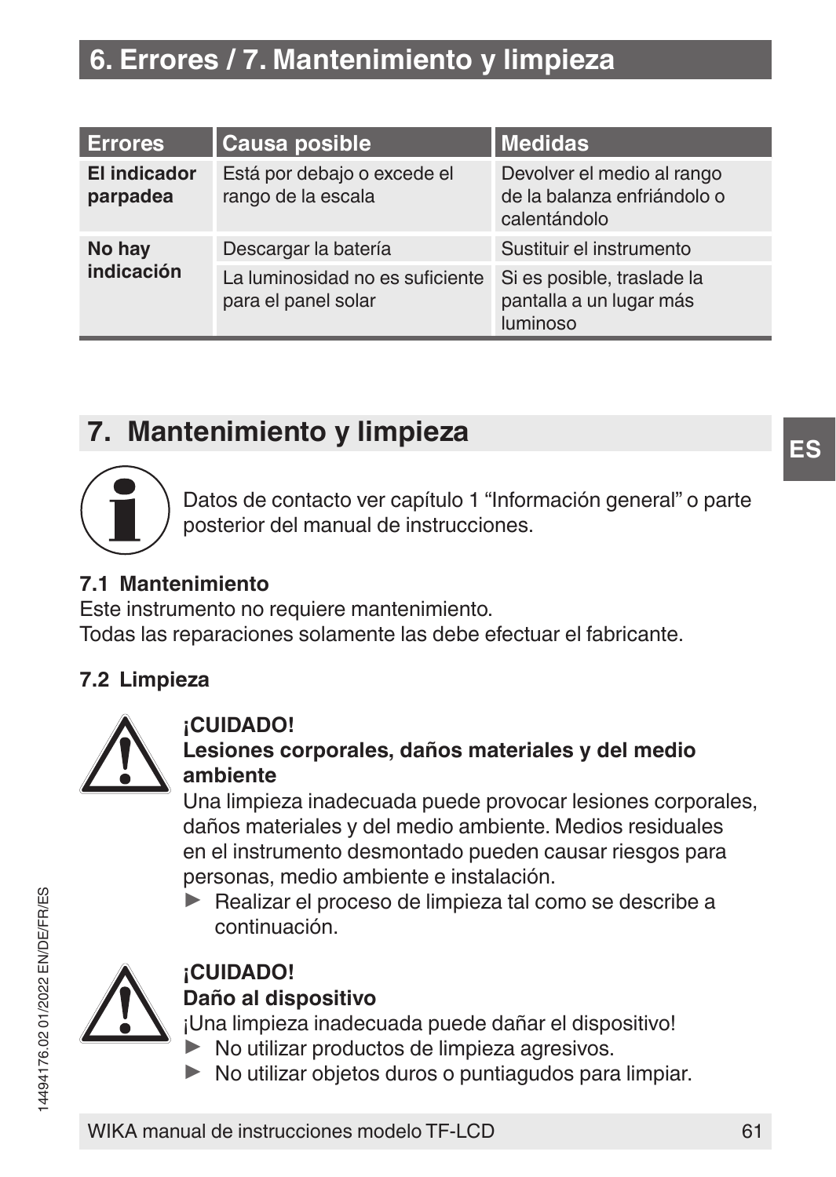# 6. Errores / 7. Mantenimiento y limpieza

| Errores | Causa posible | Medidas |
|---|---|---|
| **El indicador parpadea** | Está por debajo o excede el rango de la escala | Devolver el medio al rango de la balanza enfriándolo o calentándolo |
| **No hay indicación** | Descargar la batería | Sustituir el instrumento |
| | La luminosidad no es suficiente para el panel solar | Si es posible, traslade la pantalla a un lugar más luminoso |

## 7. Mantenimiento y limpieza

Datos de contacto ver capítulo 1 “Información general” o parte posterior del manual de instrucciones.

### 7.1 Mantenimiento

Este instrumento no requiere mantenimiento.
Todas las reparaciones solamente las debe efectuar el fabricante.

### 7.2 Limpieza

**¡CUIDADO!**
**Lesiones corporales, daños materiales y del medio ambiente**
Una limpieza inadecuada puede provocar lesiones corporales, daños materiales y del medio ambiente. Medios residuales en el instrumento desmontado pueden causar riesgos para personas, medio ambiente e instalación.

- ▶ Realizar el proceso de limpieza tal como se describe a continuación.

**¡CUIDADO!**
**Daño al dispositivo**
¡Una limpieza inadecuada puede dañar el dispositivo!

- ▶ No utilizar productos de limpieza agresivos.
- ▶ No utilizar objetos duros o puntiagudos para limpiar.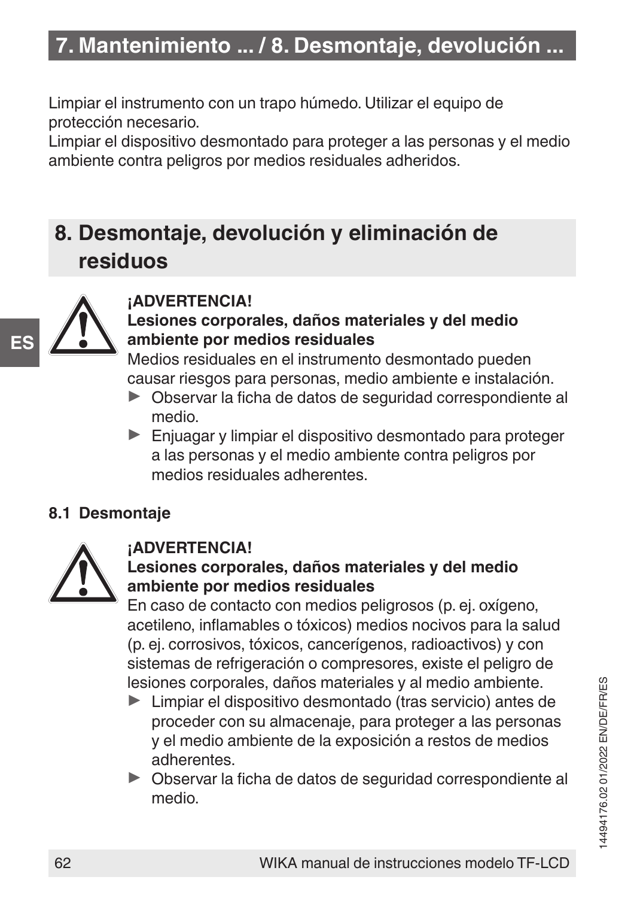Limpiar el instrumento con un trapo húmedo. Utilizar el equipo de protección necesario.
Limpiar el dispositivo desmontado para proteger a las personas y el medio ambiente contra peligros por medios residuales adheridos.

## 8. Desmontaje, devolución y eliminación de residuos

**¡ADVERTENCIA!**
**Lesiones corporales, daños materiales y del medio ambiente por medios residuales**
Medios residuales en el instrumento desmontado pueden causar riesgos para personas, medio ambiente e instalación.

- ▶ Observar la ficha de datos de seguridad correspondiente al medio.
- ▶ Enjuagar y limpiar el dispositivo desmontado para proteger a las personas y el medio ambiente contra peligros por medios residuales adherentes.

### 8.1 Desmontaje

**¡ADVERTENCIA!**
**Lesiones corporales, daños materiales y del medio ambiente por medios residuales**
En caso de contacto con medios peligrosos (p. ej. oxígeno, acetileno, inflamables o tóxicos) medios nocivos para la salud (p. ej. corrosivos, tóxicos, cancerígenos, radioactivos) y con sistemas de refrigeración o compresores, existe el peligro de lesiones corporales, daños materiales y al medio ambiente.

- ▶ Limpiar el dispositivo desmontado (tras servicio) antes de proceder con su almacenaje, para proteger a las personas y el medio ambiente de la exposición a restos de medios adherentes.
- ▶ Observar la ficha de datos de seguridad correspondiente al medio.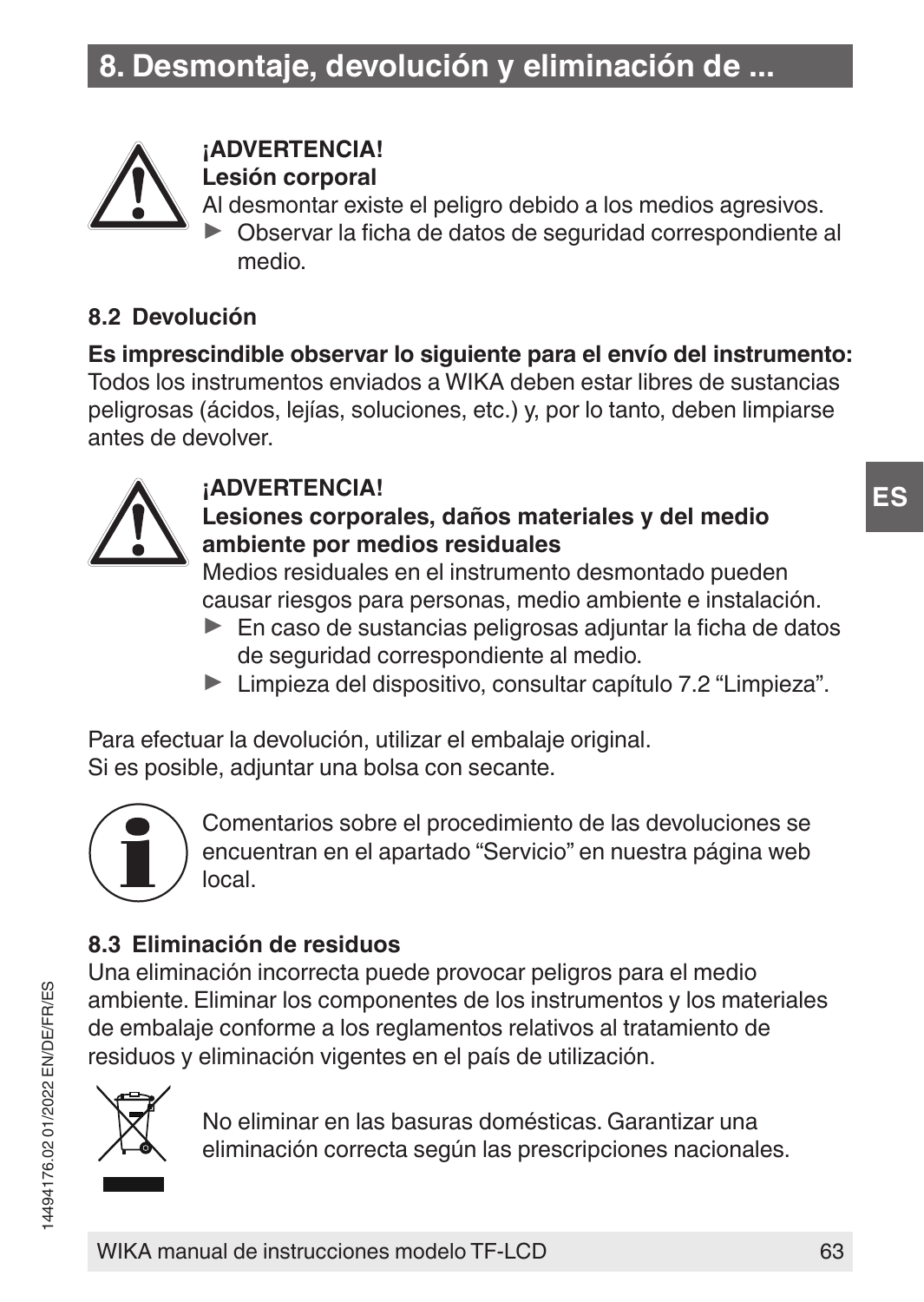# 8. Desmontaje, devolución y eliminación de ...

**¡ADVERTENCIA!**
**Lesión corporal**
Al desmontar existe el peligro debido a los medios agresivos.

- Observar la ficha de datos de seguridad correspondiente al medio.

### 8.2 Devolución

**Es imprescindible observar lo siguiente para el envío del instrumento:**
Todos los instrumentos enviados a WIKA deben estar libres de sustancias peligrosas (ácidos, lejías, soluciones, etc.) y, por lo tanto, deben limpiarse antes de devolver.

**¡ADVERTENCIA!**
**Lesiones corporales, daños materiales y del medio ambiente por medios residuales**
Medios residuales en el instrumento desmontado pueden causar riesgos para personas, medio ambiente e instalación.

- En caso de sustancias peligrosas adjuntar la ficha de datos de seguridad correspondiente al medio.
- Limpieza del dispositivo, consultar capítulo 7.2 “Limpieza”.

Para efectuar la devolución, utilizar el embalaje original.
Si es posible, adjuntar una bolsa con secante.

Comentarios sobre el procedimiento de las devoluciones se encuentran en el apartado “Servicio” en nuestra página web local.

### 8.3 Eliminación de residuos

Una eliminación incorrecta puede provocar peligros para el medio ambiente. Eliminar los componentes de los instrumentos y los materiales de embalaje conforme a los reglamentos relativos al tratamiento de residuos y eliminación vigentes en el país de utilización.

No eliminar en las basuras domésticas. Garantizar una eliminación correcta según las prescripciones nacionales.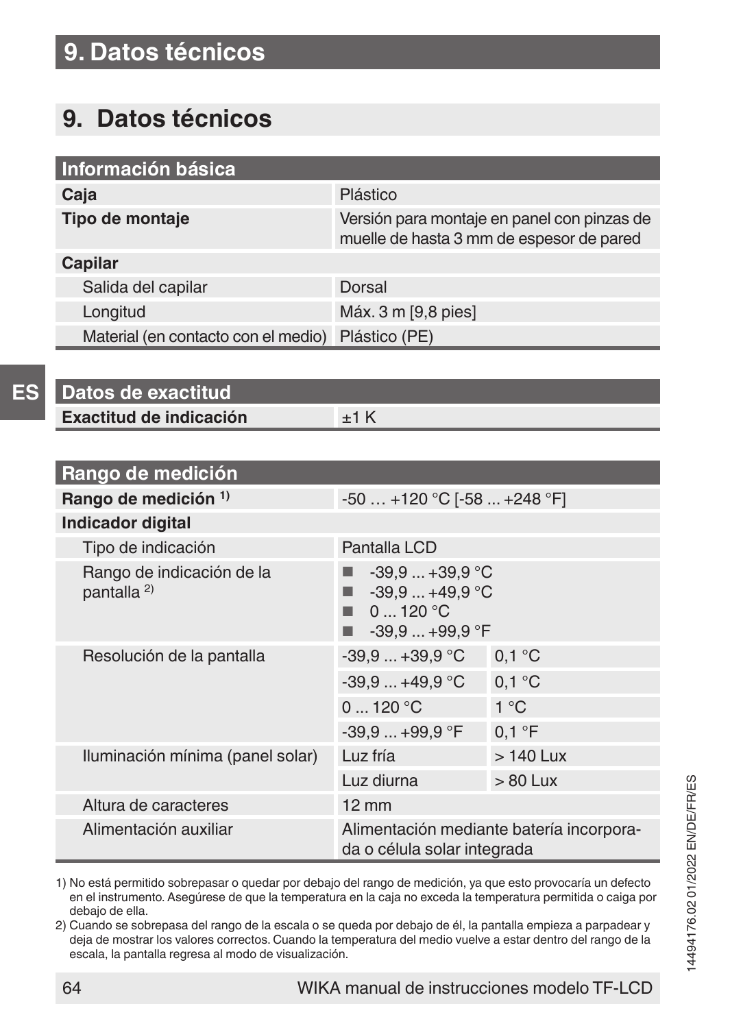# 9. Datos técnicos

| Información básica | |
|---|---|
| **Caja** | Plástico |
| **Tipo de montaje** | Versión para montaje en panel con pinzas de muelle de hasta 3 mm de espesor de pared |
| **Capilar** | |
| Salida del capilar | Dorsal |
| Longitud | Máx. 3 m [9,8 pies] |
| Material (en contacto con el medio) | Plástico (PE) |

| Datos de exactitud | |
|---|---|
| **Exactitud de indicación** | ±1 K |

| Rango de medición | | |
|---|---|---|
| **Rango de medición** [1] | -50 … +120 °C [-58 ... +248 °F] | |
| **Indicador digital** | | |
| Tipo de indicación | Pantalla LCD | |
| Rango de indicación de la pantalla [2] | ■ -39,9 ... +39,9 °C<br>■ -39,9 ... +49,9 °C<br>■ 0 ... 120 °C<br>■ -39,9 ... +99,9 °F | |
| Resolución de la pantalla | -39,9 ... +39,9 °C | 0,1 °C |
| | -39,9 ... +49,9 °C | 0,1 °C |
| | 0 ... 120 °C | 1 °C |
| | -39,9 ... +99,9 °F | 0,1 °F |
| Iluminación mínima (panel solar) | Luz fría | > 140 Lux |
| | Luz diurna | > 80 Lux |
| Altura de caracteres | 12 mm | |
| Alimentación auxiliar | Alimentación mediante batería incorporada o célula solar integrada | |

1) No está permitido sobrepasar o quedar por debajo del rango de medición, ya que esto provocaría un defecto en el instrumento. Asegúrese de que la temperatura en la caja no exceda la temperatura permitida o caiga por debajo de ella.

2) Cuando se sobrepasa del rango de la escala o se queda por debajo de él, la pantalla empieza a parpadear y deja de mostrar los valores correctos. Cuando la temperatura del medio vuelve a estar dentro del rango de la escala, la pantalla regresa al modo de visualización.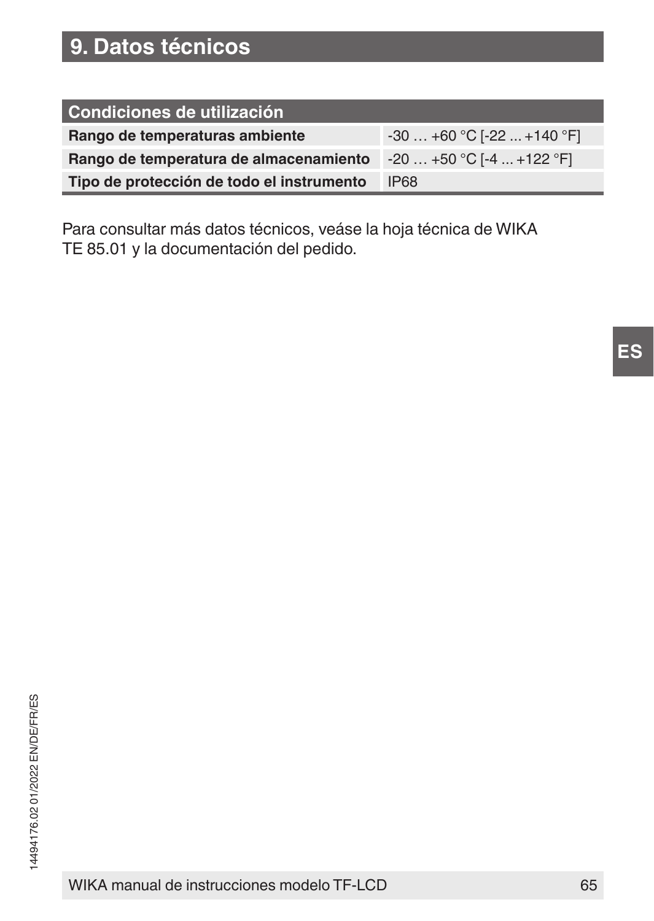# 9. Datos técnicos

| Condiciones de utilización | |
|---|---|
| **Rango de temperaturas ambiente** | -30 … +60 °C [-22 ... +140 °F] |
| **Rango de temperatura de almacenamiento** | -20 … +50 °C [-4 ... +122 °F] |
| **Tipo de protección de todo el instrumento** | IP68 |

Para consultar más datos técnicos, veáse la hoja técnica de WIKA TE 85.01 y la documentación del pedido.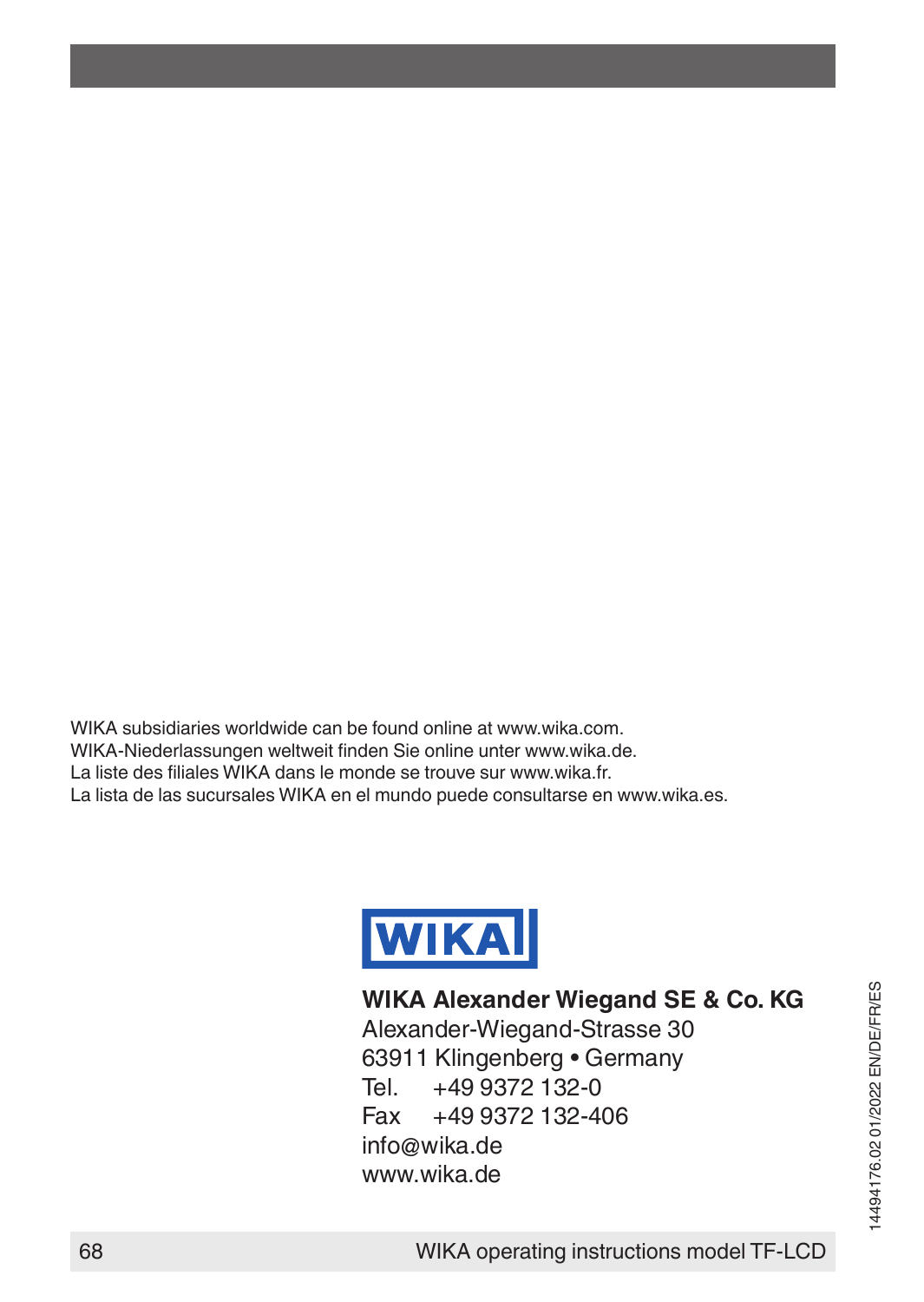WIKA subsidiaries worldwide can be found online at www.wika.com.
WIKA-Niederlassungen weltweit finden Sie online unter www.wika.de.
La liste des filiales WIKA dans le monde se trouve sur www.wika.fr.
La lista de las sucursales WIKA en el mundo puede consultarse en www.wika.es.

WIKA

**WIKA Alexander Wiegand SE & Co. KG**
Alexander-Wiegand-Strasse 30
63911 Klingenberg • Germany
Tel. +49 9372 132-0
Fax +49 9372 132-406
info@wika.de
www.wika.de

14494176.02 01/2022 EN/DE/FR/ES